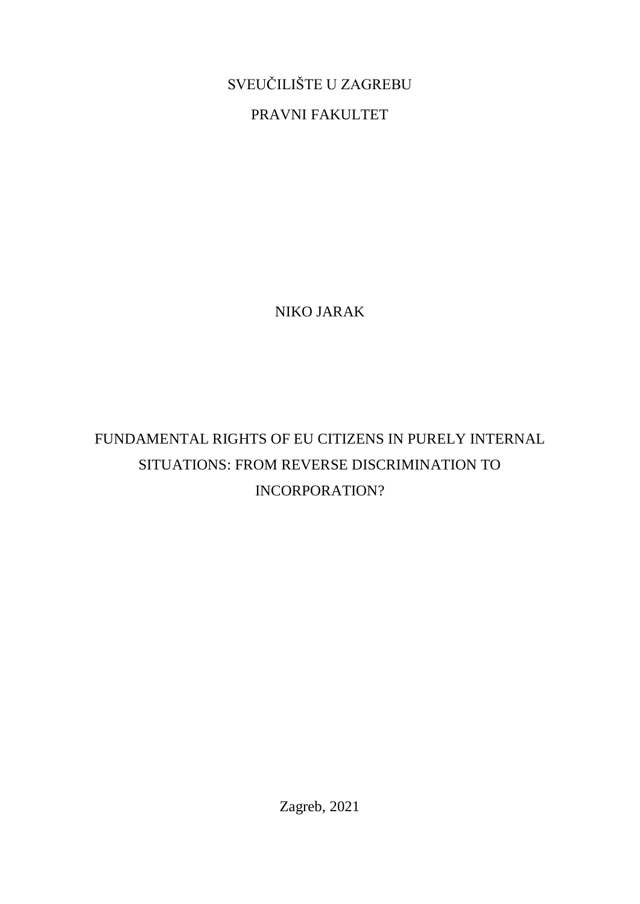SVEUČILIŠTE U ZAGREBU

PRAVNI FAKULTET

NIKO JARAK

# FUNDAMENTAL RIGHTS OF EU CITIZENS IN PURELY INTERNAL SITUATIONS: FROM REVERSE DISCRIMINATION TO INCORPORATION?

Zagreb, 2021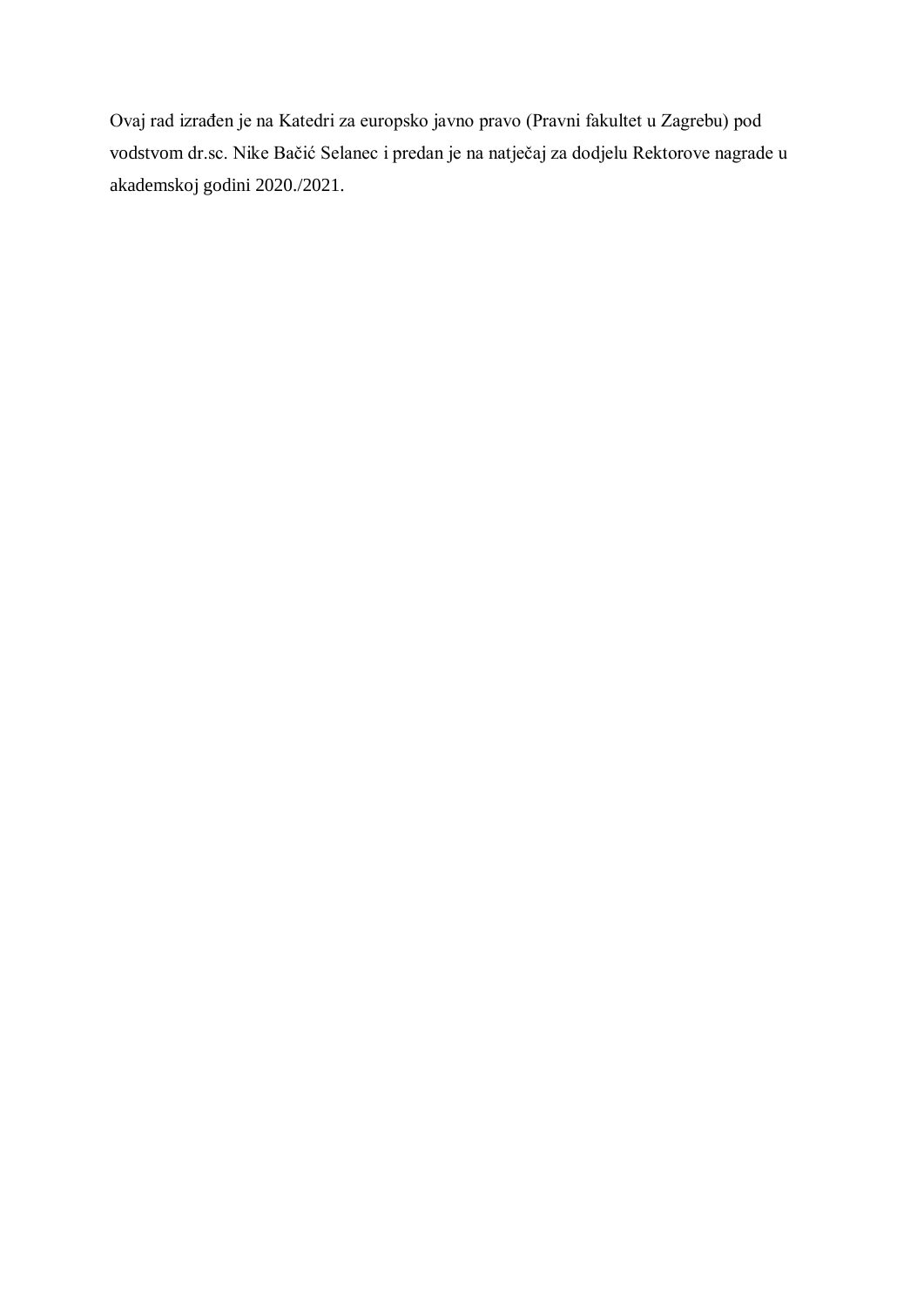Ovaj rad izrađen je na Katedri za europsko javno pravo (Pravni fakultet u Zagrebu) pod vodstvom dr.sc. Nike Bačić Selanec i predan je na natječaj za dodjelu Rektorove nagrade u akademskoj godini 2020./2021.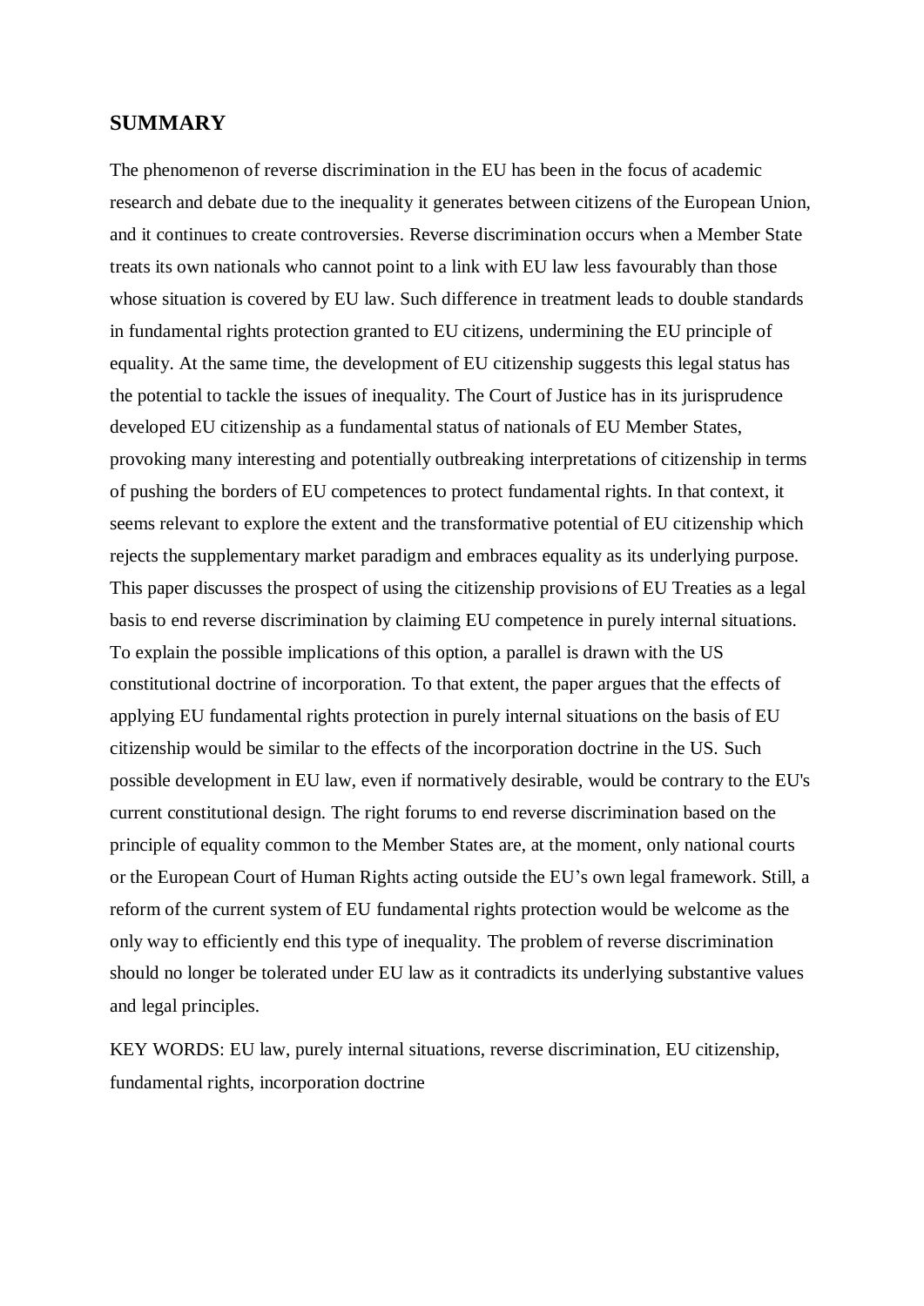## SUMMARY

The phenomenon of reverse discrimination in the EU has been in the focus of academic research and debate due to the inequality it generates between citizens of the European Union, and it continues to create controversies. Reverse discrimination occurs when a Member State treats its own nationals who cannot point to a link with EU law less favourably than those whose situation is covered by EU law. Such difference in treatment leads to double standards in fundamental rights protection granted to EU citizens, undermining the EU principle of equality. At the same time, the development of EU citizenship suggests this legal status has the potential to tackle the issues of inequality. The Court of Justice has in its jurisprudence developed EU citizenship as a fundamental status of nationals of EU Member States, provoking many interesting and potentially outbreaking interpretations of citizenship in terms of pushing the borders of EU competences to protect fundamental rights. In that context, it seems relevant to explore the extent and the transformative potential of EU citizenship which rejects the supplementary market paradigm and embraces equality as its underlying purpose. This paper discusses the prospect of using the citizenship provisions of EU Treaties as a legal basis to end reverse discrimination by claiming EU competence in purely internal situations. To explain the possible implications of this option, a parallel is drawn with the US constitutional doctrine of incorporation. To that extent, the paper argues that the effects of applying EU fundamental rights protection in purely internal situations on the basis of EU citizenship would be similar to the effects of the incorporation doctrine in the US. Such possible development in EU law, even if normatively desirable, would be contrary to the EU's current constitutional design. The right forums to end reverse discrimination based on the principle of equality common to the Member States are, at the moment, only national courts or the European Court of Human Rights acting outside the EU's own legal framework. Still, a reform of the current system of EU fundamental rights protection would be welcome as the only way to efficiently end this type of inequality. The problem of reverse discrimination should no longer be tolerated under EU law as it contradicts its underlying substantive values and legal principles.

KEY WORDS: EU law, purely internal situations, reverse discrimination, EU citizenship, fundamental rights, incorporation doctrine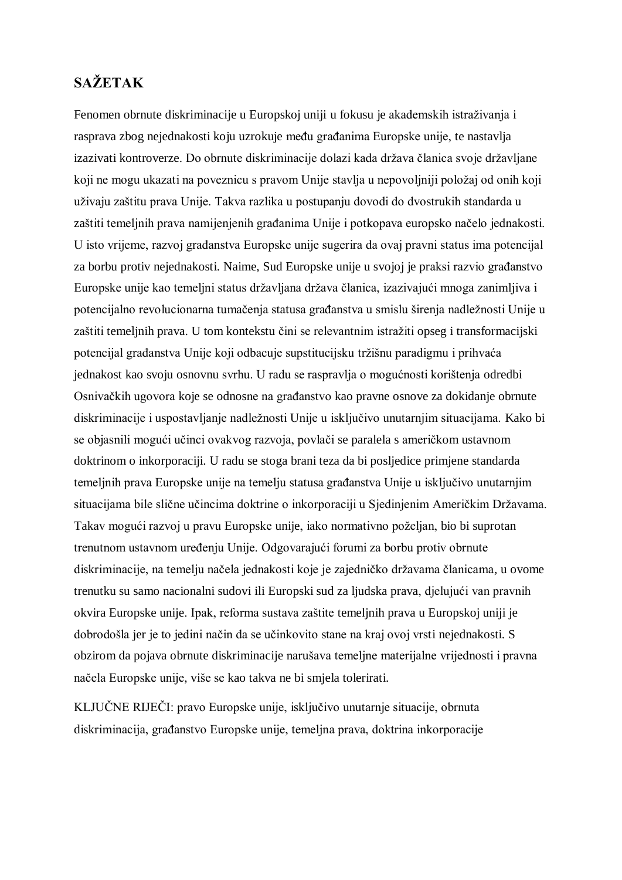# SAŽETAK

Fenomen obrnute diskriminacije u Europskoj uniji u fokusu je akademskih istraživanja i rasprava zbog nejednakosti koju uzrokuje među građanima Europske unije, te nastavlja izazivati kontroverze. Do obrnute diskriminacije dolazi kada država članica svoje državljane koji ne mogu ukazati na poveznicu s pravom Unije stavlja u nepovoljniji položaj od onih koji uživaju zaštitu prava Unije. Takva razlika u postupanju dovodi do dvostrukih standarda u zaštiti temeljnih prava namijenjenih građanima Unije i potkopava europsko načelo jednakosti. U isto vrijeme, razvoj građanstva Europske unije sugerira da ovaj pravni status ima potencijal za borbu protiv nejednakosti. Naime, Sud Europske unije u svojoj je praksi razvio građanstvo Europske unije kao temeljni status državljana država članica, izazivajući mnoga zanimljiva i potencijalno revolucionarna tumačenja statusa građanstva u smislu širenja nadležnosti Unije u zaštiti temeljnih prava. U tom kontekstu čini se relevantnim istražiti opseg i transformacijski potencijal građanstva Unije koji odbacuje supstitucijsku tržišnu paradigmu i prihvaća jednakost kao svoju osnovnu svrhu. U radu se raspravlja o mogućnosti korištenja odredbi Osnivačkih ugovora koje se odnosne na građanstvo kao pravne osnove za dokidanje obrnute diskriminacije i uspostavljanje nadležnosti Unije u isključivo unutarnjim situacijama. Kako bi se objasnili mogući učinci ovakvog razvoja, povlači se paralela s američkom ustavnom doktrinom o inkorporaciji. U radu se stoga brani teza da bi posljedice primjene standarda temeljnih prava Europske unije na temelju statusa građanstva Unije u isključivo unutarnjim situacijama bile slične učincima doktrine o inkorporaciji u Sjedinjenim Američkim Državama. Takav mogući razvoj u pravu Europske unije, iako normativno poželjan, bio bi suprotan trenutnom ustavnom uređenju Unije. Odgovarajući forumi za borbu protiv obrnute diskriminacije, na temelju načela jednakosti koje je zajedničko državama članicama, u ovome trenutku su samo nacionalni sudovi ili Europski sud za ljudska prava, djelujući van pravnih okvira Europske unije. Ipak, reforma sustava zaštite temeljnih prava u Europskoj uniji je dobrodošla jer je to jedini način da se učinkovito stane na kraj ovoj vrsti nejednakosti. S obzirom da pojava obrnute diskriminacije narušava temeljne materijalne vrijednosti i pravna načela Europske unije, više se kao takva ne bi smjela tolerirati.

KLJUČNE RIJEČI: pravo Europske unije, isključivo unutarnje situacije, obrnuta diskriminacija, građanstvo Europske unije, temeljna prava, doktrina inkorporacije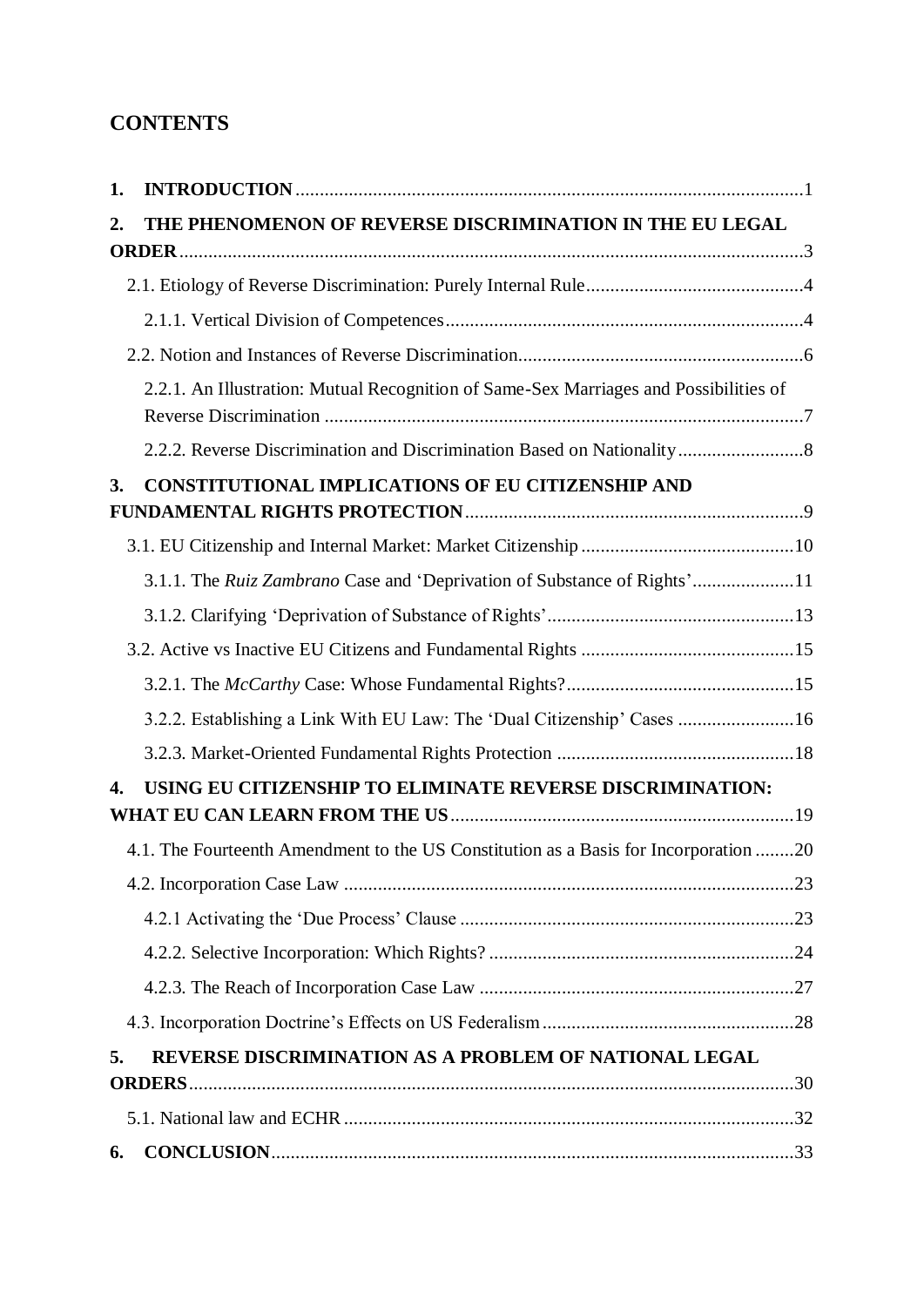# CONTENTS

**1. INTRODUCTION** ........................................................................................................ 1

**2. THE PHENOMENON OF REVERSE DISCRIMINATION IN THE EU LEGAL ORDER** ................................................................................................................................ 3

2.1. Etiology of Reverse Discrimination: Purely Internal Rule ............................................ 4

2.1.1. Vertical Division of Competences ......................................................................... 4

2.2. Notion and Instances of Reverse Discrimination .......................................................... 6

2.2.1. An Illustration: Mutual Recognition of Same-Sex Marriages and Possibilities of Reverse Discrimination .................................................................................................. 7

2.2.2. Reverse Discrimination and Discrimination Based on Nationality ......................... 8

**3. CONSTITUTIONAL IMPLICATIONS OF EU CITIZENSHIP AND FUNDAMENTAL RIGHTS PROTECTION** ..................................................................... 9

3.1. EU Citizenship and Internal Market: Market Citizenship ........................................... 10

3.1.1. The *Ruiz Zambrano* Case and 'Deprivation of Substance of Rights' .................... 11

3.1.2. Clarifying 'Deprivation of Substance of Rights' .................................................. 13

3.2. Active vs Inactive EU Citizens and Fundamental Rights ........................................... 15

3.2.1. The *McCarthy* Case: Whose Fundamental Rights? .............................................. 15

3.2.2. Establishing a Link With EU Law: The 'Dual Citizenship' Cases ....................... 16

3.2.3. Market-Oriented Fundamental Rights Protection ................................................ 18

**4. USING EU CITIZENSHIP TO ELIMINATE REVERSE DISCRIMINATION: WHAT EU CAN LEARN FROM THE US** ...................................................................... 19

4.1. The Fourteenth Amendment to the US Constitution as a Basis for Incorporation ........ 20

4.2. Incorporation Case Law ............................................................................................ 23

4.2.1 Activating the 'Due Process' Clause .................................................................... 23

4.2.2. Selective Incorporation: Which Rights? .............................................................. 24

4.2.3. The Reach of Incorporation Case Law ................................................................ 27

4.3. Incorporation Doctrine's Effects on US Federalism ................................................... 28

**5. REVERSE DISCRIMINATION AS A PROBLEM OF NATIONAL LEGAL ORDERS** ........................................................................................................................... 30

5.1. National law and ECHR ............................................................................................ 32

**6. CONCLUSION** .......................................................................................................... 33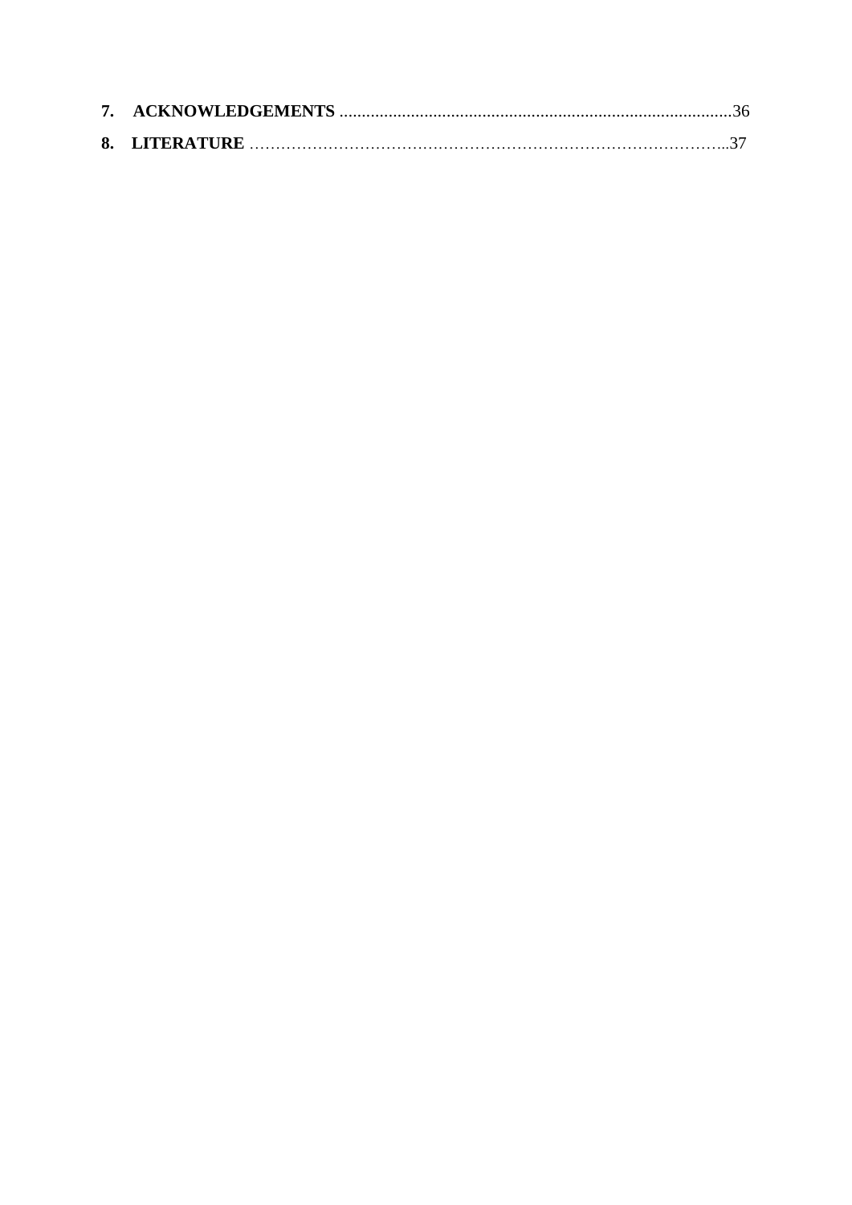**7. ACKNOWLEDGEMENTS** ........................................................................................36

**8. LITERATURE** ……………………………………………………………………………..37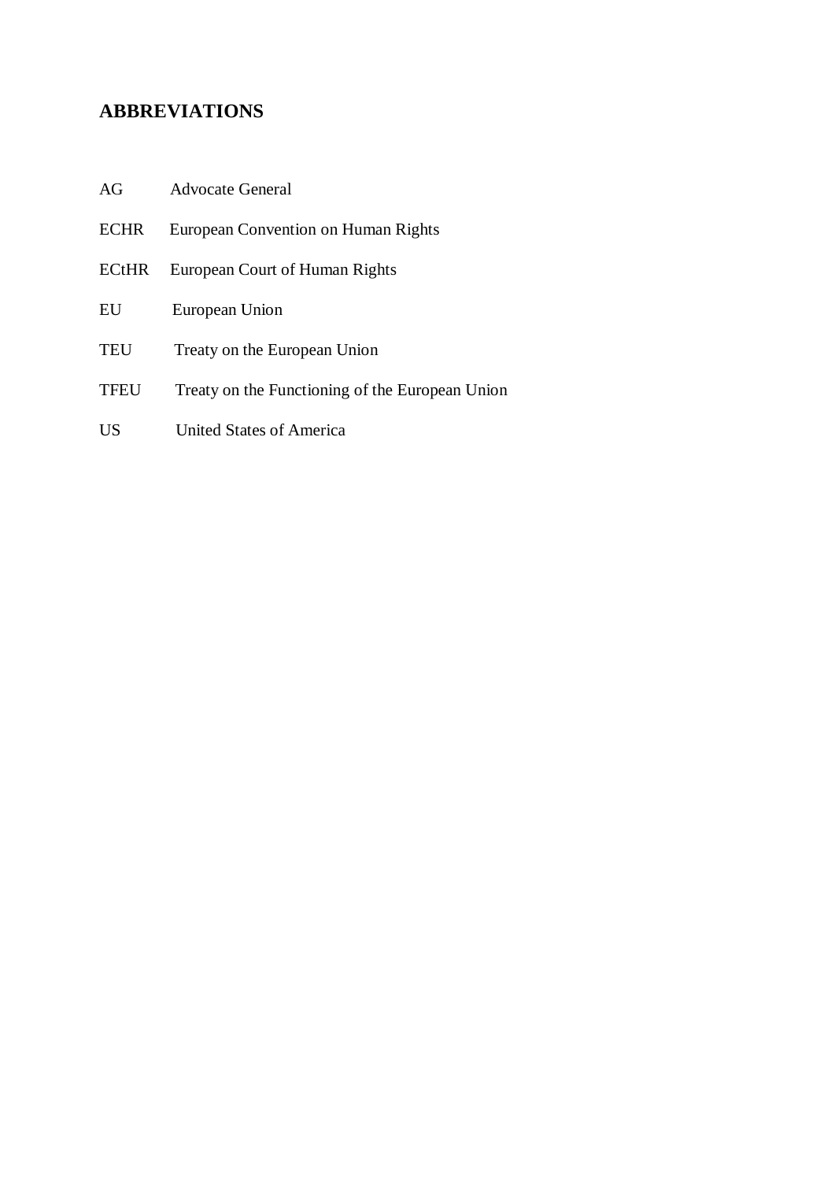## ABBREVIATIONS

| | |
|---|---|
| AG | Advocate General |
| ECHR | European Convention on Human Rights |
| ECtHR | European Court of Human Rights |
| EU | European Union |
| TEU | Treaty on the European Union |
| TFEU | Treaty on the Functioning of the European Union |
| US | United States of America |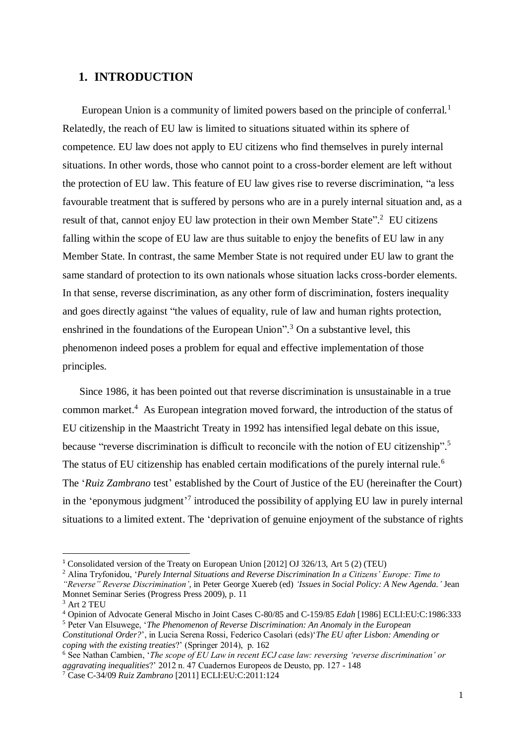## 1. INTRODUCTION

European Union is a community of limited powers based on the principle of conferral.[1] Relatedly, the reach of EU law is limited to situations situated within its sphere of competence. EU law does not apply to EU citizens who find themselves in purely internal situations. In other words, those who cannot point to a cross-border element are left without the protection of EU law. This feature of EU law gives rise to reverse discrimination, "a less favourable treatment that is suffered by persons who are in a purely internal situation and, as a result of that, cannot enjoy EU law protection in their own Member State".[2] EU citizens falling within the scope of EU law are thus suitable to enjoy the benefits of EU law in any Member State. In contrast, the same Member State is not required under EU law to grant the same standard of protection to its own nationals whose situation lacks cross-border elements. In that sense, reverse discrimination, as any other form of discrimination, fosters inequality and goes directly against "the values of equality, rule of law and human rights protection, enshrined in the foundations of the European Union".[3] On a substantive level, this phenomenon indeed poses a problem for equal and effective implementation of those principles.

Since 1986, it has been pointed out that reverse discrimination is unsustainable in a true common market.[4] As European integration moved forward, the introduction of the status of EU citizenship in the Maastricht Treaty in 1992 has intensified legal debate on this issue, because "reverse discrimination is difficult to reconcile with the notion of EU citizenship".[5] The status of EU citizenship has enabled certain modifications of the purely internal rule.[6] The '*Ruiz Zambrano* test' established by the Court of Justice of the EU (hereinafter the Court) in the 'eponymous judgment'[7] introduced the possibility of applying EU law in purely internal situations to a limited extent. The 'deprivation of genuine enjoyment of the substance of rights

---

[1] Consolidated version of the Treaty on European Union [2012] OJ 326/13, Art 5 (2) (TEU)

[2] Alina Tryfonidou, '*Purely Internal Situations and Reverse Discrimination In a Citizens' Europe: Time to "Reverse" Reverse Discrimination'*, in Peter George Xuereb (ed) *'Issues in Social Policy: A New Agenda.'* Jean Monnet Seminar Series (Progress Press 2009), p. 11

[3] Art 2 TEU

[4] Opinion of Advocate General Mischo in Joint Cases C-80/85 and C-159/85 *Edah* [1986] ECLI:EU:C:1986:333

[5] Peter Van Elsuwege, '*The Phenomenon of Reverse Discrimination: An Anomaly in the European Constitutional Order?*', in Lucia Serena Rossi, Federico Casolari (eds)'*The EU after Lisbon: Amending or coping with the existing treaties*?' (Springer 2014), p. 162

[6] See Nathan Cambien, '*The scope of EU Law in recent ECJ case law: reversing 'reverse discrimination' or aggravating inequalities*?' 2012 n. 47 Cuadernos Europeos de Deusto, pp. 127 - 148

[7] Case C-34/09 *Ruiz Zambrano* [2011] ECLI:EU:C:2011:124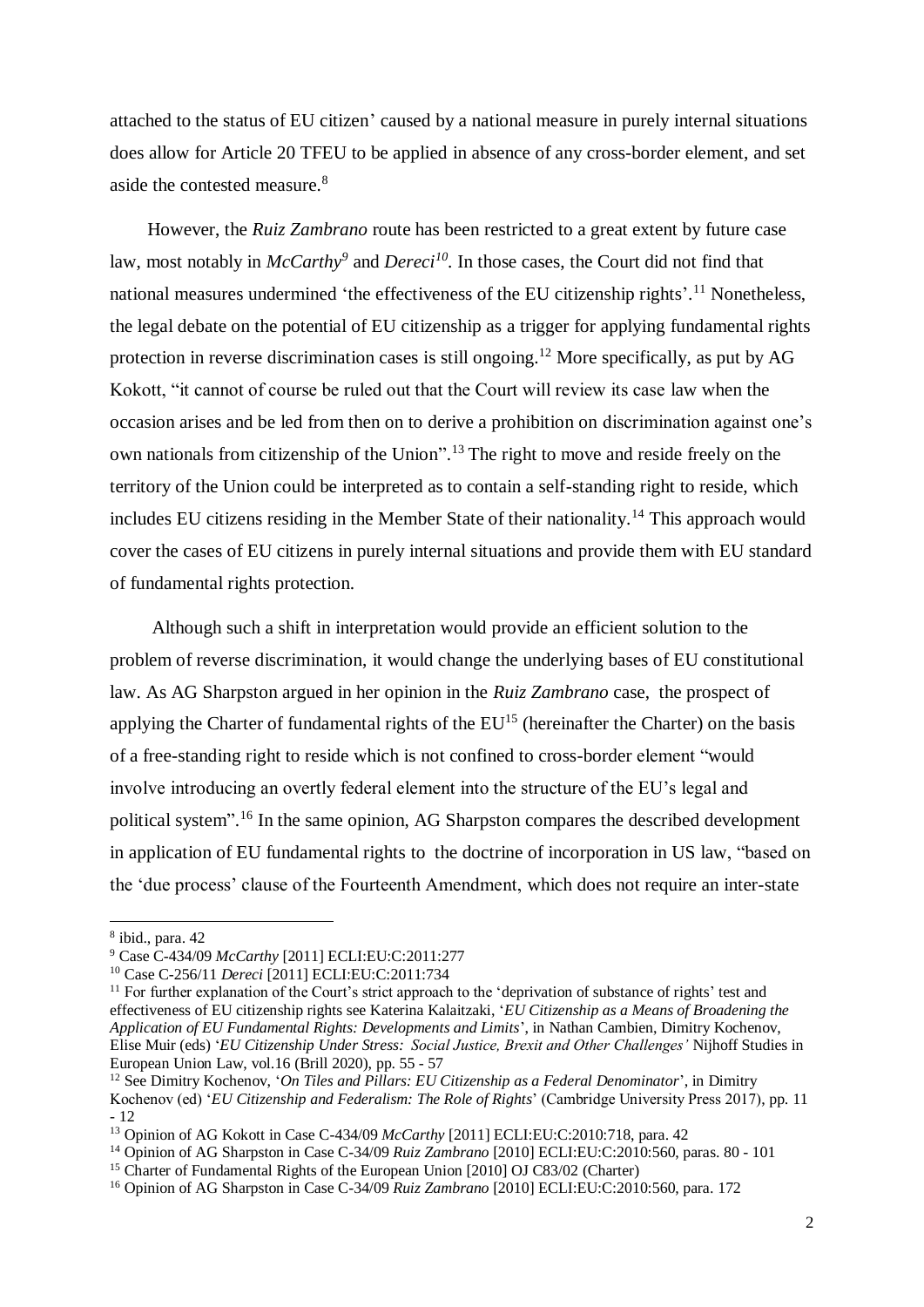attached to the status of EU citizen' caused by a national measure in purely internal situations does allow for Article 20 TFEU to be applied in absence of any cross-border element, and set aside the contested measure.[8]

However, the *Ruiz Zambrano* route has been restricted to a great extent by future case law, most notably in *McCarthy*[9] and *Dereci*[10]. In those cases, the Court did not find that national measures undermined 'the effectiveness of the EU citizenship rights'.[11] Nonetheless, the legal debate on the potential of EU citizenship as a trigger for applying fundamental rights protection in reverse discrimination cases is still ongoing.[12] More specifically, as put by AG Kokott, "it cannot of course be ruled out that the Court will review its case law when the occasion arises and be led from then on to derive a prohibition on discrimination against one's own nationals from citizenship of the Union".[13] The right to move and reside freely on the territory of the Union could be interpreted as to contain a self-standing right to reside, which includes EU citizens residing in the Member State of their nationality.[14] This approach would cover the cases of EU citizens in purely internal situations and provide them with EU standard of fundamental rights protection.

Although such a shift in interpretation would provide an efficient solution to the problem of reverse discrimination, it would change the underlying bases of EU constitutional law. As AG Sharpston argued in her opinion in the *Ruiz Zambrano* case, the prospect of applying the Charter of fundamental rights of the EU[15] (hereinafter the Charter) on the basis of a free-standing right to reside which is not confined to cross-border element "would involve introducing an overtly federal element into the structure of the EU's legal and political system".[16] In the same opinion, AG Sharpston compares the described development in application of EU fundamental rights to the doctrine of incorporation in US law, "based on the 'due process' clause of the Fourteenth Amendment, which does not require an inter-state

---

[8] ibid., para. 42

[9] Case C-434/09 *McCarthy* [2011] ECLI:EU:C:2011:277

[10] Case C-256/11 *Dereci* [2011] ECLI:EU:C:2011:734

[11] For further explanation of the Court's strict approach to the 'deprivation of substance of rights' test and effectiveness of EU citizenship rights see Katerina Kalaitzaki, '*EU Citizenship as a Means of Broadening the Application of EU Fundamental Rights: Developments and Limits*', in Nathan Cambien, Dimitry Kochenov, Elise Muir (eds) '*EU Citizenship Under Stress: Social Justice, Brexit and Other Challenges*' Nijhoff Studies in European Union Law, vol.16 (Brill 2020), pp. 55 - 57

[12] See Dimitry Kochenov, '*On Tiles and Pillars: EU Citizenship as a Federal Denominator*', in Dimitry Kochenov (ed) '*EU Citizenship and Federalism: The Role of Rights*' (Cambridge University Press 2017), pp. 11 - 12

[13] Opinion of AG Kokott in Case C-434/09 *McCarthy* [2011] ECLI:EU:C:2010:718, para. 42

[14] Opinion of AG Sharpston in Case C-34/09 *Ruiz Zambrano* [2010] ECLI:EU:C:2010:560, paras. 80 - 101

[15] Charter of Fundamental Rights of the European Union [2010] OJ C83/02 (Charter)

[16] Opinion of AG Sharpston in Case C-34/09 *Ruiz Zambrano* [2010] ECLI:EU:C:2010:560, para. 172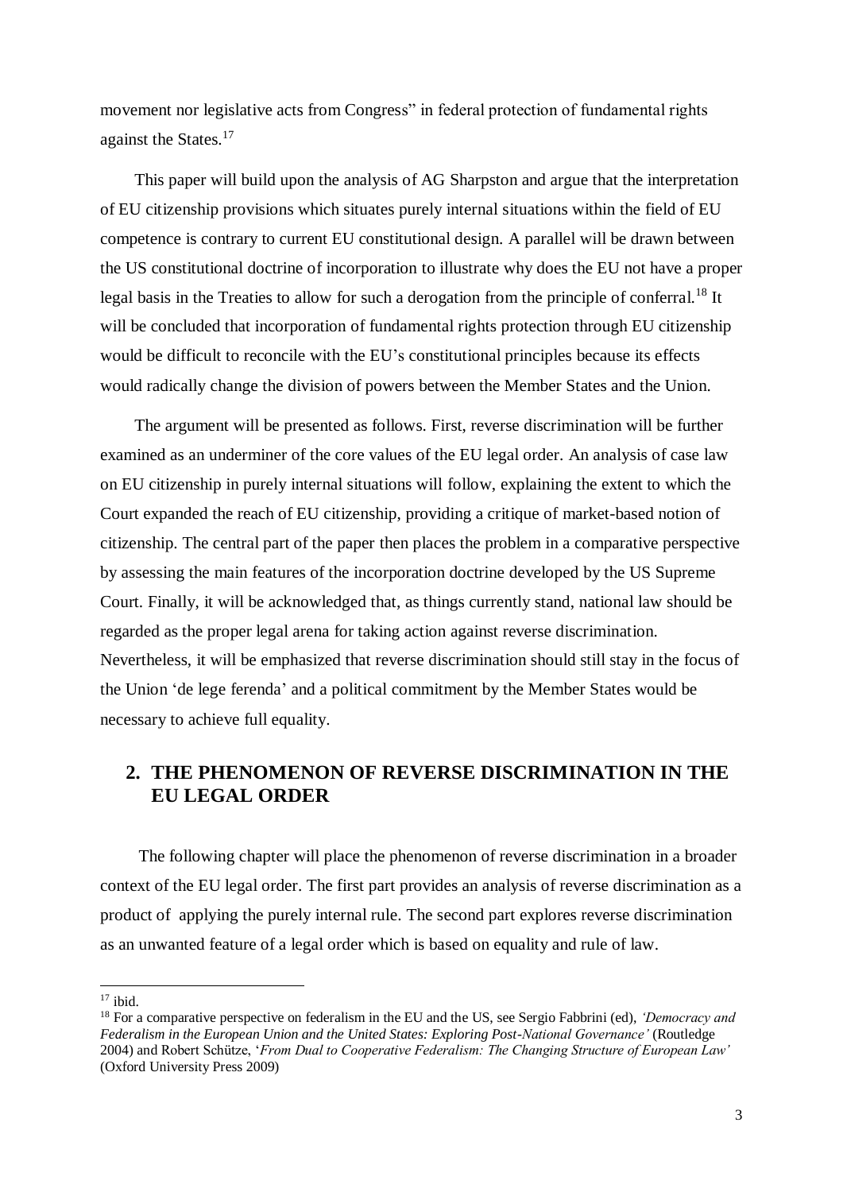movement nor legislative acts from Congress" in federal protection of fundamental rights against the States.[17]

This paper will build upon the analysis of AG Sharpston and argue that the interpretation of EU citizenship provisions which situates purely internal situations within the field of EU competence is contrary to current EU constitutional design. A parallel will be drawn between the US constitutional doctrine of incorporation to illustrate why does the EU not have a proper legal basis in the Treaties to allow for such a derogation from the principle of conferral.[18] It will be concluded that incorporation of fundamental rights protection through EU citizenship would be difficult to reconcile with the EU's constitutional principles because its effects would radically change the division of powers between the Member States and the Union.

The argument will be presented as follows. First, reverse discrimination will be further examined as an underminer of the core values of the EU legal order. An analysis of case law on EU citizenship in purely internal situations will follow, explaining the extent to which the Court expanded the reach of EU citizenship, providing a critique of market-based notion of citizenship. The central part of the paper then places the problem in a comparative perspective by assessing the main features of the incorporation doctrine developed by the US Supreme Court. Finally, it will be acknowledged that, as things currently stand, national law should be regarded as the proper legal arena for taking action against reverse discrimination. Nevertheless, it will be emphasized that reverse discrimination should still stay in the focus of the Union 'de lege ferenda' and a political commitment by the Member States would be necessary to achieve full equality.

## 2. THE PHENOMENON OF REVERSE DISCRIMINATION IN THE EU LEGAL ORDER

The following chapter will place the phenomenon of reverse discrimination in a broader context of the EU legal order. The first part provides an analysis of reverse discrimination as a product of applying the purely internal rule. The second part explores reverse discrimination as an unwanted feature of a legal order which is based on equality and rule of law.

---

[17] ibid.

[18] For a comparative perspective on federalism in the EU and the US, see Sergio Fabbrini (ed), *'Democracy and Federalism in the European Union and the United States: Exploring Post-National Governance'* (Routledge 2004) and Robert Schütze, '*From Dual to Cooperative Federalism: The Changing Structure of European Law'* (Oxford University Press 2009)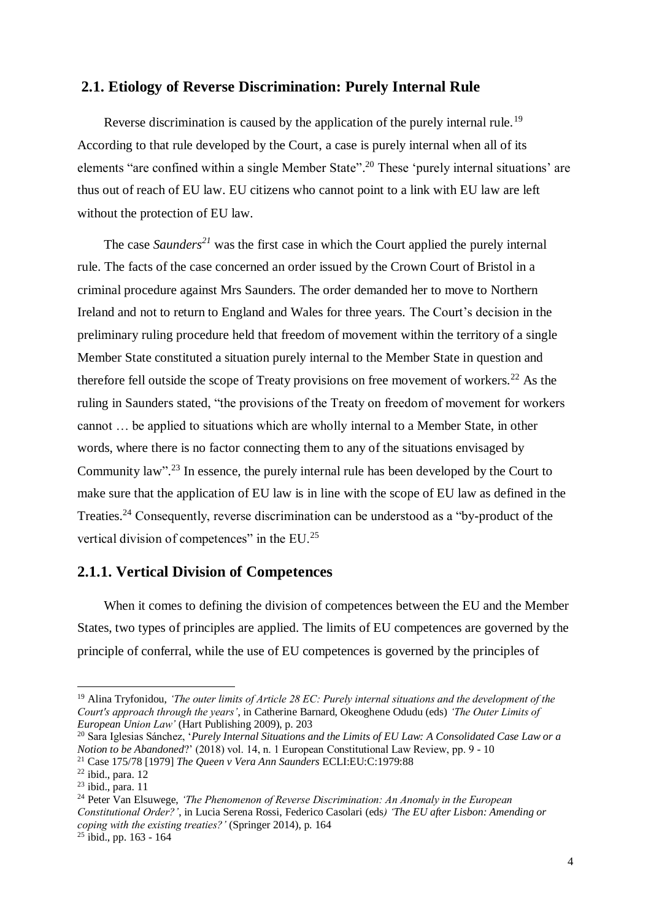## 2.1. Etiology of Reverse Discrimination: Purely Internal Rule

Reverse discrimination is caused by the application of the purely internal rule.[19] According to that rule developed by the Court, a case is purely internal when all of its elements "are confined within a single Member State".[20] These 'purely internal situations' are thus out of reach of EU law. EU citizens who cannot point to a link with EU law are left without the protection of EU law.

The case *Saunders*[21] was the first case in which the Court applied the purely internal rule. The facts of the case concerned an order issued by the Crown Court of Bristol in a criminal procedure against Mrs Saunders. The order demanded her to move to Northern Ireland and not to return to England and Wales for three years. The Court's decision in the preliminary ruling procedure held that freedom of movement within the territory of a single Member State constituted a situation purely internal to the Member State in question and therefore fell outside the scope of Treaty provisions on free movement of workers.[22] As the ruling in Saunders stated, "the provisions of the Treaty on freedom of movement for workers cannot … be applied to situations which are wholly internal to a Member State, in other words, where there is no factor connecting them to any of the situations envisaged by Community law".[23] In essence, the purely internal rule has been developed by the Court to make sure that the application of EU law is in line with the scope of EU law as defined in the Treaties.[24] Consequently, reverse discrimination can be understood as a "by-product of the vertical division of competences" in the EU.[25]

### 2.1.1. Vertical Division of Competences

When it comes to defining the division of competences between the EU and the Member States, two types of principles are applied. The limits of EU competences are governed by the principle of conferral, while the use of EU competences is governed by the principles of

---

[19] Alina Tryfonidou, *'The outer limits of Article 28 EC: Purely internal situations and the development of the Court's approach through the years'*, in Catherine Barnard, Okeoghene Odudu (eds) *'The Outer Limits of European Union Law'* (Hart Publishing 2009), p. 203

[20] Sara Iglesias Sánchez, '*Purely Internal Situations and the Limits of EU Law: A Consolidated Case Law or a Notion to be Abandoned*?' (2018) vol. 14, n. 1 European Constitutional Law Review, pp. 9 - 10

[21] Case 175/78 [1979] *The Queen v Vera Ann Saunders* ECLI:EU:C:1979:88

[22] ibid., para. 12

[23] ibid., para. 11

[24] Peter Van Elsuwege, *'The Phenomenon of Reverse Discrimination: An Anomaly in the European Constitutional Order?'*, in Lucia Serena Rossi, Federico Casolari (eds*) 'The EU after Lisbon: Amending or coping with the existing treaties?'* (Springer 2014), p. 164

[25] ibid., pp. 163 - 164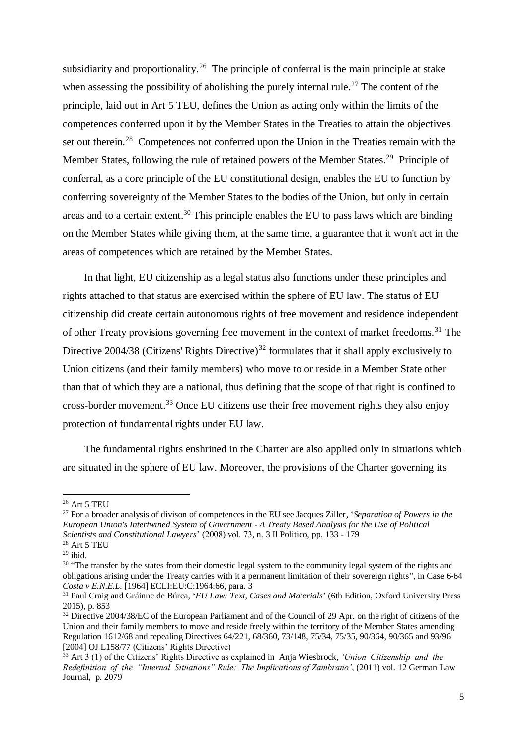subsidiarity and proportionality.[26] The principle of conferral is the main principle at stake when assessing the possibility of abolishing the purely internal rule.[27] The content of the principle, laid out in Art 5 TEU, defines the Union as acting only within the limits of the competences conferred upon it by the Member States in the Treaties to attain the objectives set out therein.[28] Competences not conferred upon the Union in the Treaties remain with the Member States, following the rule of retained powers of the Member States.[29] Principle of conferral, as a core principle of the EU constitutional design, enables the EU to function by conferring sovereignty of the Member States to the bodies of the Union, but only in certain areas and to a certain extent.[30] This principle enables the EU to pass laws which are binding on the Member States while giving them, at the same time, a guarantee that it won't act in the areas of competences which are retained by the Member States.

In that light, EU citizenship as a legal status also functions under these principles and rights attached to that status are exercised within the sphere of EU law. The status of EU citizenship did create certain autonomous rights of free movement and residence independent of other Treaty provisions governing free movement in the context of market freedoms.[31] The Directive 2004/38 (Citizens' Rights Directive)[32] formulates that it shall apply exclusively to Union citizens (and their family members) who move to or reside in a Member State other than that of which they are a national, thus defining that the scope of that right is confined to cross-border movement.[33] Once EU citizens use their free movement rights they also enjoy protection of fundamental rights under EU law.

The fundamental rights enshrined in the Charter are also applied only in situations which are situated in the sphere of EU law. Moreover, the provisions of the Charter governing its

---

[26] Art 5 TEU

[27] For a broader analysis of divison of competences in the EU see Jacques Ziller, '*Separation of Powers in the European Union's Intertwined System of Government - A Treaty Based Analysis for the Use of Political Scientists and Constitutional Lawyers*' (2008) vol. 73, n. 3 Il Politico, pp. 133 - 179

[28] Art 5 TEU

[29] ibid.

[30] "The transfer by the states from their domestic legal system to the community legal system of the rights and obligations arising under the Treaty carries with it a permanent limitation of their sovereign rights", in Case 6-64 *Costa v E.N.E.L.* [1964] ECLI:EU:C:1964:66, para. 3

[31] Paul Craig and Gráinne de Búrca, '*EU Law: Text, Cases and Materials*' (6th Edition, Oxford University Press 2015), p. 853

[32] Directive 2004/38/EC of the European Parliament and of the Council of 29 Apr. on the right of citizens of the Union and their family members to move and reside freely within the territory of the Member States amending Regulation 1612/68 and repealing Directives 64/221, 68/360, 73/148, 75/34, 75/35, 90/364, 90/365 and 93/96 [2004] OJ L158/77 (Citizens' Rights Directive)

[33] Art 3 (1) of the Citizens' Rights Directive as explained in Anja Wiesbrock, *'Union Citizenship and the Redefinition of the "Internal Situations" Rule: The Implications of Zambrano'*, (2011) vol. 12 German Law Journal, p. 2079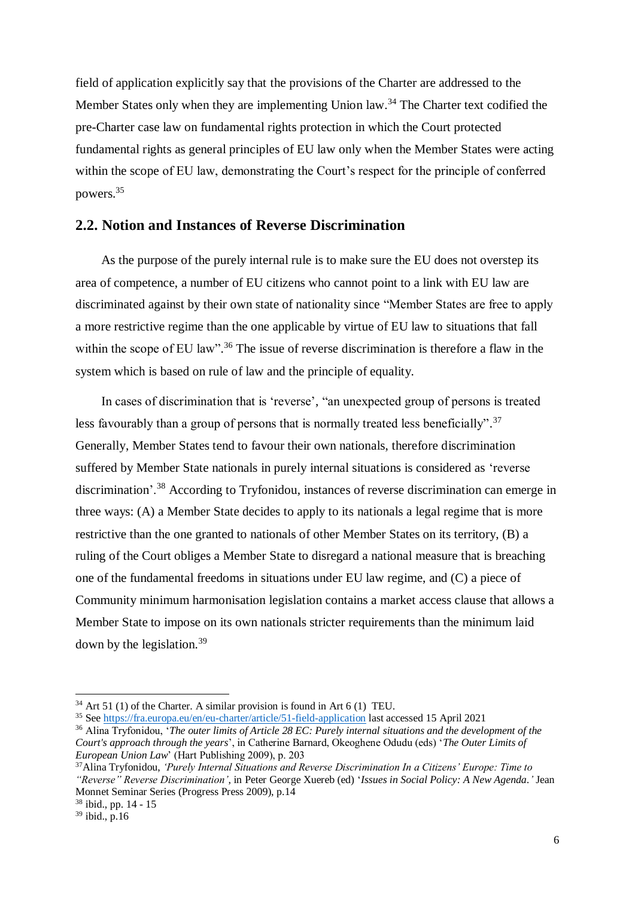field of application explicitly say that the provisions of the Charter are addressed to the Member States only when they are implementing Union law.[34] The Charter text codified the pre-Charter case law on fundamental rights protection in which the Court protected fundamental rights as general principles of EU law only when the Member States were acting within the scope of EU law, demonstrating the Court's respect for the principle of conferred powers.[35]

## 2.2. Notion and Instances of Reverse Discrimination

As the purpose of the purely internal rule is to make sure the EU does not overstep its area of competence, a number of EU citizens who cannot point to a link with EU law are discriminated against by their own state of nationality since "Member States are free to apply a more restrictive regime than the one applicable by virtue of EU law to situations that fall within the scope of EU law".[36] The issue of reverse discrimination is therefore a flaw in the system which is based on rule of law and the principle of equality.

In cases of discrimination that is 'reverse', "an unexpected group of persons is treated less favourably than a group of persons that is normally treated less beneficially".[37] Generally, Member States tend to favour their own nationals, therefore discrimination suffered by Member State nationals in purely internal situations is considered as 'reverse discrimination'.[38] According to Tryfonidou, instances of reverse discrimination can emerge in three ways: (A) a Member State decides to apply to its nationals a legal regime that is more restrictive than the one granted to nationals of other Member States on its territory, (B) a ruling of the Court obliges a Member State to disregard a national measure that is breaching one of the fundamental freedoms in situations under EU law regime, and (C) a piece of Community minimum harmonisation legislation contains a market access clause that allows a Member State to impose on its own nationals stricter requirements than the minimum laid down by the legislation.[39]

---

[34] Art 51 (1) of the Charter. A similar provision is found in Art 6 (1) TEU.

[35] See https://fra.europa.eu/en/eu-charter/article/51-field-application last accessed 15 April 2021

[36] Alina Tryfonidou, '*The outer limits of Article 28 EC: Purely internal situations and the development of the Court's approach through the years*', in Catherine Barnard, Okeoghene Odudu (eds) '*The Outer Limits of European Union Law*' (Hart Publishing 2009), p. 203

[37] Alina Tryfonidou, *'Purely Internal Situations and Reverse Discrimination In a Citizens' Europe: Time to "Reverse" Reverse Discrimination'*, in Peter George Xuereb (ed) '*Issues in Social Policy: A New Agenda.'* Jean Monnet Seminar Series (Progress Press 2009), p.14

[38] ibid., pp. 14 - 15

[39] ibid., p.16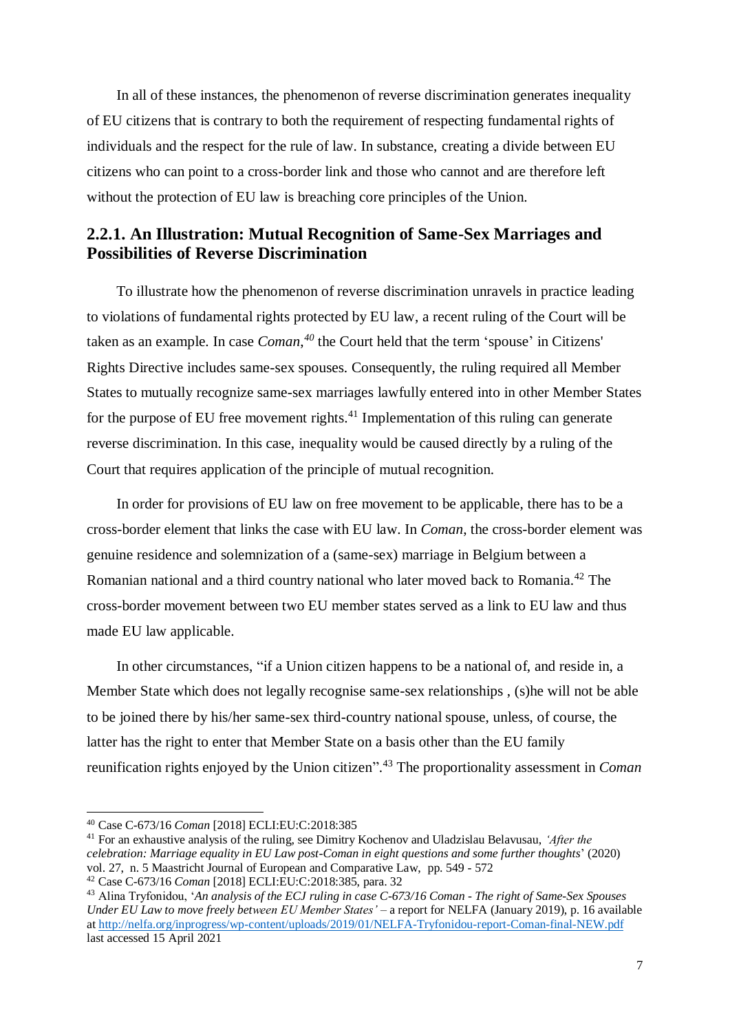In all of these instances, the phenomenon of reverse discrimination generates inequality of EU citizens that is contrary to both the requirement of respecting fundamental rights of individuals and the respect for the rule of law. In substance, creating a divide between EU citizens who can point to a cross-border link and those who cannot and are therefore left without the protection of EU law is breaching core principles of the Union.

### 2.2.1. An Illustration: Mutual Recognition of Same-Sex Marriages and Possibilities of Reverse Discrimination

To illustrate how the phenomenon of reverse discrimination unravels in practice leading to violations of fundamental rights protected by EU law, a recent ruling of the Court will be taken as an example. In case *Coman*,[40] the Court held that the term 'spouse' in Citizens' Rights Directive includes same-sex spouses. Consequently, the ruling required all Member States to mutually recognize same-sex marriages lawfully entered into in other Member States for the purpose of EU free movement rights.[41] Implementation of this ruling can generate reverse discrimination. In this case, inequality would be caused directly by a ruling of the Court that requires application of the principle of mutual recognition.

In order for provisions of EU law on free movement to be applicable, there has to be a cross-border element that links the case with EU law. In *Coman*, the cross-border element was genuine residence and solemnization of a (same-sex) marriage in Belgium between a Romanian national and a third country national who later moved back to Romania.[42] The cross-border movement between two EU member states served as a link to EU law and thus made EU law applicable.

In other circumstances, "if a Union citizen happens to be a national of, and reside in, a Member State which does not legally recognise same-sex relationships , (s)he will not be able to be joined there by his/her same-sex third-country national spouse, unless, of course, the latter has the right to enter that Member State on a basis other than the EU family reunification rights enjoyed by the Union citizen".[43] The proportionality assessment in *Coman*

---

[40] Case C-673/16 *Coman* [2018] ECLI:EU:C:2018:385

[41] For an exhaustive analysis of the ruling, see Dimitry Kochenov and Uladzislau Belavusau, *'After the celebration: Marriage equality in EU Law post-Coman in eight questions and some further thoughts*' (2020) vol. 27, n. 5 Maastricht Journal of European and Comparative Law, pp. 549 - 572

[42] Case C-673/16 *Coman* [2018] ECLI:EU:C:2018:385, para. 32

[43] Alina Tryfonidou, '*An analysis of the ECJ ruling in case C-673/16 Coman - The right of Same-Sex Spouses Under EU Law to move freely between EU Member States'* – a report for NELFA (January 2019), p. 16 available at http://nelfa.org/inprogress/wp-content/uploads/2019/01/NELFA-Tryfonidou-report-Coman-final-NEW.pdf last accessed 15 April 2021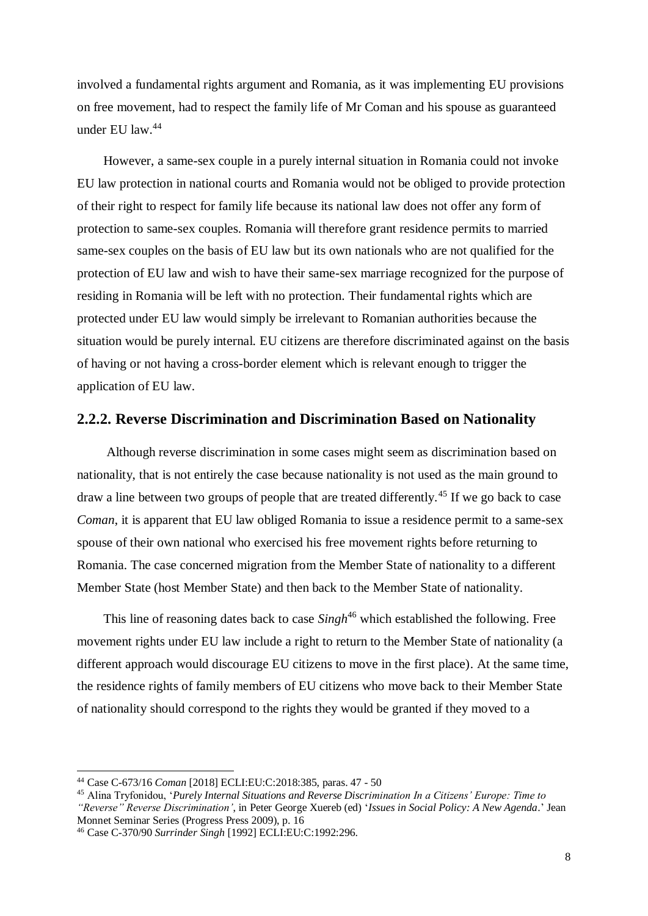involved a fundamental rights argument and Romania, as it was implementing EU provisions on free movement, had to respect the family life of Mr Coman and his spouse as guaranteed under EU law.[44]

However, a same-sex couple in a purely internal situation in Romania could not invoke EU law protection in national courts and Romania would not be obliged to provide protection of their right to respect for family life because its national law does not offer any form of protection to same-sex couples. Romania will therefore grant residence permits to married same-sex couples on the basis of EU law but its own nationals who are not qualified for the protection of EU law and wish to have their same-sex marriage recognized for the purpose of residing in Romania will be left with no protection. Their fundamental rights which are protected under EU law would simply be irrelevant to Romanian authorities because the situation would be purely internal. EU citizens are therefore discriminated against on the basis of having or not having a cross-border element which is relevant enough to trigger the application of EU law.

### 2.2.2. Reverse Discrimination and Discrimination Based on Nationality

Although reverse discrimination in some cases might seem as discrimination based on nationality, that is not entirely the case because nationality is not used as the main ground to draw a line between two groups of people that are treated differently.[45] If we go back to case *Coman*, it is apparent that EU law obliged Romania to issue a residence permit to a same-sex spouse of their own national who exercised his free movement rights before returning to Romania. The case concerned migration from the Member State of nationality to a different Member State (host Member State) and then back to the Member State of nationality.

This line of reasoning dates back to case *Singh*[46] which established the following. Free movement rights under EU law include a right to return to the Member State of nationality (a different approach would discourage EU citizens to move in the first place). At the same time, the residence rights of family members of EU citizens who move back to their Member State of nationality should correspond to the rights they would be granted if they moved to a

---

[44] Case C-673/16 *Coman* [2018] ECLI:EU:C:2018:385, paras. 47 - 50

[45] Alina Tryfonidou, '*Purely Internal Situations and Reverse Discrimination In a Citizens' Europe: Time to "Reverse" Reverse Discrimination'*, in Peter George Xuereb (ed) '*Issues in Social Policy: A New Agenda*.' Jean Monnet Seminar Series (Progress Press 2009), p. 16

[46] Case C-370/90 *Surrinder Singh* [1992] ECLI:EU:C:1992:296.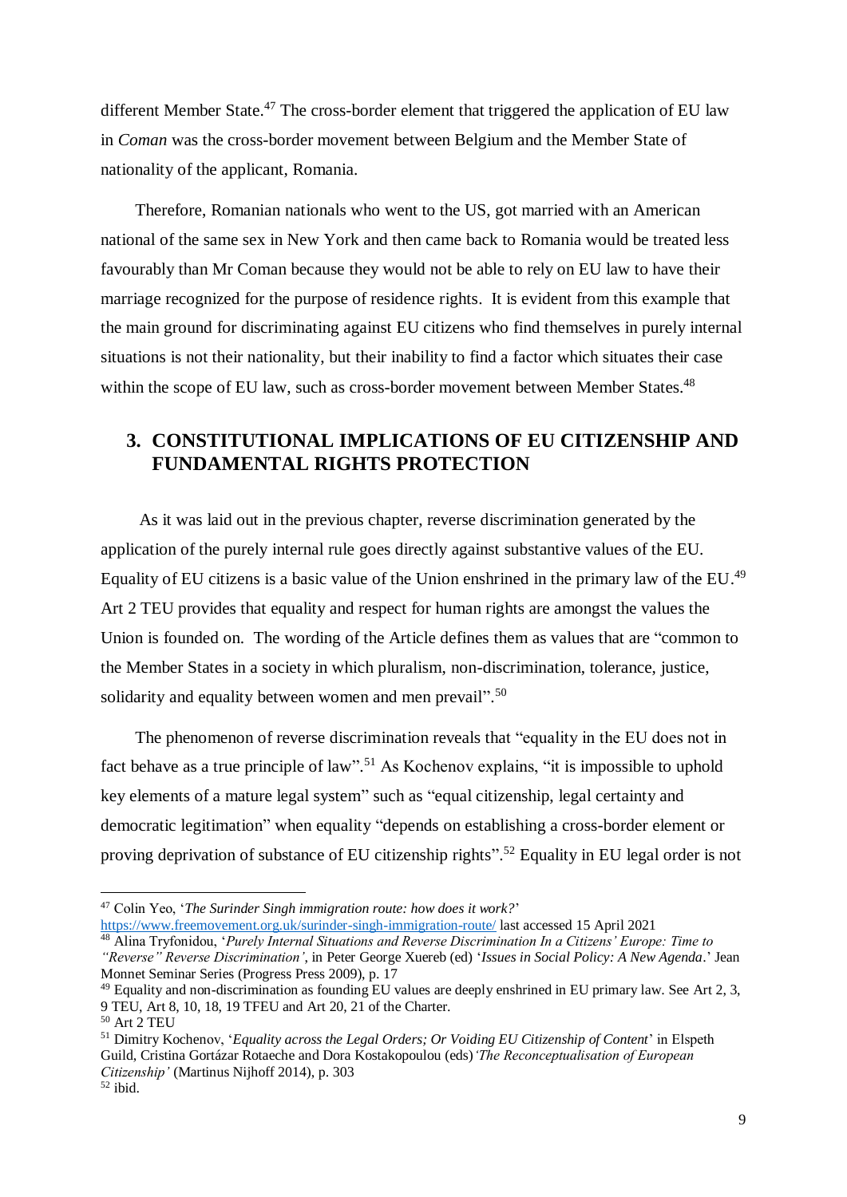different Member State.[47] The cross-border element that triggered the application of EU law in *Coman* was the cross-border movement between Belgium and the Member State of nationality of the applicant, Romania.

Therefore, Romanian nationals who went to the US, got married with an American national of the same sex in New York and then came back to Romania would be treated less favourably than Mr Coman because they would not be able to rely on EU law to have their marriage recognized for the purpose of residence rights. It is evident from this example that the main ground for discriminating against EU citizens who find themselves in purely internal situations is not their nationality, but their inability to find a factor which situates their case within the scope of EU law, such as cross-border movement between Member States.[48]

## 3. CONSTITUTIONAL IMPLICATIONS OF EU CITIZENSHIP AND FUNDAMENTAL RIGHTS PROTECTION

As it was laid out in the previous chapter, reverse discrimination generated by the application of the purely internal rule goes directly against substantive values of the EU. Equality of EU citizens is a basic value of the Union enshrined in the primary law of the EU.[49] Art 2 TEU provides that equality and respect for human rights are amongst the values the Union is founded on. The wording of the Article defines them as values that are "common to the Member States in a society in which pluralism, non-discrimination, tolerance, justice, solidarity and equality between women and men prevail".[50]

The phenomenon of reverse discrimination reveals that "equality in the EU does not in fact behave as a true principle of law".[51] As Kochenov explains, "it is impossible to uphold key elements of a mature legal system" such as "equal citizenship, legal certainty and democratic legitimation" when equality "depends on establishing a cross-border element or proving deprivation of substance of EU citizenship rights".[52] Equality in EU legal order is not

---

[47] Colin Yeo, '*The Surinder Singh immigration route: how does it work?*' https://www.freemovement.org.uk/surinder-singh-immigration-route/ last accessed 15 April 2021

[48] Alina Tryfonidou, '*Purely Internal Situations and Reverse Discrimination In a Citizens' Europe: Time to "Reverse" Reverse Discrimination'*, in Peter George Xuereb (ed) '*Issues in Social Policy: A New Agenda*.' Jean Monnet Seminar Series (Progress Press 2009), p. 17

[49] Equality and non-discrimination as founding EU values are deeply enshrined in EU primary law. See Art 2, 3, 9 TEU, Art 8, 10, 18, 19 TFEU and Art 20, 21 of the Charter.

[50] Art 2 TEU

[51] Dimitry Kochenov, '*Equality across the Legal Orders; Or Voiding EU Citizenship of Content*' in Elspeth Guild, Cristina Gortázar Rotaeche and Dora Kostakopoulou (eds) *'The Reconceptualisation of European Citizenship'* (Martinus Nijhoff 2014), p. 303

[52] ibid.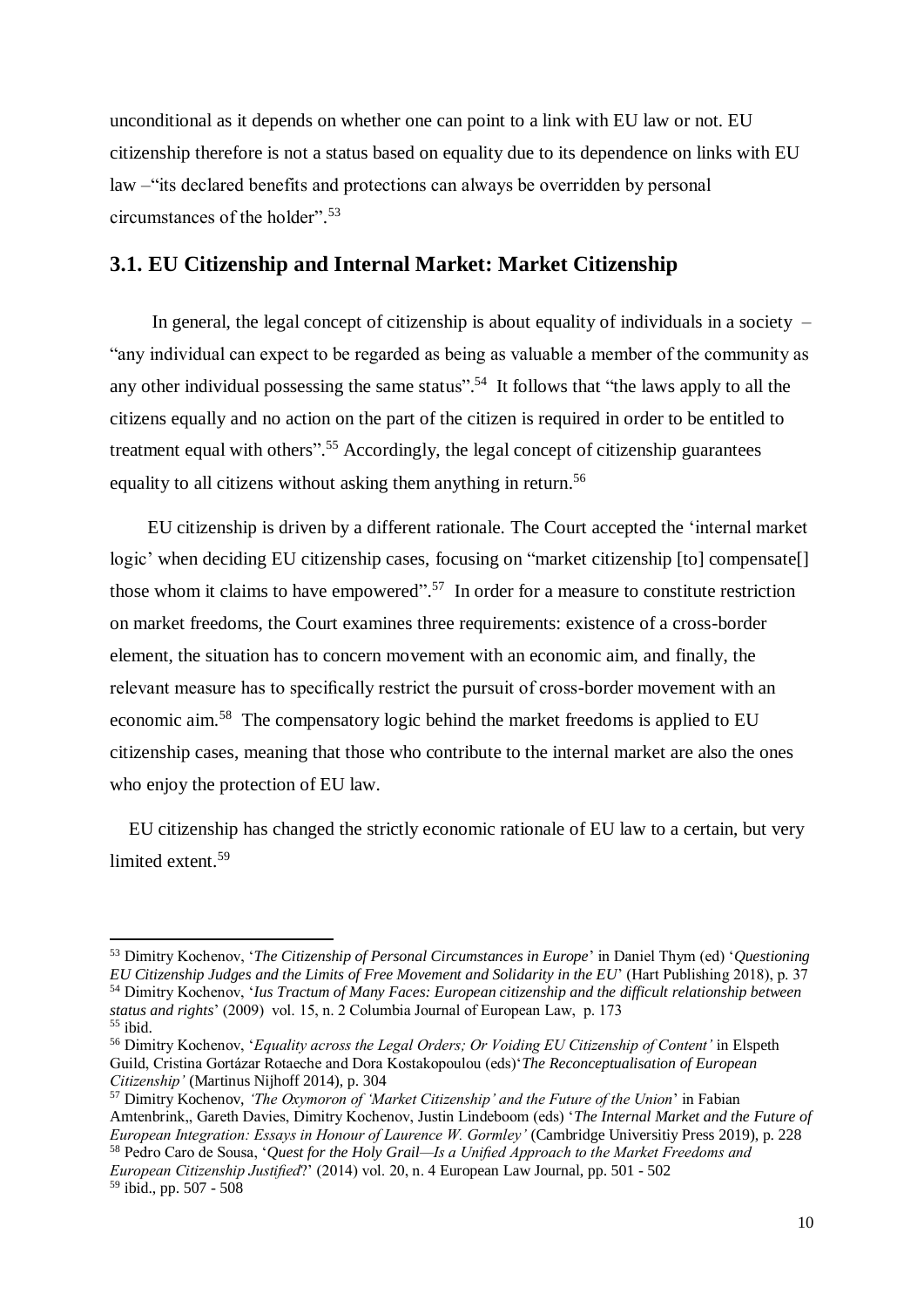unconditional as it depends on whether one can point to a link with EU law or not. EU citizenship therefore is not a status based on equality due to its dependence on links with EU law –"its declared benefits and protections can always be overridden by personal circumstances of the holder".[53]

## 3.1. EU Citizenship and Internal Market: Market Citizenship

In general, the legal concept of citizenship is about equality of individuals in a society – "any individual can expect to be regarded as being as valuable a member of the community as any other individual possessing the same status".[54] It follows that "the laws apply to all the citizens equally and no action on the part of the citizen is required in order to be entitled to treatment equal with others".[55] Accordingly, the legal concept of citizenship guarantees equality to all citizens without asking them anything in return.[56]

EU citizenship is driven by a different rationale. The Court accepted the 'internal market logic' when deciding EU citizenship cases, focusing on "market citizenship [to] compensate[] those whom it claims to have empowered".[57] In order for a measure to constitute restriction on market freedoms, the Court examines three requirements: existence of a cross-border element, the situation has to concern movement with an economic aim, and finally, the relevant measure has to specifically restrict the pursuit of cross-border movement with an economic aim.[58] The compensatory logic behind the market freedoms is applied to EU citizenship cases, meaning that those who contribute to the internal market are also the ones who enjoy the protection of EU law.

EU citizenship has changed the strictly economic rationale of EU law to a certain, but very limited extent.[59]

---

[53] Dimitry Kochenov, '*The Citizenship of Personal Circumstances in Europe*' in Daniel Thym (ed) '*Questioning EU Citizenship Judges and the Limits of Free Movement and Solidarity in the EU*' (Hart Publishing 2018), p. 37

[54] Dimitry Kochenov, '*Ius Tractum of Many Faces: European citizenship and the difficult relationship between status and rights*' (2009) vol. 15, n. 2 Columbia Journal of European Law, p. 173

[55] ibid.

[56] Dimitry Kochenov, '*Equality across the Legal Orders; Or Voiding EU Citizenship of Content'* in Elspeth Guild, Cristina Gortázar Rotaeche and Dora Kostakopoulou (eds)'*The Reconceptualisation of European Citizenship'* (Martinus Nijhoff 2014), p. 304

[57] Dimitry Kochenov, *'The Oxymoron of 'Market Citizenship' and the Future of the Union*' in Fabian Amtenbrink,, Gareth Davies, Dimitry Kochenov, Justin Lindeboom (eds) '*The Internal Market and the Future of European Integration: Essays in Honour of Laurence W. Gormley'* (Cambridge Universitiy Press 2019), p. 228

[58] Pedro Caro de Sousa, '*Quest for the Holy Grail—Is a Unified Approach to the Market Freedoms and European Citizenship Justified*?' (2014) vol. 20, n. 4 European Law Journal, pp. 501 - 502

[59] ibid., pp. 507 - 508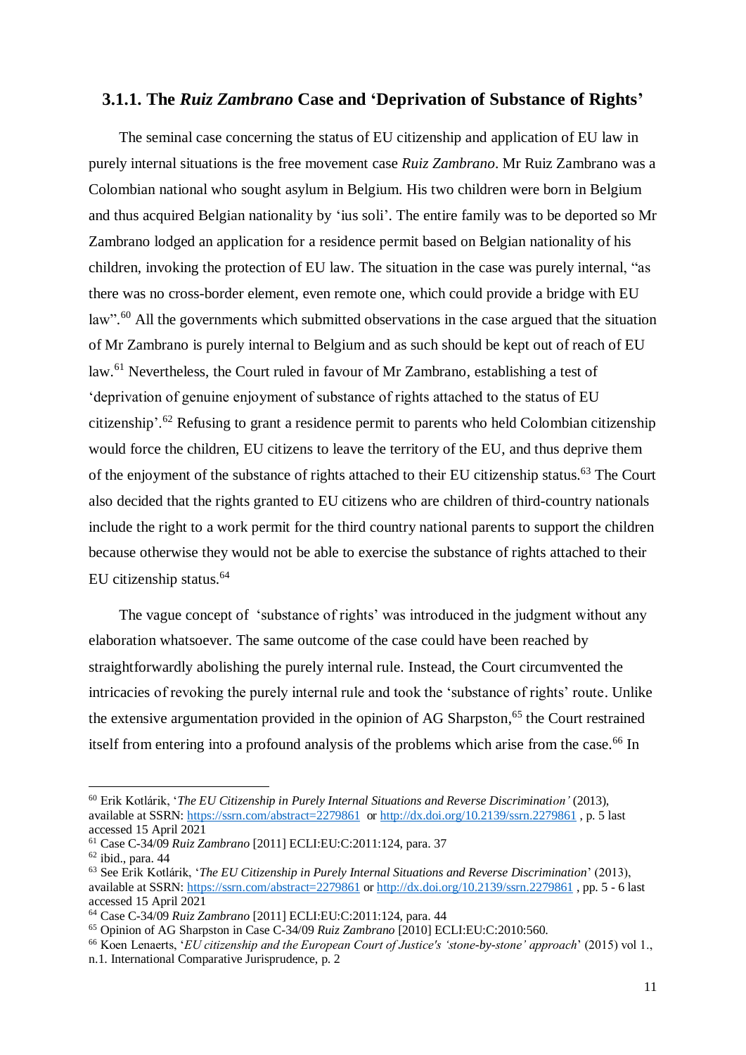### 3.1.1. The *Ruiz Zambrano* Case and 'Deprivation of Substance of Rights'

The seminal case concerning the status of EU citizenship and application of EU law in purely internal situations is the free movement case *Ruiz Zambrano*. Mr Ruiz Zambrano was a Colombian national who sought asylum in Belgium. His two children were born in Belgium and thus acquired Belgian nationality by 'ius soli'. The entire family was to be deported so Mr Zambrano lodged an application for a residence permit based on Belgian nationality of his children, invoking the protection of EU law. The situation in the case was purely internal, "as there was no cross-border element, even remote one, which could provide a bridge with EU law".[60] All the governments which submitted observations in the case argued that the situation of Mr Zambrano is purely internal to Belgium and as such should be kept out of reach of EU law.[61] Nevertheless, the Court ruled in favour of Mr Zambrano, establishing a test of 'deprivation of genuine enjoyment of substance of rights attached to the status of EU citizenship'.[62] Refusing to grant a residence permit to parents who held Colombian citizenship would force the children, EU citizens to leave the territory of the EU, and thus deprive them of the enjoyment of the substance of rights attached to their EU citizenship status.[63] The Court also decided that the rights granted to EU citizens who are children of third-country nationals include the right to a work permit for the third country national parents to support the children because otherwise they would not be able to exercise the substance of rights attached to their EU citizenship status.[64]

The vague concept of 'substance of rights' was introduced in the judgment without any elaboration whatsoever. The same outcome of the case could have been reached by straightforwardly abolishing the purely internal rule. Instead, the Court circumvented the intricacies of revoking the purely internal rule and took the 'substance of rights' route. Unlike the extensive argumentation provided in the opinion of AG Sharpston,[65] the Court restrained itself from entering into a profound analysis of the problems which arise from the case.[66] In

---

[60] Erik Kotlárik, '*The EU Citizenship in Purely Internal Situations and Reverse Discrimination*' (2013), available at SSRN: https://ssrn.com/abstract=2279861 or http://dx.doi.org/10.2139/ssrn.2279861 , p. 5 last accessed 15 April 2021

[61] Case C-34/09 *Ruiz Zambrano* [2011] ECLI:EU:C:2011:124, para. 37

[62] ibid., para. 44

[63] See Erik Kotlárik, '*The EU Citizenship in Purely Internal Situations and Reverse Discrimination*' (2013), available at SSRN: https://ssrn.com/abstract=2279861 or http://dx.doi.org/10.2139/ssrn.2279861 , pp. 5 - 6 last accessed 15 April 2021

[64] Case C-34/09 *Ruiz Zambrano* [2011] ECLI:EU:C:2011:124, para. 44

[65] Opinion of AG Sharpston in Case C-34/09 *Ruiz Zambrano* [2010] ECLI:EU:C:2010:560.

[66] Koen Lenaerts, '*EU citizenship and the European Court of Justice's 'stone-by-stone' approach*' (2015) vol 1., n.1. International Comparative Jurisprudence, p. 2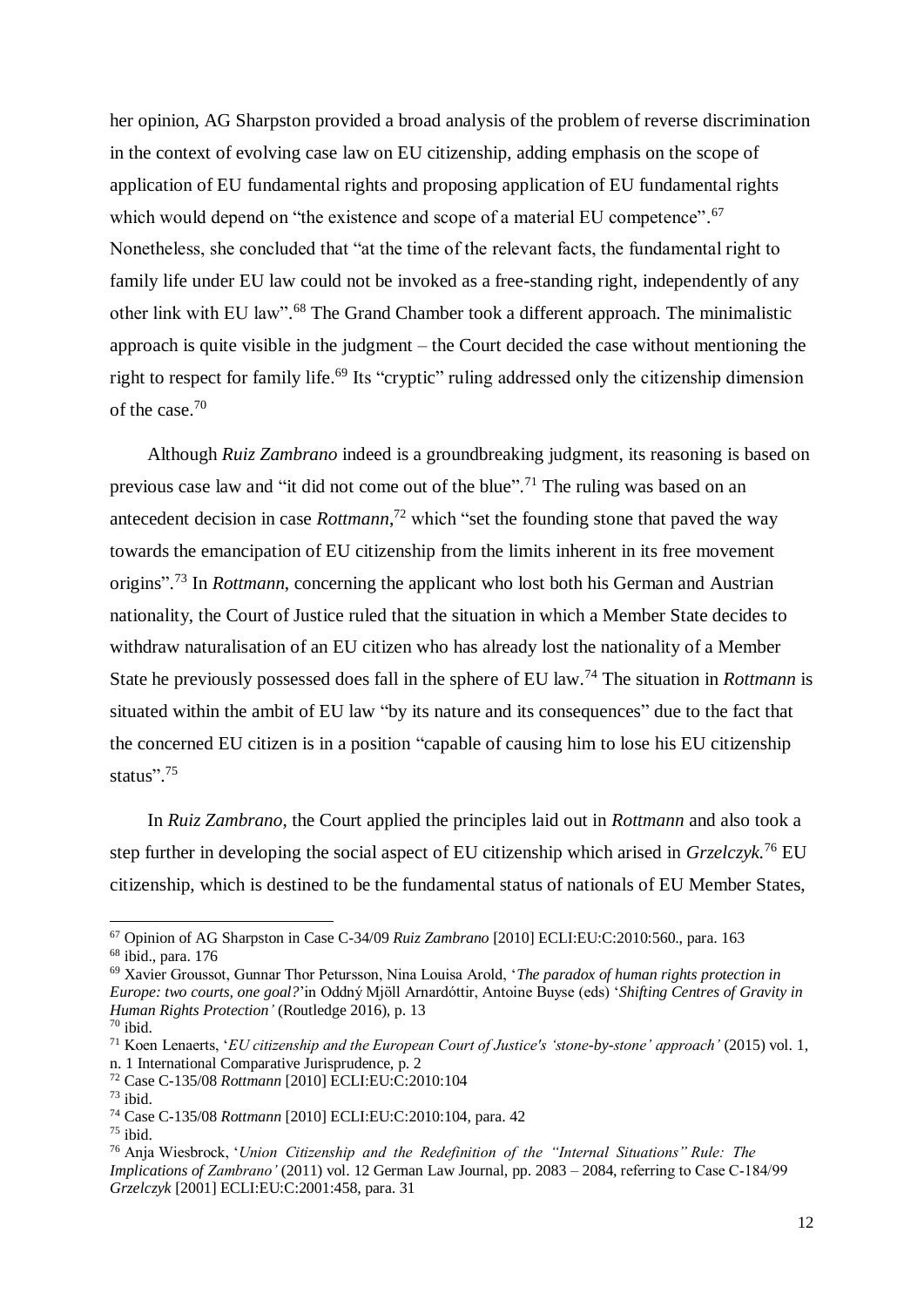her opinion, AG Sharpston provided a broad analysis of the problem of reverse discrimination in the context of evolving case law on EU citizenship, adding emphasis on the scope of application of EU fundamental rights and proposing application of EU fundamental rights which would depend on "the existence and scope of a material EU competence".[67] Nonetheless, she concluded that "at the time of the relevant facts, the fundamental right to family life under EU law could not be invoked as a free-standing right, independently of any other link with EU law".[68] The Grand Chamber took a different approach. The minimalistic approach is quite visible in the judgment – the Court decided the case without mentioning the right to respect for family life.[69] Its "cryptic" ruling addressed only the citizenship dimension of the case.[70]

Although *Ruiz Zambrano* indeed is a groundbreaking judgment, its reasoning is based on previous case law and "it did not come out of the blue".[71] The ruling was based on an antecedent decision in case *Rottmann*,[72] which "set the founding stone that paved the way towards the emancipation of EU citizenship from the limits inherent in its free movement origins".[73] In *Rottmann*, concerning the applicant who lost both his German and Austrian nationality, the Court of Justice ruled that the situation in which a Member State decides to withdraw naturalisation of an EU citizen who has already lost the nationality of a Member State he previously possessed does fall in the sphere of EU law.[74] The situation in *Rottmann* is situated within the ambit of EU law "by its nature and its consequences" due to the fact that the concerned EU citizen is in a position "capable of causing him to lose his EU citizenship status".[75]

In *Ruiz Zambrano*, the Court applied the principles laid out in *Rottmann* and also took a step further in developing the social aspect of EU citizenship which arised in *Grzelczyk.*[76] EU citizenship, which is destined to be the fundamental status of nationals of EU Member States,

---

[67] Opinion of AG Sharpston in Case C-34/09 *Ruiz Zambrano* [2010] ECLI:EU:C:2010:560., para. 163

[68] ibid., para. 176

[69] Xavier Groussot, Gunnar Thor Petursson, Nina Louisa Arold, '*The paradox of human rights protection in Europe: two courts, one goal?*'in Oddný Mjöll Arnardóttir, Antoine Buyse (eds) '*Shifting Centres of Gravity in Human Rights Protection'* (Routledge 2016), p. 13

[70] ibid.

[71] Koen Lenaerts, '*EU citizenship and the European Court of Justice's 'stone-by-stone' approach'* (2015) vol. 1, n. 1 International Comparative Jurisprudence, p. 2

[72] Case C-135/08 *Rottmann* [2010] ECLI:EU:C:2010:104

[73] ibid.

[74] Case C-135/08 *Rottmann* [2010] ECLI:EU:C:2010:104, para. 42

[75] ibid.

[76] Anja Wiesbrock, '*Union Citizenship and the Redefinition of the "Internal Situations" Rule: The Implications of Zambrano'* (2011) vol. 12 German Law Journal, pp. 2083 – 2084, referring to Case C-184/99 *Grzelczyk* [2001] ECLI:EU:C:2001:458, para. 31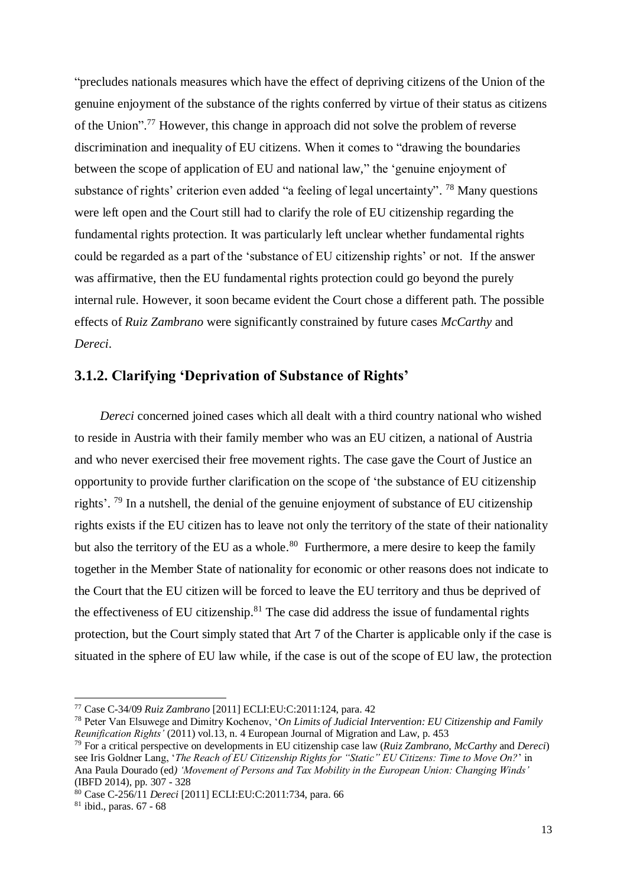"precludes nationals measures which have the effect of depriving citizens of the Union of the genuine enjoyment of the substance of the rights conferred by virtue of their status as citizens of the Union".[77] However, this change in approach did not solve the problem of reverse discrimination and inequality of EU citizens. When it comes to "drawing the boundaries between the scope of application of EU and national law," the 'genuine enjoyment of substance of rights' criterion even added "a feeling of legal uncertainty". [78] Many questions were left open and the Court still had to clarify the role of EU citizenship regarding the fundamental rights protection. It was particularly left unclear whether fundamental rights could be regarded as a part of the 'substance of EU citizenship rights' or not. If the answer was affirmative, then the EU fundamental rights protection could go beyond the purely internal rule. However, it soon became evident the Court chose a different path. The possible effects of *Ruiz Zambrano* were significantly constrained by future cases *McCarthy* and *Dereci*.

### 3.1.2. Clarifying 'Deprivation of Substance of Rights'

*Dereci* concerned joined cases which all dealt with a third country national who wished to reside in Austria with their family member who was an EU citizen, a national of Austria and who never exercised their free movement rights. The case gave the Court of Justice an opportunity to provide further clarification on the scope of 'the substance of EU citizenship rights'. [79] In a nutshell, the denial of the genuine enjoyment of substance of EU citizenship rights exists if the EU citizen has to leave not only the territory of the state of their nationality but also the territory of the EU as a whole.[80] Furthermore, a mere desire to keep the family together in the Member State of nationality for economic or other reasons does not indicate to the Court that the EU citizen will be forced to leave the EU territory and thus be deprived of the effectiveness of EU citizenship.[81] The case did address the issue of fundamental rights protection, but the Court simply stated that Art 7 of the Charter is applicable only if the case is situated in the sphere of EU law while, if the case is out of the scope of EU law, the protection

---

[77] Case C-34/09 *Ruiz Zambrano* [2011] ECLI:EU:C:2011:124, para. 42

[78] Peter Van Elsuwege and Dimitry Kochenov, '*On Limits of Judicial Intervention: EU Citizenship and Family Reunification Rights'* (2011) vol.13, n. 4 European Journal of Migration and Law, p. 453

[79] For a critical perspective on developments in EU citizenship case law (*Ruiz Zambrano*, *McCarthy* and *Dereci*) see Iris Goldner Lang, '*The Reach of EU Citizenship Rights for "Static" EU Citizens: Time to Move On?*' in Ana Paula Dourado (ed*) 'Movement of Persons and Tax Mobility in the European Union: Changing Winds'* (IBFD 2014), pp. 307 - 328

[80] Case C-256/11 *Dereci* [2011] ECLI:EU:C:2011:734, para. 66

[81] ibid., paras. 67 - 68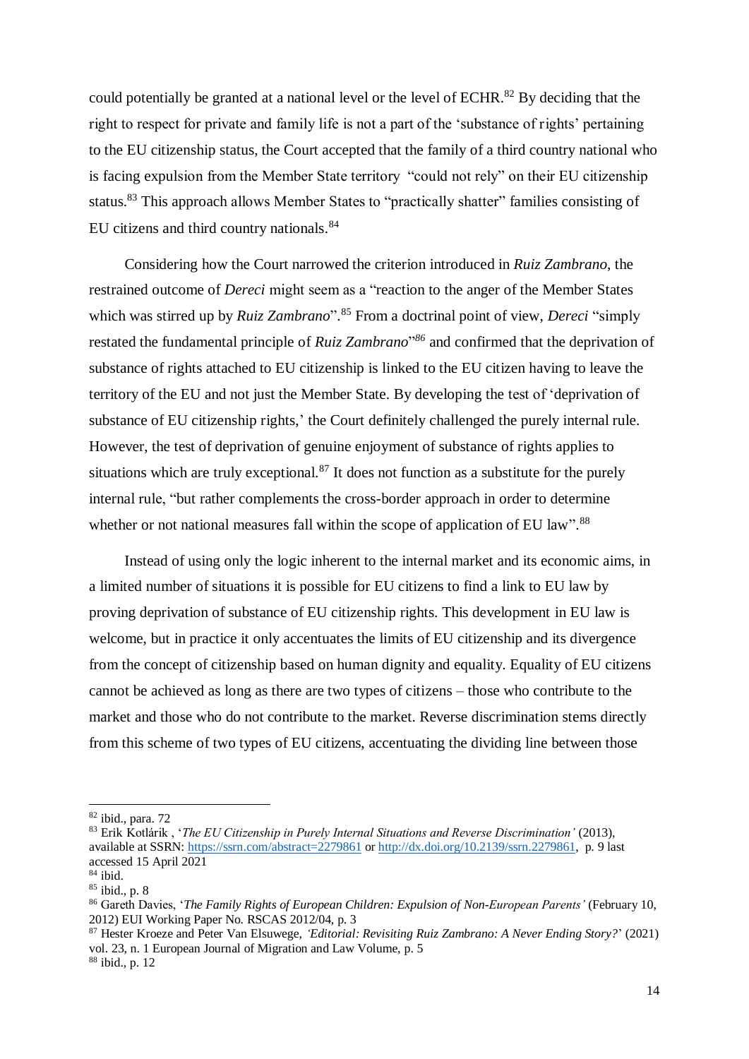could potentially be granted at a national level or the level of ECHR.[82] By deciding that the right to respect for private and family life is not a part of the 'substance of rights' pertaining to the EU citizenship status, the Court accepted that the family of a third country national who is facing expulsion from the Member State territory "could not rely" on their EU citizenship status.[83] This approach allows Member States to "practically shatter" families consisting of EU citizens and third country nationals.[84]

Considering how the Court narrowed the criterion introduced in *Ruiz Zambrano*, the restrained outcome of *Dereci* might seem as a "reaction to the anger of the Member States which was stirred up by *Ruiz Zambrano*".[85] From a doctrinal point of view, *Dereci* "simply restated the fundamental principle of *Ruiz Zambrano*"[86] and confirmed that the deprivation of substance of rights attached to EU citizenship is linked to the EU citizen having to leave the territory of the EU and not just the Member State. By developing the test of 'deprivation of substance of EU citizenship rights,' the Court definitely challenged the purely internal rule. However, the test of deprivation of genuine enjoyment of substance of rights applies to situations which are truly exceptional.[87] It does not function as a substitute for the purely internal rule, "but rather complements the cross-border approach in order to determine whether or not national measures fall within the scope of application of EU law".[88]

Instead of using only the logic inherent to the internal market and its economic aims, in a limited number of situations it is possible for EU citizens to find a link to EU law by proving deprivation of substance of EU citizenship rights. This development in EU law is welcome, but in practice it only accentuates the limits of EU citizenship and its divergence from the concept of citizenship based on human dignity and equality. Equality of EU citizens cannot be achieved as long as there are two types of citizens – those who contribute to the market and those who do not contribute to the market. Reverse discrimination stems directly from this scheme of two types of EU citizens, accentuating the dividing line between those

---

[82] ibid., para. 72

[83] Erik Kotlárik , '*The EU Citizenship in Purely Internal Situations and Reverse Discrimination'* (2013), available at SSRN: https://ssrn.com/abstract=2279861 or http://dx.doi.org/10.2139/ssrn.2279861, p. 9 last accessed 15 April 2021

[84] ibid.

[85] ibid., p. 8

[86] Gareth Davies, '*The Family Rights of European Children: Expulsion of Non-European Parents'* (February 10, 2012) EUI Working Paper No. RSCAS 2012/04, p. 3

[87] Hester Kroeze and Peter Van Elsuwege, *'Editorial: Revisiting Ruiz Zambrano: A Never Ending Story?*' (2021) vol. 23, n. 1 European Journal of Migration and Law Volume, p. 5

[88] ibid., p. 12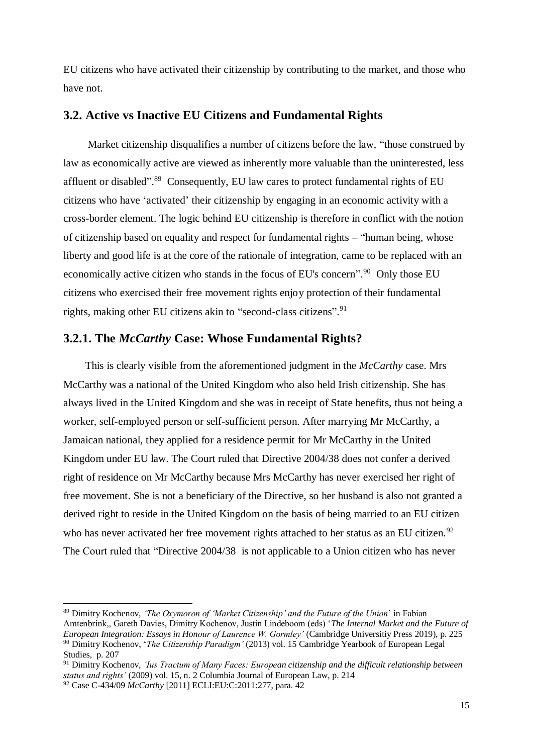EU citizens who have activated their citizenship by contributing to the market, and those who have not.

## 3.2. Active vs Inactive EU Citizens and Fundamental Rights

Market citizenship disqualifies a number of citizens before the law, "those construed by law as economically active are viewed as inherently more valuable than the uninterested, less affluent or disabled".[89] Consequently, EU law cares to protect fundamental rights of EU citizens who have 'activated' their citizenship by engaging in an economic activity with a cross-border element. The logic behind EU citizenship is therefore in conflict with the notion of citizenship based on equality and respect for fundamental rights – "human being, whose liberty and good life is at the core of the rationale of integration, came to be replaced with an economically active citizen who stands in the focus of EU's concern".[90] Only those EU citizens who exercised their free movement rights enjoy protection of their fundamental rights, making other EU citizens akin to "second-class citizens".[91]

### 3.2.1. The *McCarthy* Case: Whose Fundamental Rights?

This is clearly visible from the aforementioned judgment in the *McCarthy* case. Mrs McCarthy was a national of the United Kingdom who also held Irish citizenship. She has always lived in the United Kingdom and she was in receipt of State benefits, thus not being a worker, self-employed person or self-sufficient person. After marrying Mr McCarthy, a Jamaican national, they applied for a residence permit for Mr McCarthy in the United Kingdom under EU law. The Court ruled that Directive 2004/38 does not confer a derived right of residence on Mr McCarthy because Mrs McCarthy has never exercised her right of free movement. She is not a beneficiary of the Directive, so her husband is also not granted a derived right to reside in the United Kingdom on the basis of being married to an EU citizen who has never activated her free movement rights attached to her status as an EU citizen.[92] The Court ruled that "Directive 2004/38 is not applicable to a Union citizen who has never

---

[89] Dimitry Kochenov, *'The Oxymoron of 'Market Citizenship' and the Future of the Union'* in Fabian Amtenbrink,, Gareth Davies, Dimitry Kochenov, Justin Lindeboom (eds) '*The Internal Market and the Future of European Integration: Essays in Honour of Laurence W. Gormley'* (Cambridge Universitiy Press 2019), p. 225

[90] Dimitry Kochenov, '*The Citizenship Paradigm'* (2013) vol. 15 Cambridge Yearbook of European Legal Studies, p. 207

[91] Dimitry Kochenov, *'Ius Tractum of Many Faces: European citizenship and the difficult relationship between status and rights'* (2009) vol. 15, n. 2 Columbia Journal of European Law, p. 214

[92] Case C-434/09 *McCarthy* [2011] ECLI:EU:C:2011:277, para. 42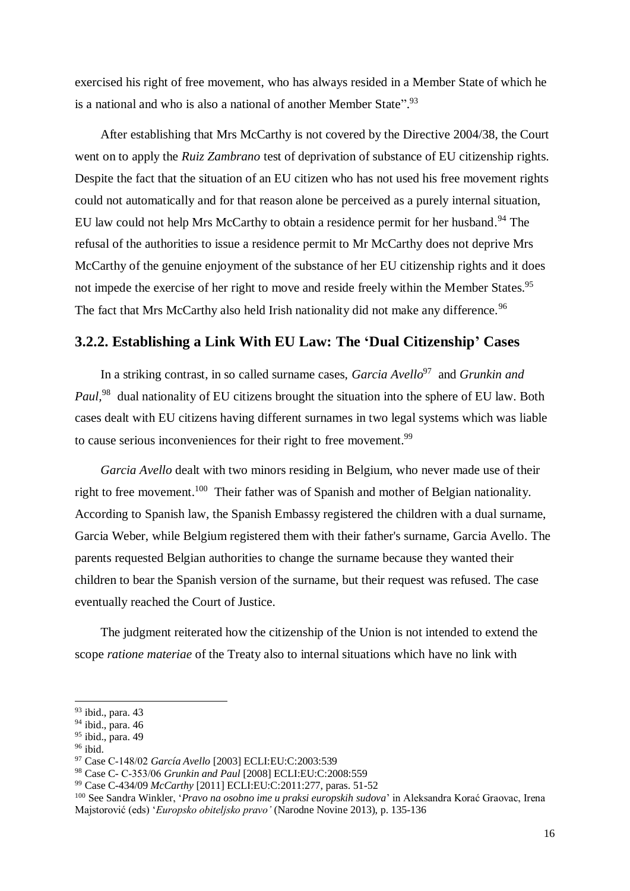exercised his right of free movement, who has always resided in a Member State of which he is a national and who is also a national of another Member State".[93]

After establishing that Mrs McCarthy is not covered by the Directive 2004/38, the Court went on to apply the *Ruiz Zambrano* test of deprivation of substance of EU citizenship rights. Despite the fact that the situation of an EU citizen who has not used his free movement rights could not automatically and for that reason alone be perceived as a purely internal situation, EU law could not help Mrs McCarthy to obtain a residence permit for her husband.[94] The refusal of the authorities to issue a residence permit to Mr McCarthy does not deprive Mrs McCarthy of the genuine enjoyment of the substance of her EU citizenship rights and it does not impede the exercise of her right to move and reside freely within the Member States.[95] The fact that Mrs McCarthy also held Irish nationality did not make any difference.[96]

### 3.2.2. Establishing a Link With EU Law: The 'Dual Citizenship' Cases

In a striking contrast, in so called surname cases, *Garcia Avello*[97] and *Grunkin and Paul*,[98] dual nationality of EU citizens brought the situation into the sphere of EU law. Both cases dealt with EU citizens having different surnames in two legal systems which was liable to cause serious inconveniences for their right to free movement.[99]

*Garcia Avello* dealt with two minors residing in Belgium, who never made use of their right to free movement.[100] Their father was of Spanish and mother of Belgian nationality. According to Spanish law, the Spanish Embassy registered the children with a dual surname, Garcia Weber, while Belgium registered them with their father's surname, Garcia Avello. The parents requested Belgian authorities to change the surname because they wanted their children to bear the Spanish version of the surname, but their request was refused. The case eventually reached the Court of Justice.

The judgment reiterated how the citizenship of the Union is not intended to extend the scope *ratione materiae* of the Treaty also to internal situations which have no link with

---

[93] ibid., para. 43

[94] ibid., para. 46

[95] ibid., para. 49

[96] ibid.

[97] Case C-148/02 *García Avello* [2003] ECLI:EU:C:2003:539

[98] Case C- C-353/06 *Grunkin and Paul* [2008] ECLI:EU:C:2008:559

[99] Case C-434/09 *McCarthy* [2011] ECLI:EU:C:2011:277, paras. 51-52

[100] See Sandra Winkler, '*Pravo na osobno ime u praksi europskih sudova*' in Aleksandra Korać Graovac, Irena Majstorović (eds) '*Europsko obiteljsko pravo'* (Narodne Novine 2013), p. 135-136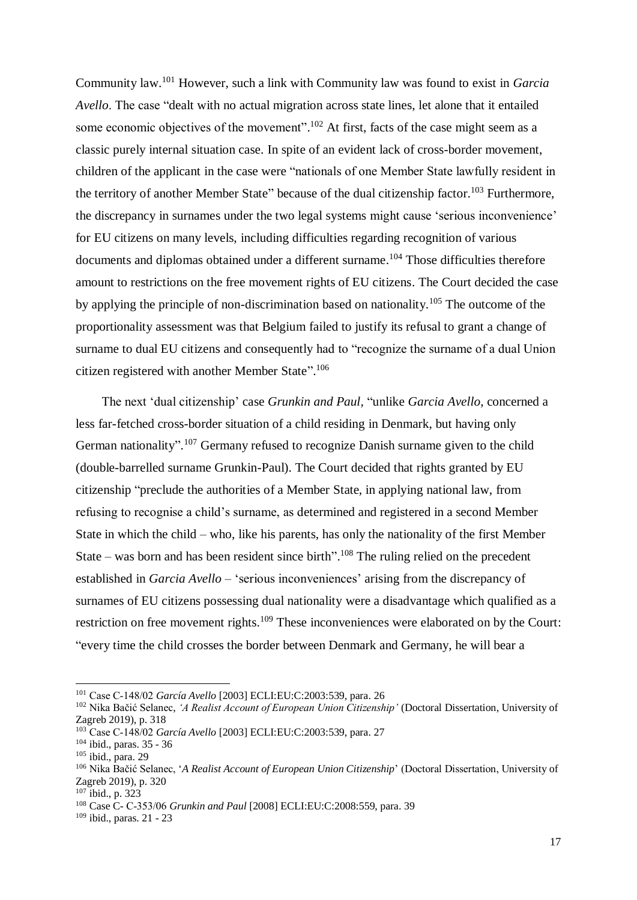Community law.[101] However, such a link with Community law was found to exist in *Garcia Avello*. The case "dealt with no actual migration across state lines, let alone that it entailed some economic objectives of the movement".[102] At first, facts of the case might seem as a classic purely internal situation case. In spite of an evident lack of cross-border movement, children of the applicant in the case were "nationals of one Member State lawfully resident in the territory of another Member State" because of the dual citizenship factor.[103] Furthermore, the discrepancy in surnames under the two legal systems might cause 'serious inconvenience' for EU citizens on many levels, including difficulties regarding recognition of various documents and diplomas obtained under a different surname.[104] Those difficulties therefore amount to restrictions on the free movement rights of EU citizens. The Court decided the case by applying the principle of non-discrimination based on nationality.[105] The outcome of the proportionality assessment was that Belgium failed to justify its refusal to grant a change of surname to dual EU citizens and consequently had to "recognize the surname of a dual Union citizen registered with another Member State".[106]

The next 'dual citizenship' case *Grunkin and Paul*, "unlike *Garcia Avello*, concerned a less far-fetched cross-border situation of a child residing in Denmark, but having only German nationality".[107] Germany refused to recognize Danish surname given to the child (double-barrelled surname Grunkin-Paul). The Court decided that rights granted by EU citizenship "preclude the authorities of a Member State, in applying national law, from refusing to recognise a child's surname, as determined and registered in a second Member State in which the child – who, like his parents, has only the nationality of the first Member State – was born and has been resident since birth".[108] The ruling relied on the precedent established in *Garcia Avello* – 'serious inconveniences' arising from the discrepancy of surnames of EU citizens possessing dual nationality were a disadvantage which qualified as a restriction on free movement rights.[109] These inconveniences were elaborated on by the Court: "every time the child crosses the border between Denmark and Germany, he will bear a

---

[101] Case C-148/02 *García Avello* [2003] ECLI:EU:C:2003:539, para. 26

[102] Nika Bačić Selanec, *'A Realist Account of European Union Citizenship'* (Doctoral Dissertation, University of Zagreb 2019), p. 318

[103] Case C-148/02 *García Avello* [2003] ECLI:EU:C:2003:539, para. 27

[104] ibid., paras. 35 - 36

[105] ibid., para. 29

[106] Nika Bačić Selanec, '*A Realist Account of European Union Citizenship*' (Doctoral Dissertation, University of Zagreb 2019), p. 320

[107] ibid., p. 323

[108] Case C- C-353/06 *Grunkin and Paul* [2008] ECLI:EU:C:2008:559, para. 39

[109] ibid., paras. 21 - 23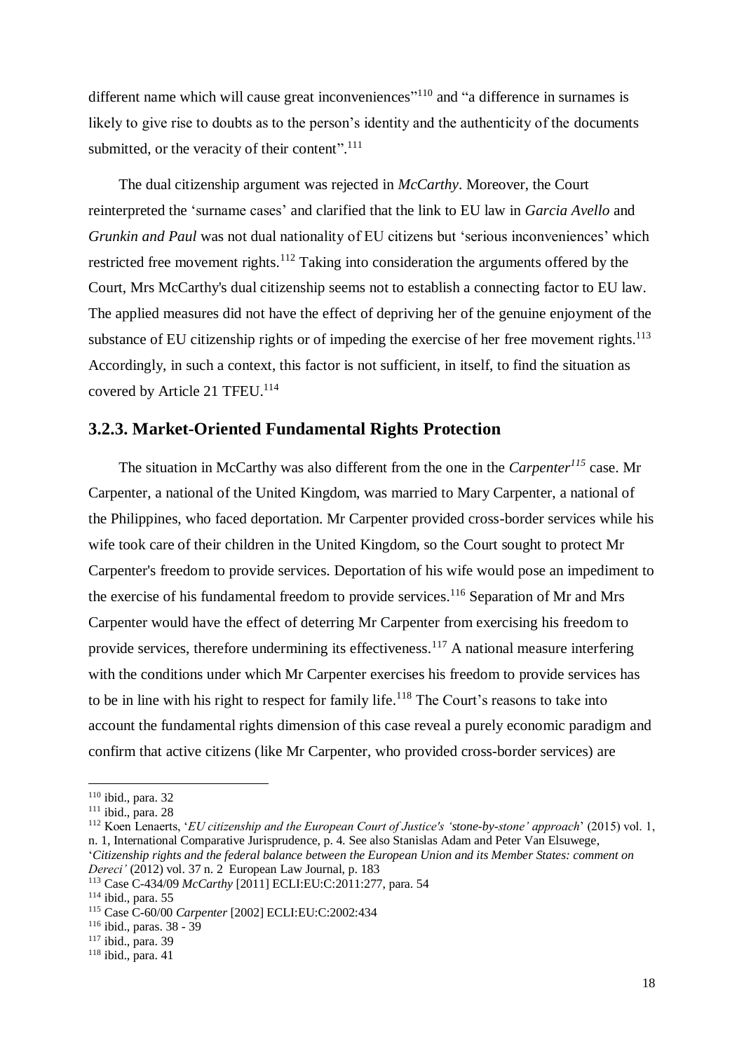different name which will cause great inconveniences"[110] and "a difference in surnames is likely to give rise to doubts as to the person's identity and the authenticity of the documents submitted, or the veracity of their content".[111]

The dual citizenship argument was rejected in *McCarthy*. Moreover, the Court reinterpreted the 'surname cases' and clarified that the link to EU law in *Garcia Avello* and *Grunkin and Paul* was not dual nationality of EU citizens but 'serious inconveniences' which restricted free movement rights.[112] Taking into consideration the arguments offered by the Court, Mrs McCarthy's dual citizenship seems not to establish a connecting factor to EU law. The applied measures did not have the effect of depriving her of the genuine enjoyment of the substance of EU citizenship rights or of impeding the exercise of her free movement rights.[113] Accordingly, in such a context, this factor is not sufficient, in itself, to find the situation as covered by Article 21 TFEU.[114]

### 3.2.3. Market-Oriented Fundamental Rights Protection

The situation in McCarthy was also different from the one in the *Carpenter*[115] case. Mr Carpenter, a national of the United Kingdom, was married to Mary Carpenter, a national of the Philippines, who faced deportation. Mr Carpenter provided cross-border services while his wife took care of their children in the United Kingdom, so the Court sought to protect Mr Carpenter's freedom to provide services. Deportation of his wife would pose an impediment to the exercise of his fundamental freedom to provide services.[116] Separation of Mr and Mrs Carpenter would have the effect of deterring Mr Carpenter from exercising his freedom to provide services, therefore undermining its effectiveness.[117] A national measure interfering with the conditions under which Mr Carpenter exercises his freedom to provide services has to be in line with his right to respect for family life.[118] The Court's reasons to take into account the fundamental rights dimension of this case reveal a purely economic paradigm and confirm that active citizens (like Mr Carpenter, who provided cross-border services) are

---

[110] ibid., para. 32

[111] ibid., para. 28

[112] Koen Lenaerts, '*EU citizenship and the European Court of Justice's 'stone-by-stone' approach*' (2015) vol. 1, n. 1, International Comparative Jurisprudence, p. 4. See also Stanislas Adam and Peter Van Elsuwege, '*Citizenship rights and the federal balance between the European Union and its Member States: comment on Dereci'* (2012) vol. 37 n. 2 European Law Journal, p. 183

[113] Case C-434/09 *McCarthy* [2011] ECLI:EU:C:2011:277, para. 54

[114] ibid., para. 55

[115] Case C-60/00 *Carpenter* [2002] ECLI:EU:C:2002:434

[116] ibid., paras. 38 - 39

[117] ibid., para. 39

[118] ibid., para. 41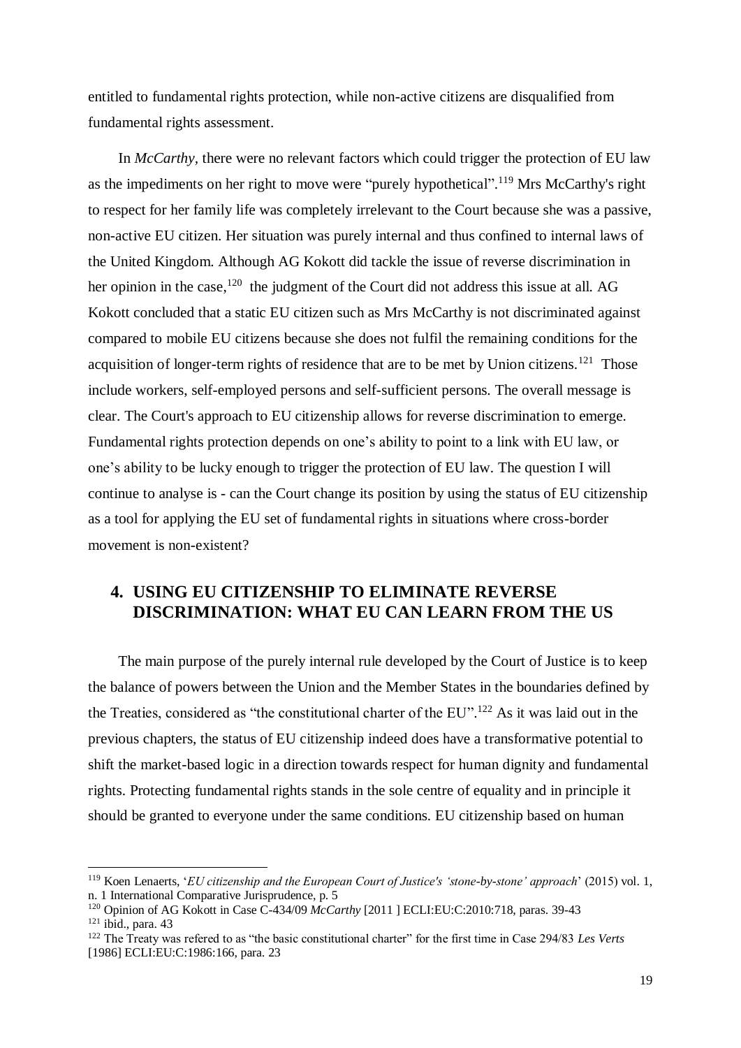entitled to fundamental rights protection, while non-active citizens are disqualified from fundamental rights assessment.

In *McCarthy*, there were no relevant factors which could trigger the protection of EU law as the impediments on her right to move were "purely hypothetical".[119] Mrs McCarthy's right to respect for her family life was completely irrelevant to the Court because she was a passive, non-active EU citizen. Her situation was purely internal and thus confined to internal laws of the United Kingdom. Although AG Kokott did tackle the issue of reverse discrimination in her opinion in the case,[120] the judgment of the Court did not address this issue at all. AG Kokott concluded that a static EU citizen such as Mrs McCarthy is not discriminated against compared to mobile EU citizens because she does not fulfil the remaining conditions for the acquisition of longer-term rights of residence that are to be met by Union citizens.[121] Those include workers, self-employed persons and self-sufficient persons. The overall message is clear. The Court's approach to EU citizenship allows for reverse discrimination to emerge. Fundamental rights protection depends on one's ability to point to a link with EU law, or one's ability to be lucky enough to trigger the protection of EU law. The question I will continue to analyse is - can the Court change its position by using the status of EU citizenship as a tool for applying the EU set of fundamental rights in situations where cross-border movement is non-existent?

## 4. USING EU CITIZENSHIP TO ELIMINATE REVERSE DISCRIMINATION: WHAT EU CAN LEARN FROM THE US

The main purpose of the purely internal rule developed by the Court of Justice is to keep the balance of powers between the Union and the Member States in the boundaries defined by the Treaties, considered as "the constitutional charter of the EU".[122] As it was laid out in the previous chapters, the status of EU citizenship indeed does have a transformative potential to shift the market-based logic in a direction towards respect for human dignity and fundamental rights. Protecting fundamental rights stands in the sole centre of equality and in principle it should be granted to everyone under the same conditions. EU citizenship based on human

---

[119] Koen Lenaerts, '*EU citizenship and the European Court of Justice's 'stone-by-stone' approach*' (2015) vol. 1, n. 1 International Comparative Jurisprudence, p. 5

[120] Opinion of AG Kokott in Case C-434/09 *McCarthy* [2011 ] ECLI:EU:C:2010:718, paras. 39-43

[121] ibid., para. 43

[122] The Treaty was refered to as "the basic constitutional charter" for the first time in Case 294/83 *Les Verts* [1986] ECLI:EU:C:1986:166, para. 23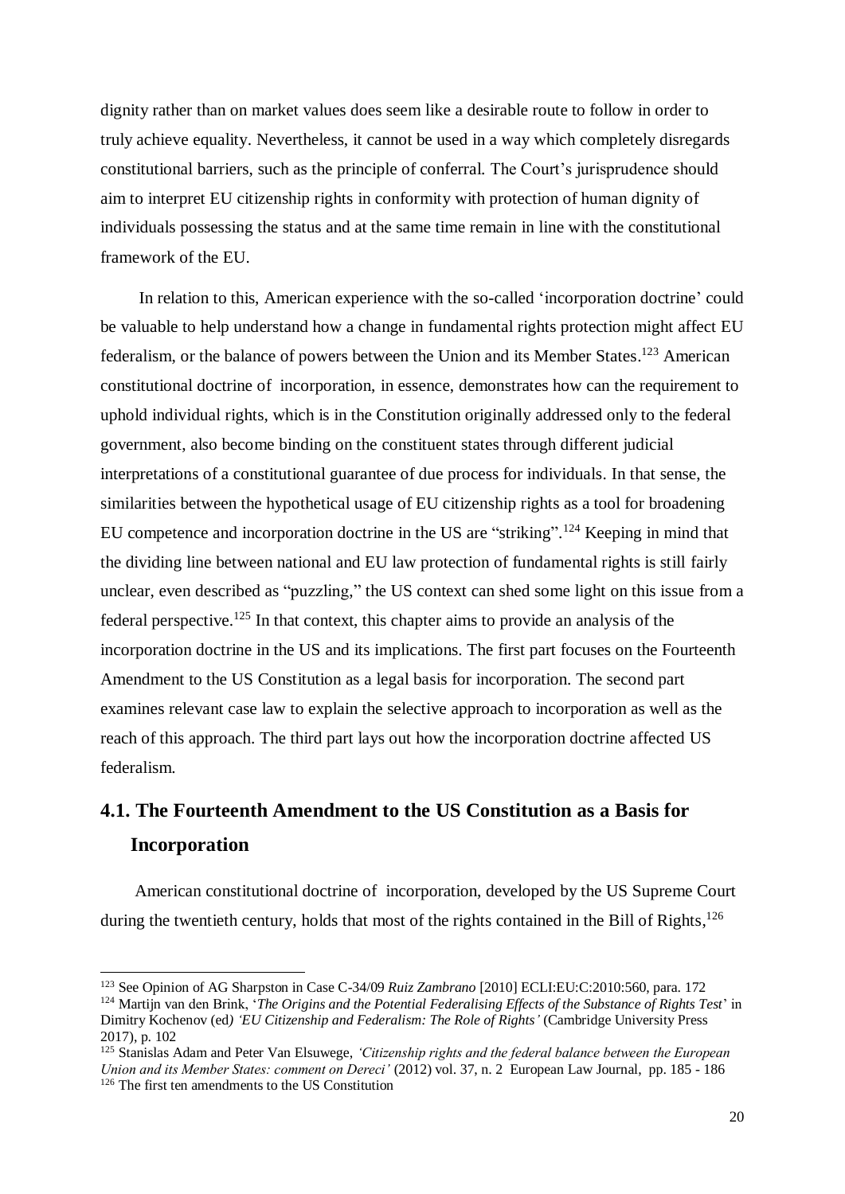dignity rather than on market values does seem like a desirable route to follow in order to truly achieve equality. Nevertheless, it cannot be used in a way which completely disregards constitutional barriers, such as the principle of conferral. The Court's jurisprudence should aim to interpret EU citizenship rights in conformity with protection of human dignity of individuals possessing the status and at the same time remain in line with the constitutional framework of the EU.

In relation to this, American experience with the so-called 'incorporation doctrine' could be valuable to help understand how a change in fundamental rights protection might affect EU federalism, or the balance of powers between the Union and its Member States.[123] American constitutional doctrine of incorporation, in essence, demonstrates how can the requirement to uphold individual rights, which is in the Constitution originally addressed only to the federal government, also become binding on the constituent states through different judicial interpretations of a constitutional guarantee of due process for individuals. In that sense, the similarities between the hypothetical usage of EU citizenship rights as a tool for broadening EU competence and incorporation doctrine in the US are "striking".[124] Keeping in mind that the dividing line between national and EU law protection of fundamental rights is still fairly unclear, even described as "puzzling," the US context can shed some light on this issue from a federal perspective.[125] In that context, this chapter aims to provide an analysis of the incorporation doctrine in the US and its implications. The first part focuses on the Fourteenth Amendment to the US Constitution as a legal basis for incorporation. The second part examines relevant case law to explain the selective approach to incorporation as well as the reach of this approach. The third part lays out how the incorporation doctrine affected US federalism.

## 4.1. The Fourteenth Amendment to the US Constitution as a Basis for Incorporation

American constitutional doctrine of incorporation, developed by the US Supreme Court during the twentieth century, holds that most of the rights contained in the Bill of Rights,[126]

---

[123] See Opinion of AG Sharpston in Case C-34/09 *Ruiz Zambrano* [2010] ECLI:EU:C:2010:560, para. 172

[124] Martijn van den Brink, '*The Origins and the Potential Federalising Effects of the Substance of Rights Test*' in Dimitry Kochenov (ed*) 'EU Citizenship and Federalism: The Role of Rights'* (Cambridge University Press 2017), p. 102

[125] Stanislas Adam and Peter Van Elsuwege, *'Citizenship rights and the federal balance between the European Union and its Member States: comment on Dereci'* (2012) vol. 37, n. 2 European Law Journal, pp. 185 - 186

[126] The first ten amendments to the US Constitution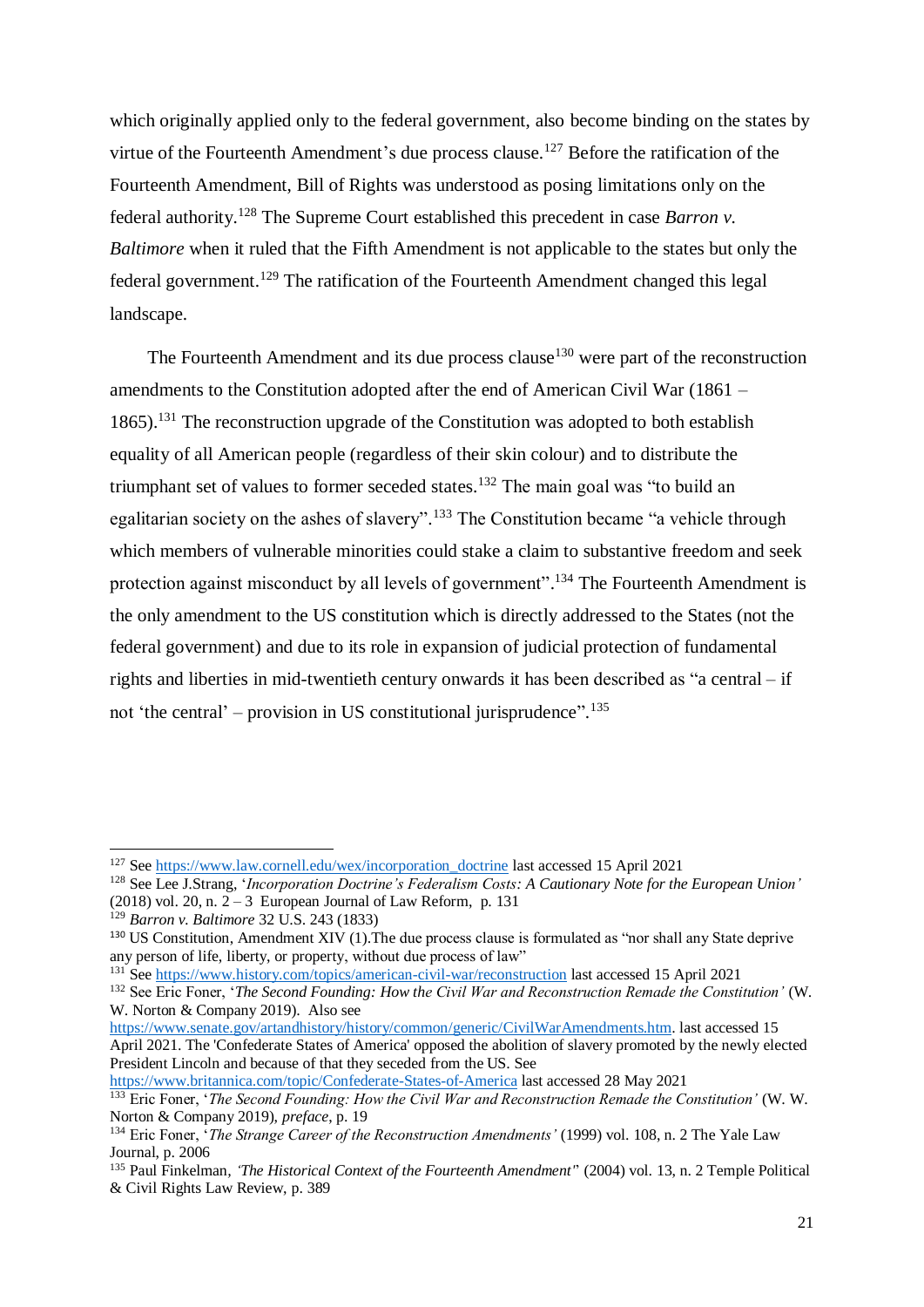which originally applied only to the federal government, also become binding on the states by virtue of the Fourteenth Amendment's due process clause.[127] Before the ratification of the Fourteenth Amendment, Bill of Rights was understood as posing limitations only on the federal authority.[128] The Supreme Court established this precedent in case *Barron v. Baltimore* when it ruled that the Fifth Amendment is not applicable to the states but only the federal government.[129] The ratification of the Fourteenth Amendment changed this legal landscape.

The Fourteenth Amendment and its due process clause[130] were part of the reconstruction amendments to the Constitution adopted after the end of American Civil War (1861 – 1865).[131] The reconstruction upgrade of the Constitution was adopted to both establish equality of all American people (regardless of their skin colour) and to distribute the triumphant set of values to former seceded states.[132] The main goal was "to build an egalitarian society on the ashes of slavery".[133] The Constitution became "a vehicle through which members of vulnerable minorities could stake a claim to substantive freedom and seek protection against misconduct by all levels of government".[134] The Fourteenth Amendment is the only amendment to the US constitution which is directly addressed to the States (not the federal government) and due to its role in expansion of judicial protection of fundamental rights and liberties in mid-twentieth century onwards it has been described as "a central – if not 'the central' – provision in US constitutional jurisprudence".[135]

---

[127] See https://www.law.cornell.edu/wex/incorporation_doctrine last accessed 15 April 2021

[128] See Lee J.Strang, '*Incorporation Doctrine's Federalism Costs: A Cautionary Note for the European Union'* (2018) vol. 20, n. 2 – 3 European Journal of Law Reform, p. 131

[129] *Barron v. Baltimore* 32 U.S. 243 (1833)

[130] US Constitution, Amendment XIV (1).The due process clause is formulated as "nor shall any State deprive any person of life, liberty, or property, without due process of law"

[131] See https://www.history.com/topics/american-civil-war/reconstruction last accessed 15 April 2021

[132] See Eric Foner, '*The Second Founding: How the Civil War and Reconstruction Remade the Constitution'* (W. W. Norton & Company 2019). Also see https://www.senate.gov/artandhistory/history/common/generic/CivilWarAmendments.htm. last accessed 15 April 2021. The 'Confederate States of America' opposed the abolition of slavery promoted by the newly elected President Lincoln and because of that they seceded from the US. See https://www.britannica.com/topic/Confederate-States-of-America last accessed 28 May 2021

[133] Eric Foner, '*The Second Founding: How the Civil War and Reconstruction Remade the Constitution'* (W. W. Norton & Company 2019), *preface*, p. 19

[134] Eric Foner, '*The Strange Career of the Reconstruction Amendments'* (1999) vol. 108, n. 2 The Yale Law Journal, p. 2006

[135] Paul Finkelman, *'The Historical Context of the Fourteenth Amendment"* (2004) vol. 13, n. 2 Temple Political & Civil Rights Law Review, p. 389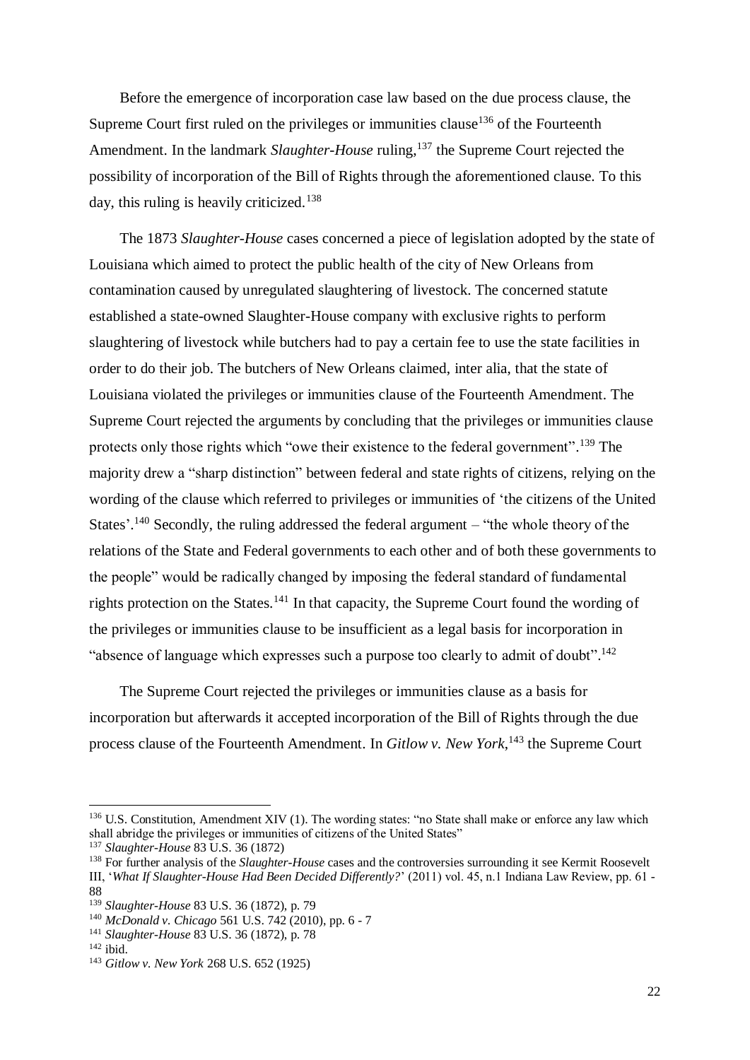Before the emergence of incorporation case law based on the due process clause, the Supreme Court first ruled on the privileges or immunities clause[136] of the Fourteenth Amendment. In the landmark *Slaughter-House* ruling,[137] the Supreme Court rejected the possibility of incorporation of the Bill of Rights through the aforementioned clause. To this day, this ruling is heavily criticized.[138]

The 1873 *Slaughter-House* cases concerned a piece of legislation adopted by the state of Louisiana which aimed to protect the public health of the city of New Orleans from contamination caused by unregulated slaughtering of livestock. The concerned statute established a state-owned Slaughter-House company with exclusive rights to perform slaughtering of livestock while butchers had to pay a certain fee to use the state facilities in order to do their job. The butchers of New Orleans claimed, inter alia, that the state of Louisiana violated the privileges or immunities clause of the Fourteenth Amendment. The Supreme Court rejected the arguments by concluding that the privileges or immunities clause protects only those rights which "owe their existence to the federal government".[139] The majority drew a "sharp distinction" between federal and state rights of citizens, relying on the wording of the clause which referred to privileges or immunities of 'the citizens of the United States'.[140] Secondly, the ruling addressed the federal argument – "the whole theory of the relations of the State and Federal governments to each other and of both these governments to the people" would be radically changed by imposing the federal standard of fundamental rights protection on the States.[141] In that capacity, the Supreme Court found the wording of the privileges or immunities clause to be insufficient as a legal basis for incorporation in "absence of language which expresses such a purpose too clearly to admit of doubt".[142]

The Supreme Court rejected the privileges or immunities clause as a basis for incorporation but afterwards it accepted incorporation of the Bill of Rights through the due process clause of the Fourteenth Amendment. In *Gitlow v. New York*,[143] the Supreme Court

---

[136] U.S. Constitution, Amendment XIV (1). The wording states: "no State shall make or enforce any law which shall abridge the privileges or immunities of citizens of the United States"

[137] *Slaughter-House* 83 U.S. 36 (1872)

[138] For further analysis of the *Slaughter-House* cases and the controversies surrounding it see Kermit Roosevelt III, '*What If Slaughter-House Had Been Decided Differently?*' (2011) vol. 45, n.1 Indiana Law Review, pp. 61 - 88

[139] *Slaughter-House* 83 U.S. 36 (1872), p. 79

[140] *McDonald v. Chicago* 561 U.S. 742 (2010), pp. 6 - 7

[141] *Slaughter-House* 83 U.S. 36 (1872), p. 78

[142] ibid.

[143] *Gitlow v. New York* 268 U.S. 652 (1925)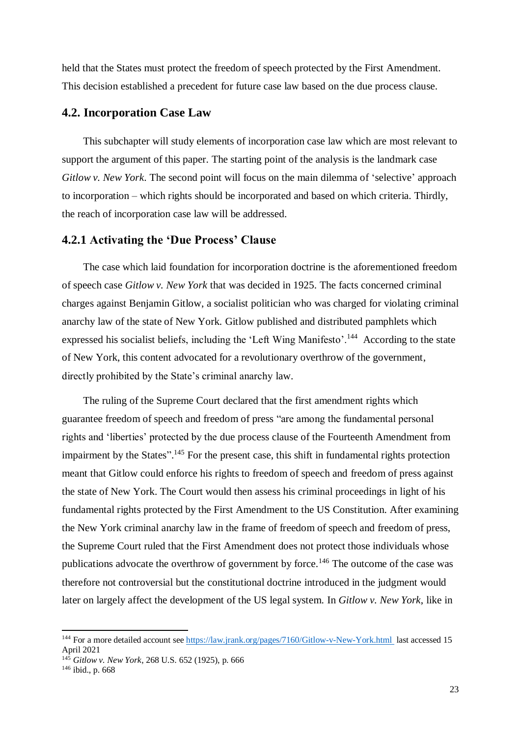held that the States must protect the freedom of speech protected by the First Amendment. This decision established a precedent for future case law based on the due process clause.

## 4.2. Incorporation Case Law

This subchapter will study elements of incorporation case law which are most relevant to support the argument of this paper. The starting point of the analysis is the landmark case *Gitlow v. New York*. The second point will focus on the main dilemma of 'selective' approach to incorporation – which rights should be incorporated and based on which criteria. Thirdly, the reach of incorporation case law will be addressed.

### 4.2.1 Activating the 'Due Process' Clause

The case which laid foundation for incorporation doctrine is the aforementioned freedom of speech case *Gitlow v. New York* that was decided in 1925. The facts concerned criminal charges against Benjamin Gitlow, a socialist politician who was charged for violating criminal anarchy law of the state of New York. Gitlow published and distributed pamphlets which expressed his socialist beliefs, including the 'Left Wing Manifesto'.[144] According to the state of New York, this content advocated for a revolutionary overthrow of the government, directly prohibited by the State's criminal anarchy law.

The ruling of the Supreme Court declared that the first amendment rights which guarantee freedom of speech and freedom of press "are among the fundamental personal rights and 'liberties' protected by the due process clause of the Fourteenth Amendment from impairment by the States".[145] For the present case, this shift in fundamental rights protection meant that Gitlow could enforce his rights to freedom of speech and freedom of press against the state of New York. The Court would then assess his criminal proceedings in light of his fundamental rights protected by the First Amendment to the US Constitution. After examining the New York criminal anarchy law in the frame of freedom of speech and freedom of press, the Supreme Court ruled that the First Amendment does not protect those individuals whose publications advocate the overthrow of government by force.[146] The outcome of the case was therefore not controversial but the constitutional doctrine introduced in the judgment would later on largely affect the development of the US legal system. In *Gitlow v. New York*, like in

---

[144] For a more detailed account see https://law.jrank.org/pages/7160/Gitlow-v-New-York.html last accessed 15 April 2021

[145] *Gitlow v. New York*, 268 U.S. 652 (1925), p. 666

[146] ibid., p. 668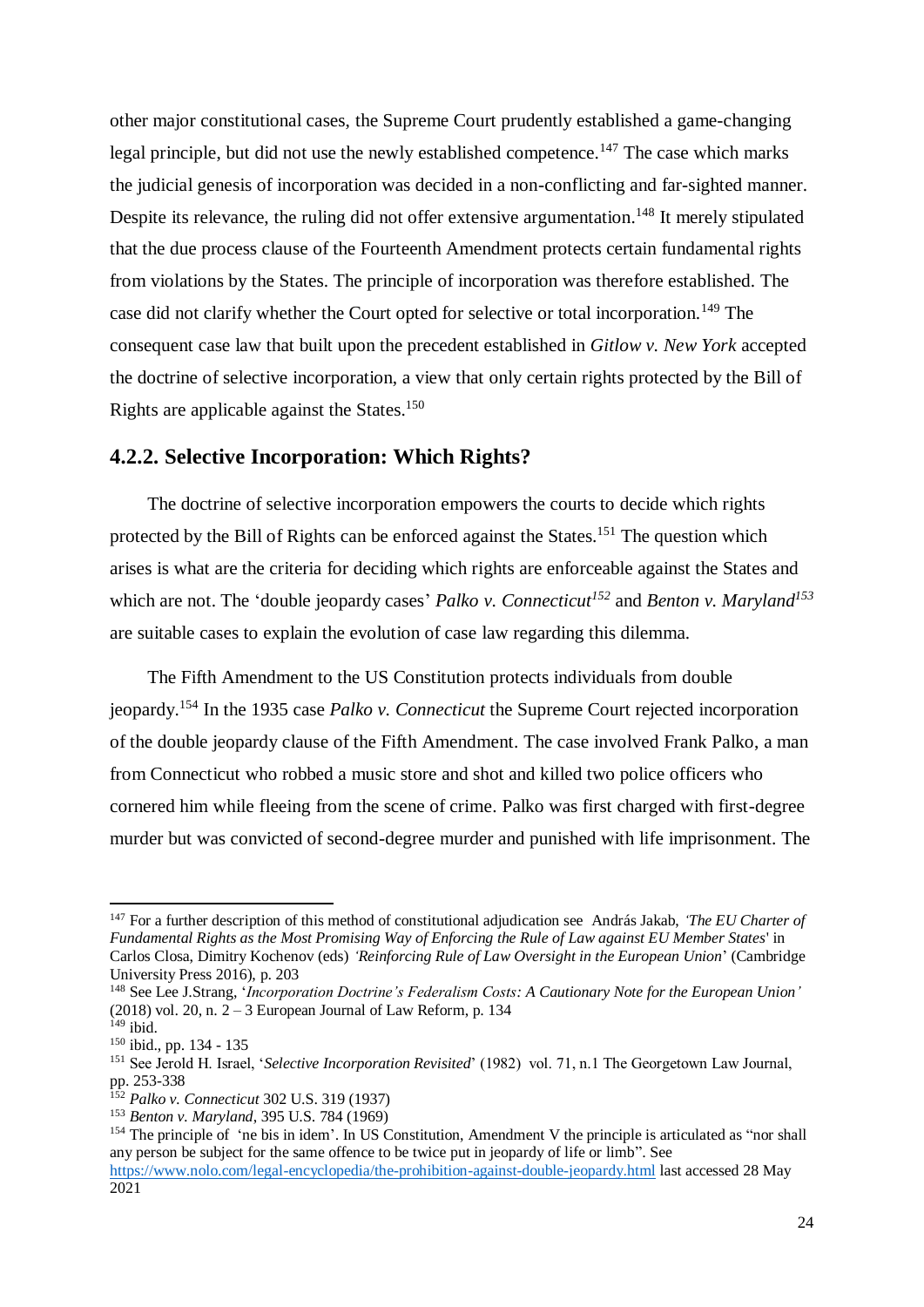other major constitutional cases, the Supreme Court prudently established a game-changing legal principle, but did not use the newly established competence.[147] The case which marks the judicial genesis of incorporation was decided in a non-conflicting and far-sighted manner. Despite its relevance, the ruling did not offer extensive argumentation.[148] It merely stipulated that the due process clause of the Fourteenth Amendment protects certain fundamental rights from violations by the States. The principle of incorporation was therefore established. The case did not clarify whether the Court opted for selective or total incorporation.[149] The consequent case law that built upon the precedent established in *Gitlow v. New York* accepted the doctrine of selective incorporation, a view that only certain rights protected by the Bill of Rights are applicable against the States.[150]

### 4.2.2. Selective Incorporation: Which Rights?

The doctrine of selective incorporation empowers the courts to decide which rights protected by the Bill of Rights can be enforced against the States.[151] The question which arises is what are the criteria for deciding which rights are enforceable against the States and which are not. The 'double jeopardy cases' ***Palko v. Connecticut***[152] and ***Benton v. Maryland***[153] are suitable cases to explain the evolution of case law regarding this dilemma.

The Fifth Amendment to the US Constitution protects individuals from double jeopardy.[154] In the 1935 case *Palko v. Connecticut* the Supreme Court rejected incorporation of the double jeopardy clause of the Fifth Amendment. The case involved Frank Palko, a man from Connecticut who robbed a music store and shot and killed two police officers who cornered him while fleeing from the scene of crime. Palko was first charged with first-degree murder but was convicted of second-degree murder and punished with life imprisonment. The

---

[147] For a further description of this method of constitutional adjudication see András Jakab, *'The EU Charter of Fundamental Rights as the Most Promising Way of Enforcing the Rule of Law against EU Member States'* in Carlos Closa, Dimitry Kochenov (eds) *'Reinforcing Rule of Law Oversight in the European Union'* (Cambridge University Press 2016), p. 203

[148] See Lee J.Strang, '*Incorporation Doctrine's Federalism Costs: A Cautionary Note for the European Union'* (2018) vol. 20, n. 2 – 3 European Journal of Law Reform, p. 134

[149] ibid.

[150] ibid., pp. 134 - 135

[151] See Jerold H. Israel, '*Selective Incorporation Revisited*' (1982) vol. 71, n.1 The Georgetown Law Journal, pp. 253-338

[152] *Palko v. Connecticut* 302 U.S. 319 (1937)

[153] *Benton v. Maryland*, 395 U.S. 784 (1969)

[154] The principle of 'ne bis in idem'. In US Constitution, Amendment V the principle is articulated as "nor shall any person be subject for the same offence to be twice put in jeopardy of life or limb". See https://www.nolo.com/legal-encyclopedia/the-prohibition-against-double-jeopardy.html last accessed 28 May 2021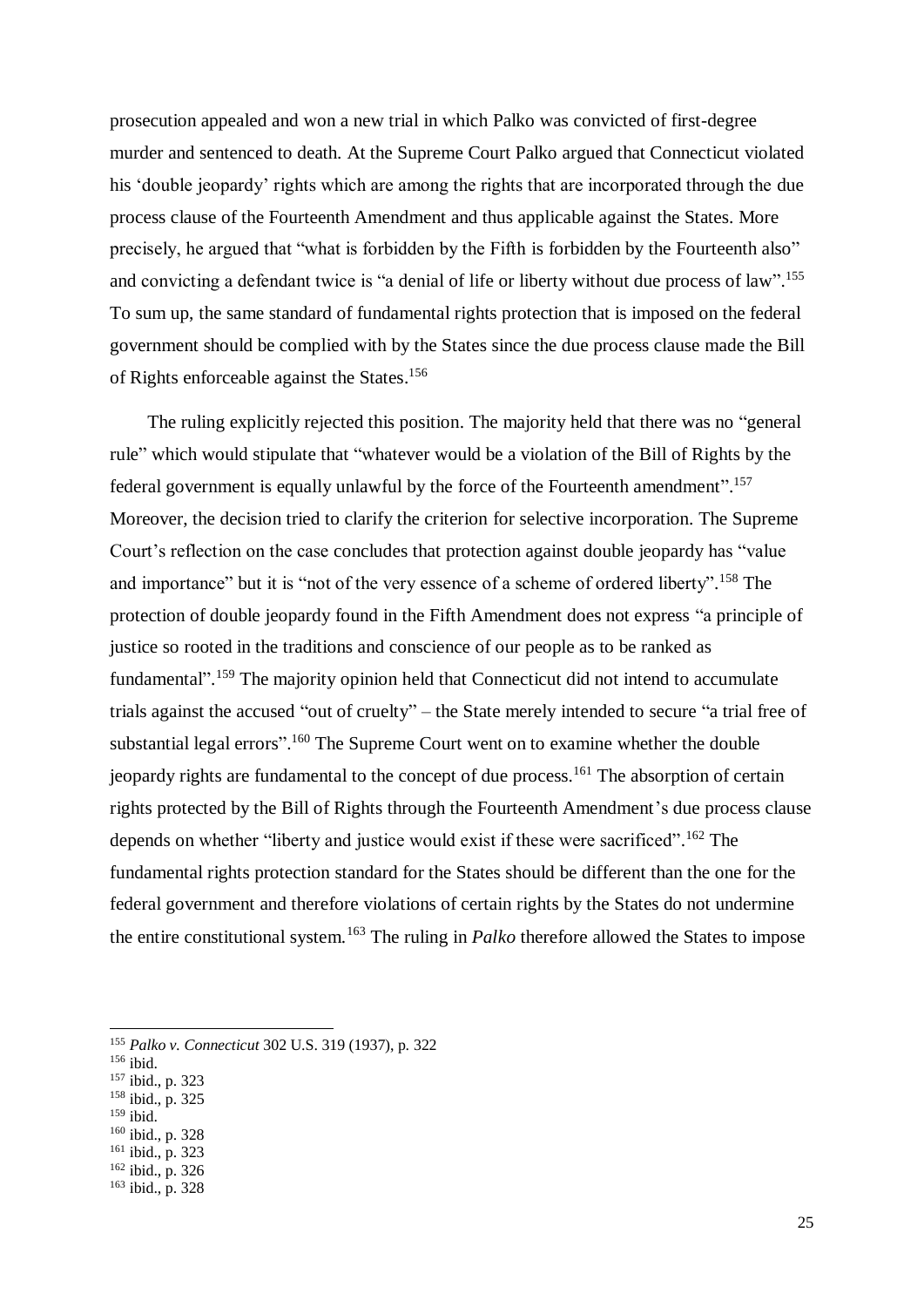prosecution appealed and won a new trial in which Palko was convicted of first-degree murder and sentenced to death. At the Supreme Court Palko argued that Connecticut violated his 'double jeopardy' rights which are among the rights that are incorporated through the due process clause of the Fourteenth Amendment and thus applicable against the States. More precisely, he argued that "what is forbidden by the Fifth is forbidden by the Fourteenth also" and convicting a defendant twice is "a denial of life or liberty without due process of law".[155] To sum up, the same standard of fundamental rights protection that is imposed on the federal government should be complied with by the States since the due process clause made the Bill of Rights enforceable against the States.[156]

The ruling explicitly rejected this position. The majority held that there was no "general rule" which would stipulate that "whatever would be a violation of the Bill of Rights by the federal government is equally unlawful by the force of the Fourteenth amendment".[157] Moreover, the decision tried to clarify the criterion for selective incorporation. The Supreme Court's reflection on the case concludes that protection against double jeopardy has "value and importance" but it is "not of the very essence of a scheme of ordered liberty".[158] The protection of double jeopardy found in the Fifth Amendment does not express "a principle of justice so rooted in the traditions and conscience of our people as to be ranked as fundamental".[159] The majority opinion held that Connecticut did not intend to accumulate trials against the accused "out of cruelty" – the State merely intended to secure "a trial free of substantial legal errors".[160] The Supreme Court went on to examine whether the double jeopardy rights are fundamental to the concept of due process.[161] The absorption of certain rights protected by the Bill of Rights through the Fourteenth Amendment's due process clause depends on whether "liberty and justice would exist if these were sacrificed".[162] The fundamental rights protection standard for the States should be different than the one for the federal government and therefore violations of certain rights by the States do not undermine the entire constitutional system.[163] The ruling in *Palko* therefore allowed the States to impose

---

[155] *Palko v. Connecticut* 302 U.S. 319 (1937), p. 322
[156] ibid.
[157] ibid., p. 323
[158] ibid., p. 325
[159] ibid.
[160] ibid., p. 328
[161] ibid., p. 323
[162] ibid., p. 326
[163] ibid., p. 328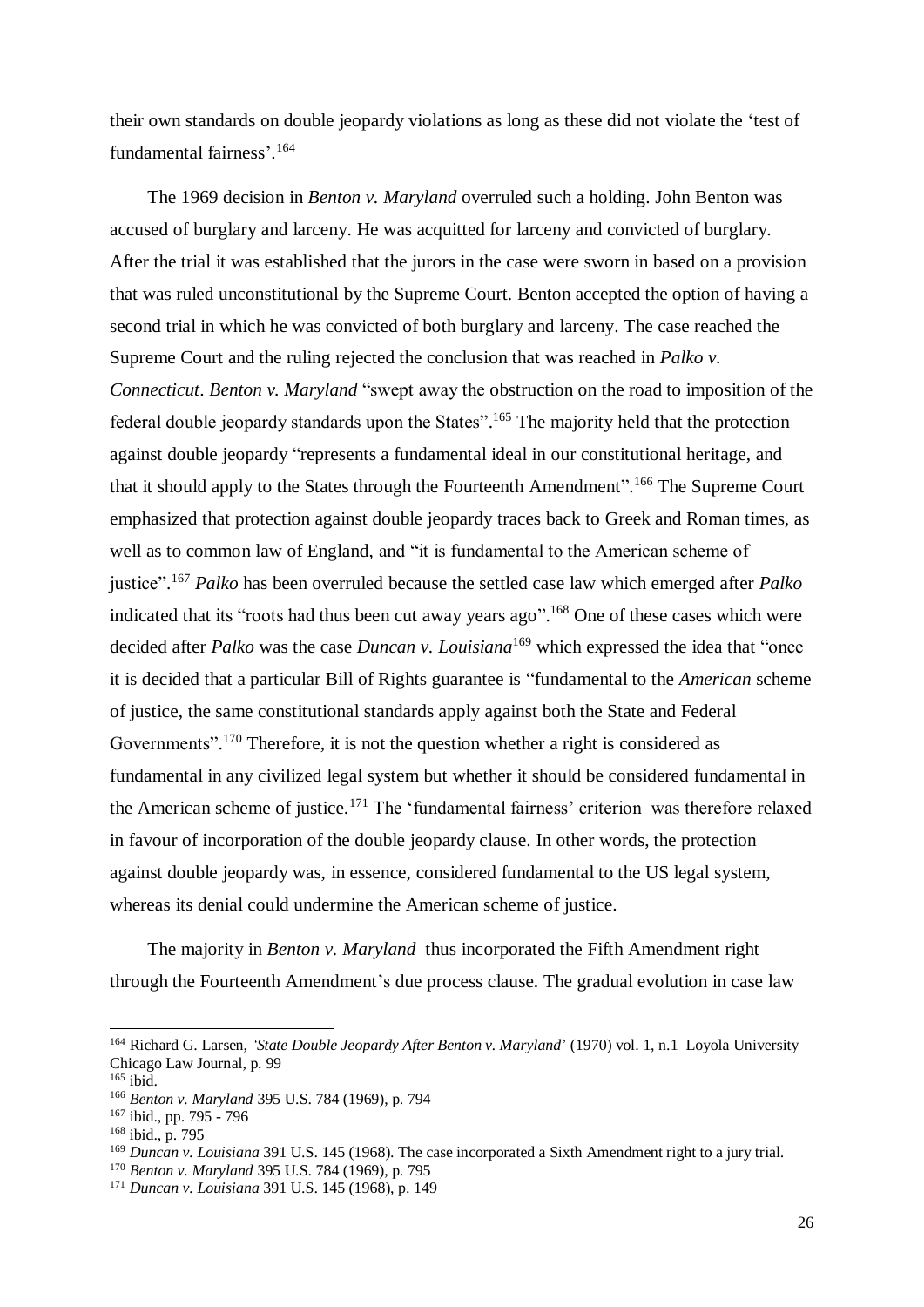their own standards on double jeopardy violations as long as these did not violate the 'test of fundamental fairness'.[164]

The 1969 decision in *Benton v. Maryland* overruled such a holding. John Benton was accused of burglary and larceny. He was acquitted for larceny and convicted of burglary. After the trial it was established that the jurors in the case were sworn in based on a provision that was ruled unconstitutional by the Supreme Court. Benton accepted the option of having a second trial in which he was convicted of both burglary and larceny. The case reached the Supreme Court and the ruling rejected the conclusion that was reached in *Palko v. Connecticut*. *Benton v. Maryland* "swept away the obstruction on the road to imposition of the federal double jeopardy standards upon the States".[165] The majority held that the protection against double jeopardy "represents a fundamental ideal in our constitutional heritage, and that it should apply to the States through the Fourteenth Amendment".[166] The Supreme Court emphasized that protection against double jeopardy traces back to Greek and Roman times, as well as to common law of England, and "it is fundamental to the American scheme of justice".[167] *Palko* has been overruled because the settled case law which emerged after *Palko* indicated that its "roots had thus been cut away years ago".[168] One of these cases which were decided after *Palko* was the case *Duncan v. Louisiana*[169] which expressed the idea that "once it is decided that a particular Bill of Rights guarantee is "fundamental to the *American* scheme of justice, the same constitutional standards apply against both the State and Federal Governments".[170] Therefore, it is not the question whether a right is considered as fundamental in any civilized legal system but whether it should be considered fundamental in the American scheme of justice.[171] The 'fundamental fairness' criterion was therefore relaxed in favour of incorporation of the double jeopardy clause. In other words, the protection against double jeopardy was, in essence, considered fundamental to the US legal system, whereas its denial could undermine the American scheme of justice.

The majority in *Benton v. Maryland* thus incorporated the Fifth Amendment right through the Fourteenth Amendment's due process clause. The gradual evolution in case law

---

[164] Richard G. Larsen, *'State Double Jeopardy After Benton v. Maryland*' (1970) vol. 1, n.1 Loyola University Chicago Law Journal, p. 99

[165] ibid.

[166] *Benton v. Maryland* 395 U.S. 784 (1969), p. 794

[167] ibid., pp. 795 - 796

[168] ibid., p. 795

[169] *Duncan v. Louisiana* 391 U.S. 145 (1968). The case incorporated a Sixth Amendment right to a jury trial.

[170] *Benton v. Maryland* 395 U.S. 784 (1969), p. 795

[171] *Duncan v. Louisiana* 391 U.S. 145 (1968), p. 149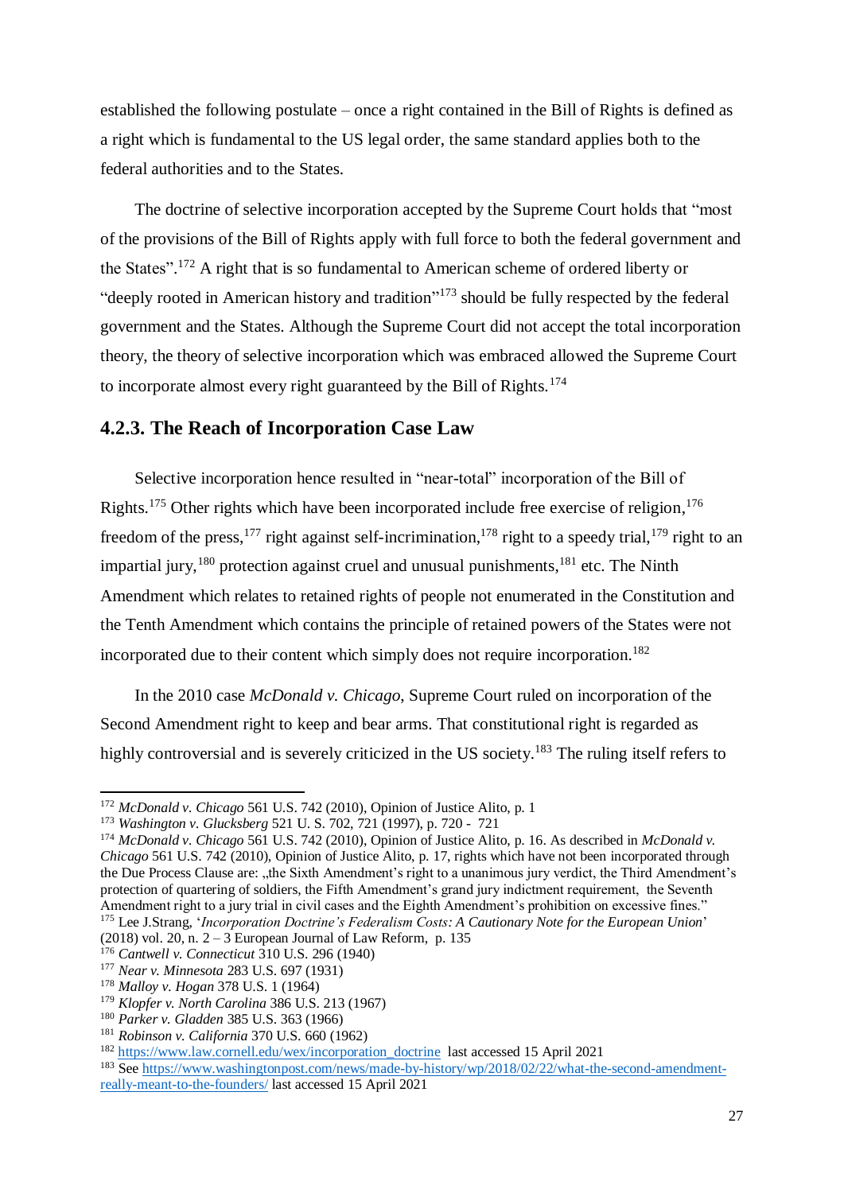established the following postulate – once a right contained in the Bill of Rights is defined as a right which is fundamental to the US legal order, the same standard applies both to the federal authorities and to the States.

The doctrine of selective incorporation accepted by the Supreme Court holds that "most of the provisions of the Bill of Rights apply with full force to both the federal government and the States".[172] A right that is so fundamental to American scheme of ordered liberty or "deeply rooted in American history and tradition"[173] should be fully respected by the federal government and the States. Although the Supreme Court did not accept the total incorporation theory, the theory of selective incorporation which was embraced allowed the Supreme Court to incorporate almost every right guaranteed by the Bill of Rights.[174]

### 4.2.3. The Reach of Incorporation Case Law

Selective incorporation hence resulted in "near-total" incorporation of the Bill of Rights.[175] Other rights which have been incorporated include free exercise of religion,[176] freedom of the press,[177] right against self-incrimination,[178] right to a speedy trial,[179] right to an impartial jury,[180] protection against cruel and unusual punishments,[181] etc. The Ninth Amendment which relates to retained rights of people not enumerated in the Constitution and the Tenth Amendment which contains the principle of retained powers of the States were not incorporated due to their content which simply does not require incorporation.[182]

In the 2010 case *McDonald v. Chicago*, Supreme Court ruled on incorporation of the Second Amendment right to keep and bear arms. That constitutional right is regarded as highly controversial and is severely criticized in the US society.[183] The ruling itself refers to

---

[172] *McDonald v. Chicago* 561 U.S. 742 (2010), Opinion of Justice Alito, p. 1

[173] *Washington v. Glucksberg* 521 U. S. 702, 721 (1997), p. 720 - 721

[174] *McDonald v. Chicago* 561 U.S. 742 (2010), Opinion of Justice Alito, p. 16. As described in *McDonald v. Chicago* 561 U.S. 742 (2010), Opinion of Justice Alito, p. 17, rights which have not been incorporated through the Due Process Clause are: „the Sixth Amendment's right to a unanimous jury verdict, the Third Amendment's protection of quartering of soldiers, the Fifth Amendment's grand jury indictment requirement, the Seventh Amendment right to a jury trial in civil cases and the Eighth Amendment's prohibition on excessive fines."

[175] Lee J.Strang, '*Incorporation Doctrine's Federalism Costs: A Cautionary Note for the European Union*' (2018) vol. 20, n. 2 – 3 European Journal of Law Reform, p. 135

[176] *Cantwell v. Connecticut* 310 U.S. 296 (1940)

[177] *Near v. Minnesota* 283 U.S. 697 (1931)

[178] *Malloy v. Hogan* 378 U.S. 1 (1964)

[179] *Klopfer v. North Carolina* 386 U.S. 213 (1967)

[180] *Parker v. Gladden* 385 U.S. 363 (1966)

[181] *Robinson v. California* 370 U.S. 660 (1962)

[182] https://www.law.cornell.edu/wex/incorporation_doctrine last accessed 15 April 2021

[183] See https://www.washingtonpost.com/news/made-by-history/wp/2018/02/22/what-the-second-amendment-really-meant-to-the-founders/ last accessed 15 April 2021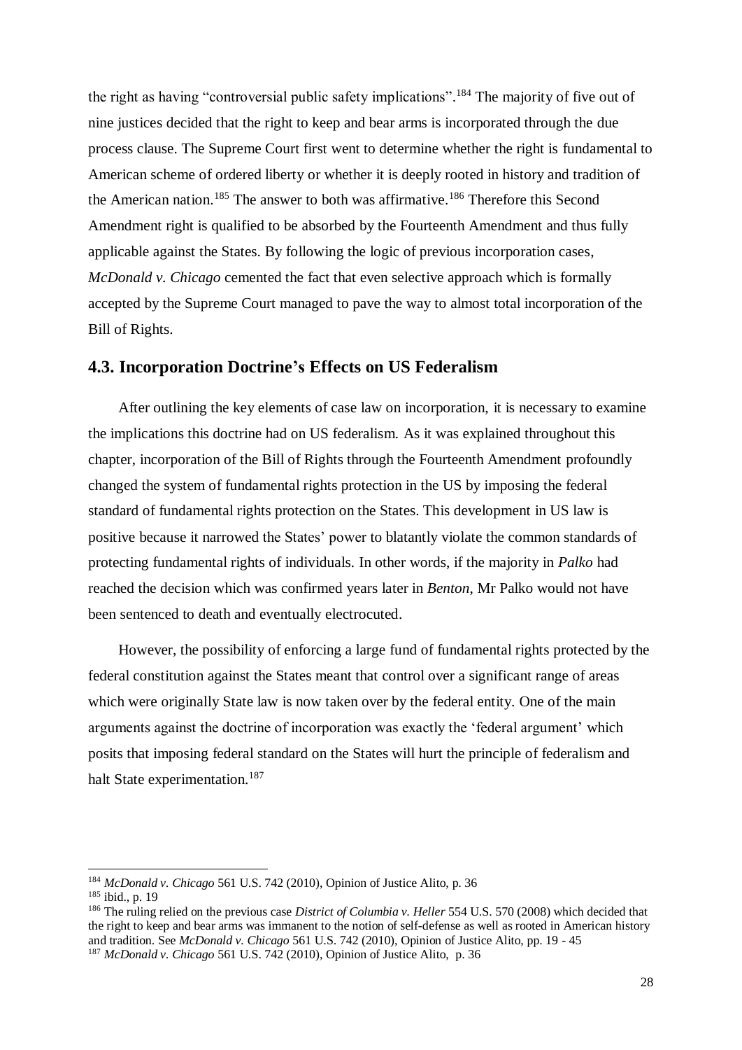the right as having "controversial public safety implications".[184] The majority of five out of nine justices decided that the right to keep and bear arms is incorporated through the due process clause. The Supreme Court first went to determine whether the right is fundamental to American scheme of ordered liberty or whether it is deeply rooted in history and tradition of the American nation.[185] The answer to both was affirmative.[186] Therefore this Second Amendment right is qualified to be absorbed by the Fourteenth Amendment and thus fully applicable against the States. By following the logic of previous incorporation cases, *McDonald v. Chicago* cemented the fact that even selective approach which is formally accepted by the Supreme Court managed to pave the way to almost total incorporation of the Bill of Rights.

## 4.3. Incorporation Doctrine's Effects on US Federalism

After outlining the key elements of case law on incorporation, it is necessary to examine the implications this doctrine had on US federalism. As it was explained throughout this chapter, incorporation of the Bill of Rights through the Fourteenth Amendment profoundly changed the system of fundamental rights protection in the US by imposing the federal standard of fundamental rights protection on the States. This development in US law is positive because it narrowed the States' power to blatantly violate the common standards of protecting fundamental rights of individuals. In other words, if the majority in *Palko* had reached the decision which was confirmed years later in *Benton*, Mr Palko would not have been sentenced to death and eventually electrocuted.

However, the possibility of enforcing a large fund of fundamental rights protected by the federal constitution against the States meant that control over a significant range of areas which were originally State law is now taken over by the federal entity. One of the main arguments against the doctrine of incorporation was exactly the 'federal argument' which posits that imposing federal standard on the States will hurt the principle of federalism and halt State experimentation.[187]

---

[184] *McDonald v. Chicago* 561 U.S. 742 (2010), Opinion of Justice Alito, p. 36

[185] ibid., p. 19

[186] The ruling relied on the previous case *District of Columbia v. Heller* 554 U.S. 570 (2008) which decided that the right to keep and bear arms was immanent to the notion of self-defense as well as rooted in American history and tradition. See *McDonald v. Chicago* 561 U.S. 742 (2010), Opinion of Justice Alito, pp. 19 - 45

[187] *McDonald v. Chicago* 561 U.S. 742 (2010), Opinion of Justice Alito, p. 36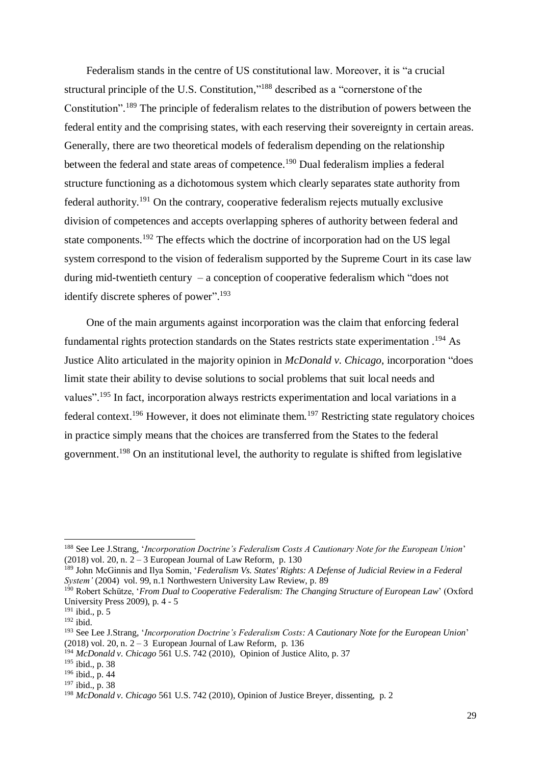Federalism stands in the centre of US constitutional law. Moreover, it is "a crucial structural principle of the U.S. Constitution,"[188] described as a "cornerstone of the Constitution".[189] The principle of federalism relates to the distribution of powers between the federal entity and the comprising states, with each reserving their sovereignty in certain areas. Generally, there are two theoretical models of federalism depending on the relationship between the federal and state areas of competence.[190] Dual federalism implies a federal structure functioning as a dichotomous system which clearly separates state authority from federal authority.[191] On the contrary, cooperative federalism rejects mutually exclusive division of competences and accepts overlapping spheres of authority between federal and state components.[192] The effects which the doctrine of incorporation had on the US legal system correspond to the vision of federalism supported by the Supreme Court in its case law during mid-twentieth century – a conception of cooperative federalism which "does not identify discrete spheres of power".[193]

One of the main arguments against incorporation was the claim that enforcing federal fundamental rights protection standards on the States restricts state experimentation .[194] As Justice Alito articulated in the majority opinion in *McDonald v. Chicago*, incorporation "does limit state their ability to devise solutions to social problems that suit local needs and values".[195] In fact, incorporation always restricts experimentation and local variations in a federal context.[196] However, it does not eliminate them.[197] Restricting state regulatory choices in practice simply means that the choices are transferred from the States to the federal government.[198] On an institutional level, the authority to regulate is shifted from legislative

---

[188] See Lee J.Strang, '*Incorporation Doctrine's Federalism Costs A Cautionary Note for the European Union*' (2018) vol. 20, n. 2 – 3 European Journal of Law Reform, p. 130

[189] John McGinnis and Ilya Somin, '*Federalism Vs. States' Rights: A Defense of Judicial Review in a Federal System'* (2004) vol. 99, n.1 Northwestern University Law Review, p. 89

[190] Robert Schütze, '*From Dual to Cooperative Federalism: The Changing Structure of European Law*' (Oxford University Press 2009), p. 4 - 5

[191] ibid., p. 5

[192] ibid.

[193] See Lee J.Strang, '*Incorporation Doctrine's Federalism Costs: A Cautionary Note for the European Union*' (2018) vol. 20, n. 2 – 3 European Journal of Law Reform, p. 136

[194] *McDonald v. Chicago* 561 U.S. 742 (2010), Opinion of Justice Alito, p. 37

[195] ibid., p. 38

[196] ibid., p. 44

[197] ibid., p. 38

[198] *McDonald v. Chicago* 561 U.S. 742 (2010), Opinion of Justice Breyer, dissenting, p. 2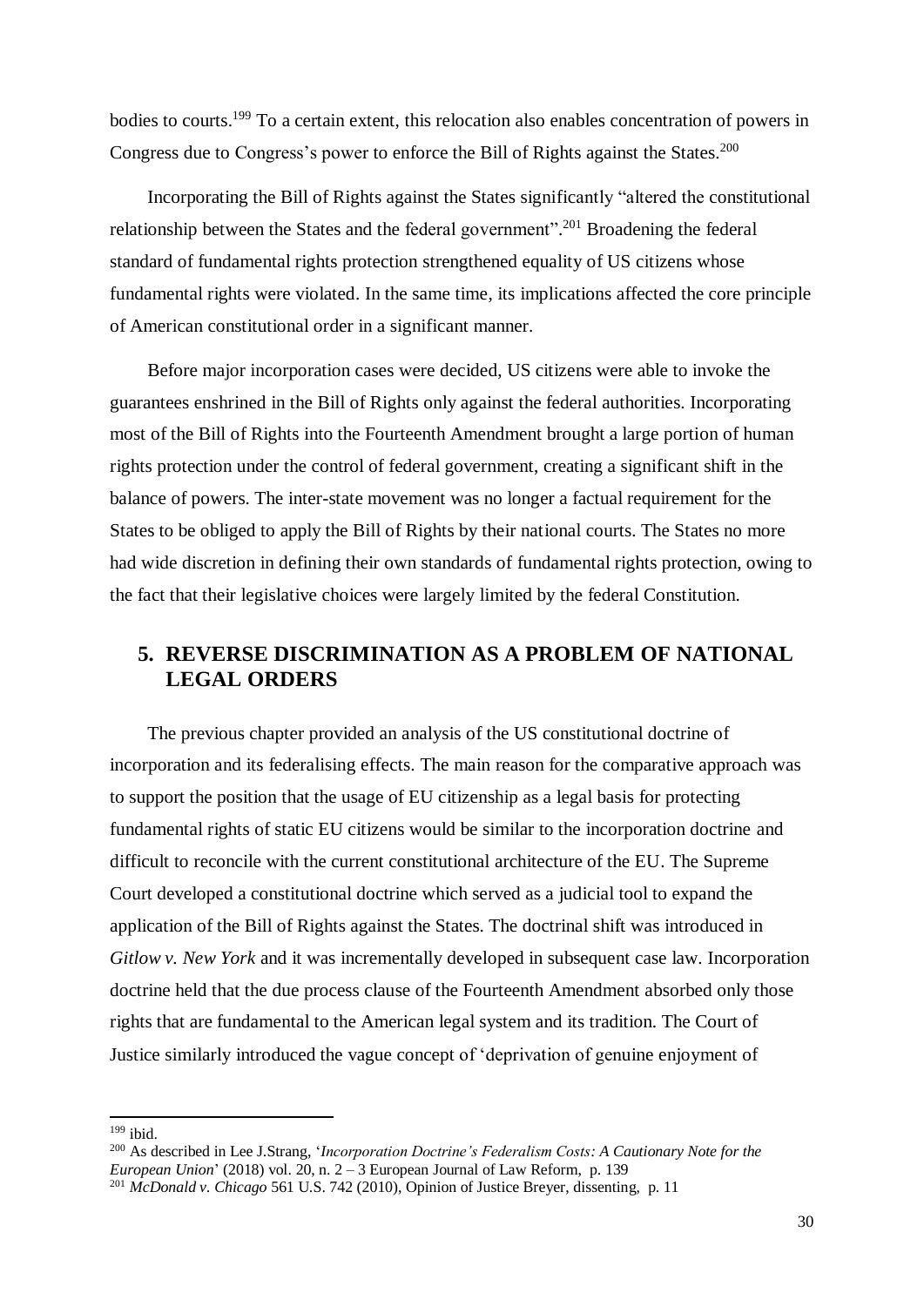bodies to courts.[199] To a certain extent, this relocation also enables concentration of powers in Congress due to Congress's power to enforce the Bill of Rights against the States.[200]

Incorporating the Bill of Rights against the States significantly "altered the constitutional relationship between the States and the federal government".[201] Broadening the federal standard of fundamental rights protection strengthened equality of US citizens whose fundamental rights were violated. In the same time, its implications affected the core principle of American constitutional order in a significant manner.

Before major incorporation cases were decided, US citizens were able to invoke the guarantees enshrined in the Bill of Rights only against the federal authorities. Incorporating most of the Bill of Rights into the Fourteenth Amendment brought a large portion of human rights protection under the control of federal government, creating a significant shift in the balance of powers. The inter-state movement was no longer a factual requirement for the States to be obliged to apply the Bill of Rights by their national courts. The States no more had wide discretion in defining their own standards of fundamental rights protection, owing to the fact that their legislative choices were largely limited by the federal Constitution.

## 5. REVERSE DISCRIMINATION AS A PROBLEM OF NATIONAL LEGAL ORDERS

The previous chapter provided an analysis of the US constitutional doctrine of incorporation and its federalising effects. The main reason for the comparative approach was to support the position that the usage of EU citizenship as a legal basis for protecting fundamental rights of static EU citizens would be similar to the incorporation doctrine and difficult to reconcile with the current constitutional architecture of the EU. The Supreme Court developed a constitutional doctrine which served as a judicial tool to expand the application of the Bill of Rights against the States. The doctrinal shift was introduced in *Gitlow v. New York* and it was incrementally developed in subsequent case law. Incorporation doctrine held that the due process clause of the Fourteenth Amendment absorbed only those rights that are fundamental to the American legal system and its tradition. The Court of Justice similarly introduced the vague concept of 'deprivation of genuine enjoyment of

---

[199] ibid.

[200] As described in Lee J.Strang, '*Incorporation Doctrine's Federalism Costs: A Cautionary Note for the European Union*' (2018) vol. 20, n. 2 – 3 European Journal of Law Reform, p. 139

[201] *McDonald v. Chicago* 561 U.S. 742 (2010), Opinion of Justice Breyer, dissenting, p. 11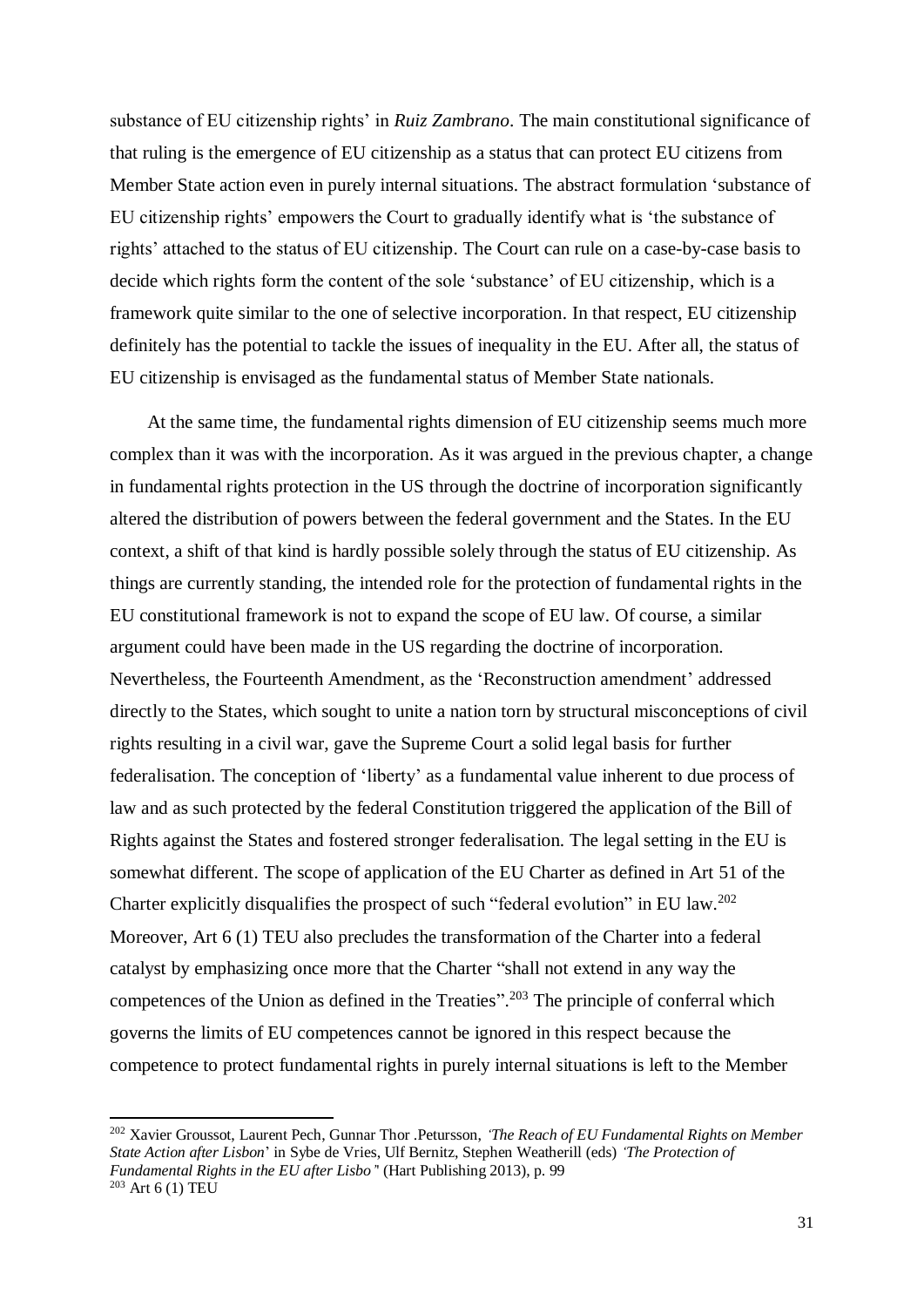substance of EU citizenship rights' in *Ruiz Zambrano*. The main constitutional significance of that ruling is the emergence of EU citizenship as a status that can protect EU citizens from Member State action even in purely internal situations. The abstract formulation 'substance of EU citizenship rights' empowers the Court to gradually identify what is 'the substance of rights' attached to the status of EU citizenship. The Court can rule on a case-by-case basis to decide which rights form the content of the sole 'substance' of EU citizenship, which is a framework quite similar to the one of selective incorporation. In that respect, EU citizenship definitely has the potential to tackle the issues of inequality in the EU. After all, the status of EU citizenship is envisaged as the fundamental status of Member State nationals.

At the same time, the fundamental rights dimension of EU citizenship seems much more complex than it was with the incorporation. As it was argued in the previous chapter, a change in fundamental rights protection in the US through the doctrine of incorporation significantly altered the distribution of powers between the federal government and the States. In the EU context, a shift of that kind is hardly possible solely through the status of EU citizenship. As things are currently standing, the intended role for the protection of fundamental rights in the EU constitutional framework is not to expand the scope of EU law. Of course, a similar argument could have been made in the US regarding the doctrine of incorporation. Nevertheless, the Fourteenth Amendment, as the 'Reconstruction amendment' addressed directly to the States, which sought to unite a nation torn by structural misconceptions of civil rights resulting in a civil war, gave the Supreme Court a solid legal basis for further federalisation. The conception of 'liberty' as a fundamental value inherent to due process of law and as such protected by the federal Constitution triggered the application of the Bill of Rights against the States and fostered stronger federalisation. The legal setting in the EU is somewhat different. The scope of application of the EU Charter as defined in Art 51 of the Charter explicitly disqualifies the prospect of such "federal evolution" in EU law.[202] Moreover, Art 6 (1) TEU also precludes the transformation of the Charter into a federal catalyst by emphasizing once more that the Charter "shall not extend in any way the competences of the Union as defined in the Treaties".[203] The principle of conferral which governs the limits of EU competences cannot be ignored in this respect because the competence to protect fundamental rights in purely internal situations is left to the Member

---

[202] Xavier Groussot, Laurent Pech, Gunnar Thor .Petursson, *'The Reach of EU Fundamental Rights on Member State Action after Lisbon*' in Sybe de Vries, Ulf Bernitz, Stephen Weatherill (eds) *'The Protection of Fundamental Rights in the EU after Lisbo"* (Hart Publishing 2013), p. 99

[203] Art 6 (1) TEU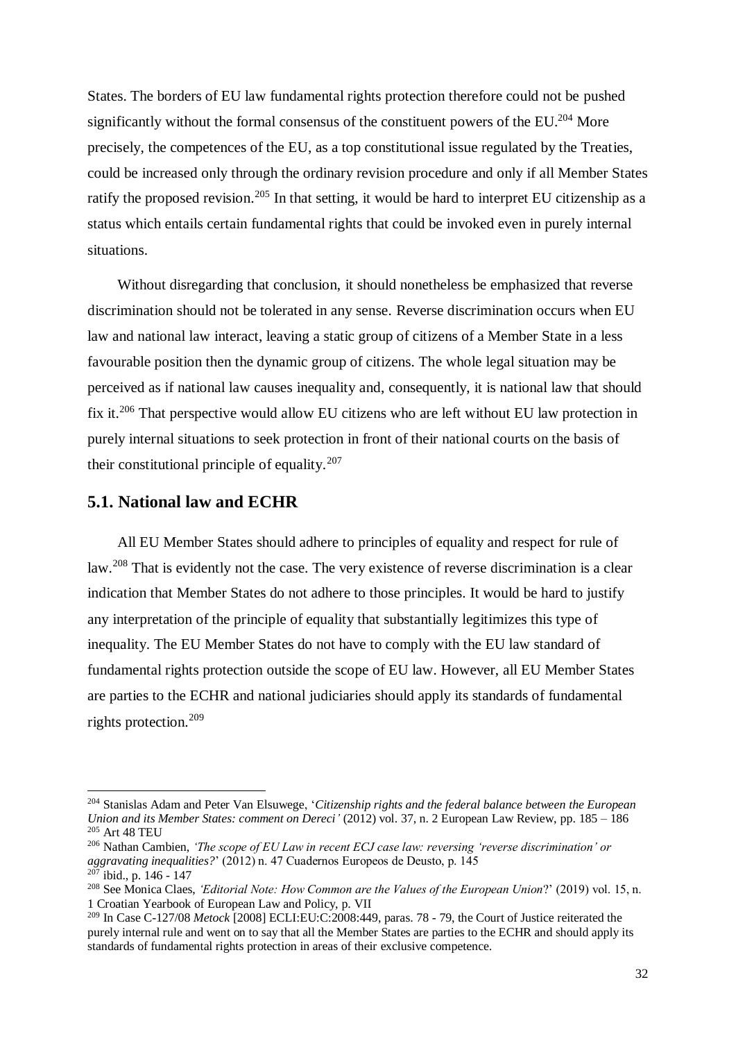States. The borders of EU law fundamental rights protection therefore could not be pushed significantly without the formal consensus of the constituent powers of the EU.[204] More precisely, the competences of the EU, as a top constitutional issue regulated by the Treaties, could be increased only through the ordinary revision procedure and only if all Member States ratify the proposed revision.[205] In that setting, it would be hard to interpret EU citizenship as a status which entails certain fundamental rights that could be invoked even in purely internal situations.

Without disregarding that conclusion, it should nonetheless be emphasized that reverse discrimination should not be tolerated in any sense. Reverse discrimination occurs when EU law and national law interact, leaving a static group of citizens of a Member State in a less favourable position then the dynamic group of citizens. The whole legal situation may be perceived as if national law causes inequality and, consequently, it is national law that should fix it.[206] That perspective would allow EU citizens who are left without EU law protection in purely internal situations to seek protection in front of their national courts on the basis of their constitutional principle of equality.[207]

## 5.1. National law and ECHR

All EU Member States should adhere to principles of equality and respect for rule of law.[208] That is evidently not the case. The very existence of reverse discrimination is a clear indication that Member States do not adhere to those principles. It would be hard to justify any interpretation of the principle of equality that substantially legitimizes this type of inequality. The EU Member States do not have to comply with the EU law standard of fundamental rights protection outside the scope of EU law. However, all EU Member States are parties to the ECHR and national judiciaries should apply its standards of fundamental rights protection.[209]

---

[204] Stanislas Adam and Peter Van Elsuwege, '*Citizenship rights and the federal balance between the European Union and its Member States: comment on Dereci'* (2012) vol. 37, n. 2 European Law Review, pp. 185 – 186

[205] Art 48 TEU

[206] Nathan Cambien, *'The scope of EU Law in recent ECJ case law: reversing 'reverse discrimination' or aggravating inequalities?*' (2012) n. 47 Cuadernos Europeos de Deusto, p. 145

[207] ibid., p. 146 - 147

[208] See Monica Claes, *'Editorial Note: How Common are the Values of the European Union*?' (2019) vol. 15, n. 1 Croatian Yearbook of European Law and Policy, p. VII

[209] In Case C-127/08 *Metock* [2008] ECLI:EU:C:2008:449, paras. 78 - 79, the Court of Justice reiterated the purely internal rule and went on to say that all the Member States are parties to the ECHR and should apply its standards of fundamental rights protection in areas of their exclusive competence.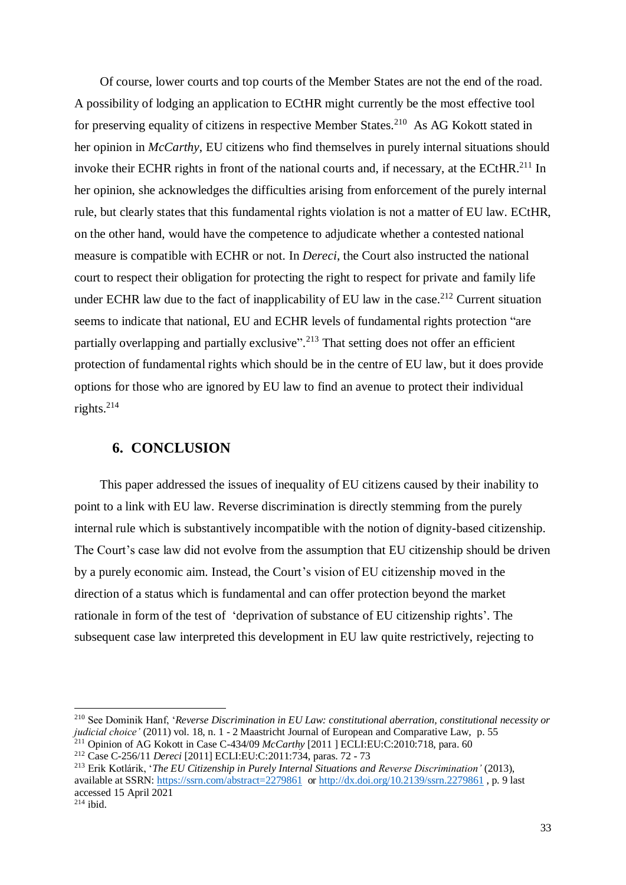Of course, lower courts and top courts of the Member States are not the end of the road. A possibility of lodging an application to ECtHR might currently be the most effective tool for preserving equality of citizens in respective Member States.[210] As AG Kokott stated in her opinion in *McCarthy*, EU citizens who find themselves in purely internal situations should invoke their ECHR rights in front of the national courts and, if necessary, at the ECtHR.[211] In her opinion, she acknowledges the difficulties arising from enforcement of the purely internal rule, but clearly states that this fundamental rights violation is not a matter of EU law. ECtHR, on the other hand, would have the competence to adjudicate whether a contested national measure is compatible with ECHR or not. In *Dereci*, the Court also instructed the national court to respect their obligation for protecting the right to respect for private and family life under ECHR law due to the fact of inapplicability of EU law in the case.[212] Current situation seems to indicate that national, EU and ECHR levels of fundamental rights protection "are partially overlapping and partially exclusive".[213] That setting does not offer an efficient protection of fundamental rights which should be in the centre of EU law, but it does provide options for those who are ignored by EU law to find an avenue to protect their individual rights.[214]

## 6. CONCLUSION

This paper addressed the issues of inequality of EU citizens caused by their inability to point to a link with EU law. Reverse discrimination is directly stemming from the purely internal rule which is substantively incompatible with the notion of dignity-based citizenship. The Court's case law did not evolve from the assumption that EU citizenship should be driven by a purely economic aim. Instead, the Court's vision of EU citizenship moved in the direction of a status which is fundamental and can offer protection beyond the market rationale in form of the test of 'deprivation of substance of EU citizenship rights'. The subsequent case law interpreted this development in EU law quite restrictively, rejecting to

---

[210] See Dominik Hanf, '*Reverse Discrimination in EU Law: constitutional aberration, constitutional necessity or judicial choice'* (2011) vol. 18, n. 1 - 2 Maastricht Journal of European and Comparative Law, p. 55

[211] Opinion of AG Kokott in Case C-434/09 *McCarthy* [2011 ] ECLI:EU:C:2010:718, para. 60

[212] Case C-256/11 *Dereci* [2011] ECLI:EU:C:2011:734, paras. 72 - 73

[213] Erik Kotlárik, '*The EU Citizenship in Purely Internal Situations and Reverse Discrimination'* (2013), available at SSRN: https://ssrn.com/abstract=2279861 or http://dx.doi.org/10.2139/ssrn.2279861 , p. 9 last accessed 15 April 2021

[214] ibid.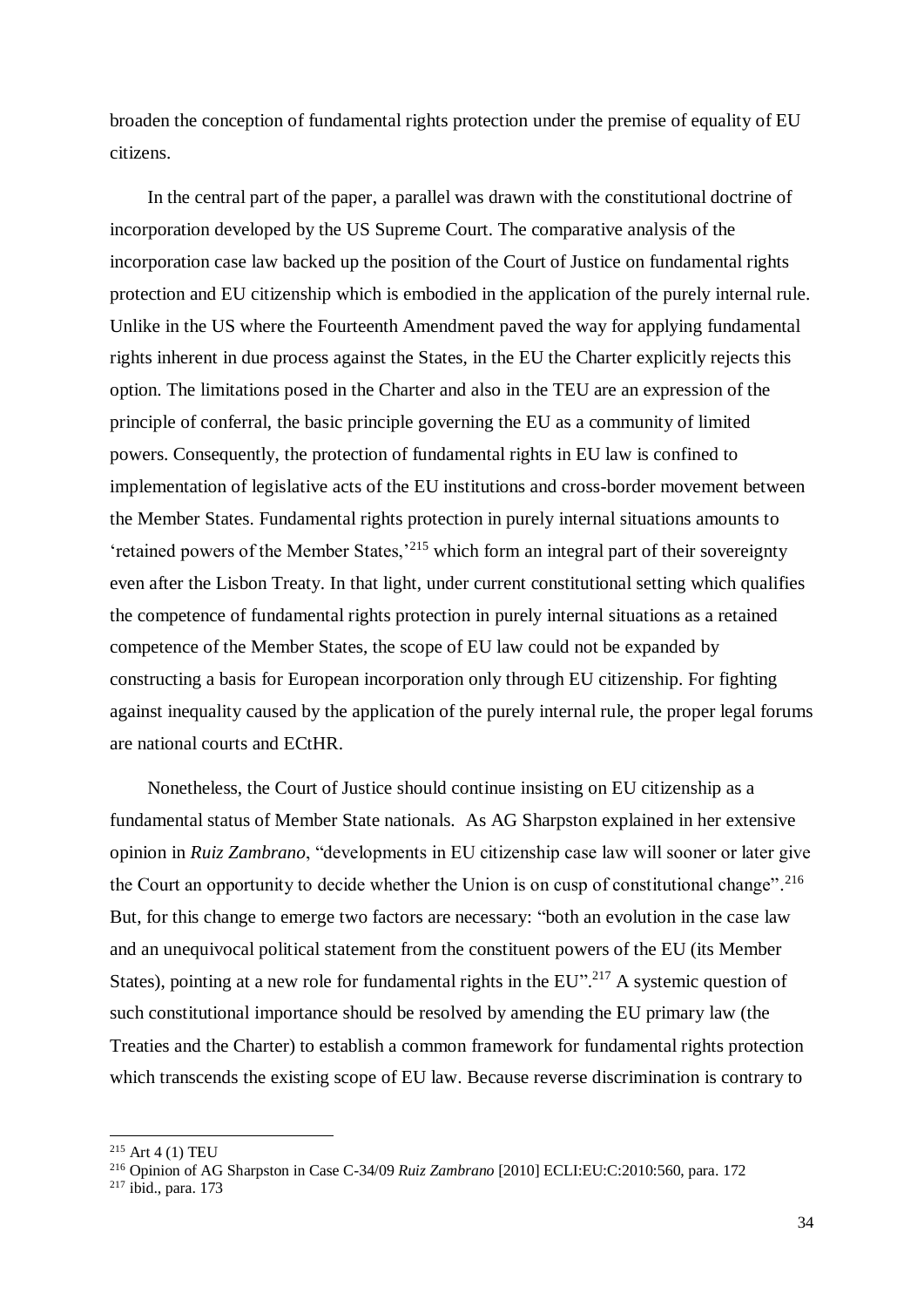broaden the conception of fundamental rights protection under the premise of equality of EU citizens.

In the central part of the paper, a parallel was drawn with the constitutional doctrine of incorporation developed by the US Supreme Court. The comparative analysis of the incorporation case law backed up the position of the Court of Justice on fundamental rights protection and EU citizenship which is embodied in the application of the purely internal rule. Unlike in the US where the Fourteenth Amendment paved the way for applying fundamental rights inherent in due process against the States, in the EU the Charter explicitly rejects this option. The limitations posed in the Charter and also in the TEU are an expression of the principle of conferral, the basic principle governing the EU as a community of limited powers. Consequently, the protection of fundamental rights in EU law is confined to implementation of legislative acts of the EU institutions and cross-border movement between the Member States. Fundamental rights protection in purely internal situations amounts to 'retained powers of the Member States,'[215] which form an integral part of their sovereignty even after the Lisbon Treaty. In that light, under current constitutional setting which qualifies the competence of fundamental rights protection in purely internal situations as a retained competence of the Member States, the scope of EU law could not be expanded by constructing a basis for European incorporation only through EU citizenship. For fighting against inequality caused by the application of the purely internal rule, the proper legal forums are national courts and ECtHR.

Nonetheless, the Court of Justice should continue insisting on EU citizenship as a fundamental status of Member State nationals. As AG Sharpston explained in her extensive opinion in *Ruiz Zambrano*, "developments in EU citizenship case law will sooner or later give the Court an opportunity to decide whether the Union is on cusp of constitutional change".[216] But, for this change to emerge two factors are necessary: "both an evolution in the case law and an unequivocal political statement from the constituent powers of the EU (its Member States), pointing at a new role for fundamental rights in the EU".[217] A systemic question of such constitutional importance should be resolved by amending the EU primary law (the Treaties and the Charter) to establish a common framework for fundamental rights protection which transcends the existing scope of EU law. Because reverse discrimination is contrary to

---

[215] Art 4 (1) TEU

[216] Opinion of AG Sharpston in Case C-34/09 *Ruiz Zambrano* [2010] ECLI:EU:C:2010:560, para. 172

[217] ibid., para. 173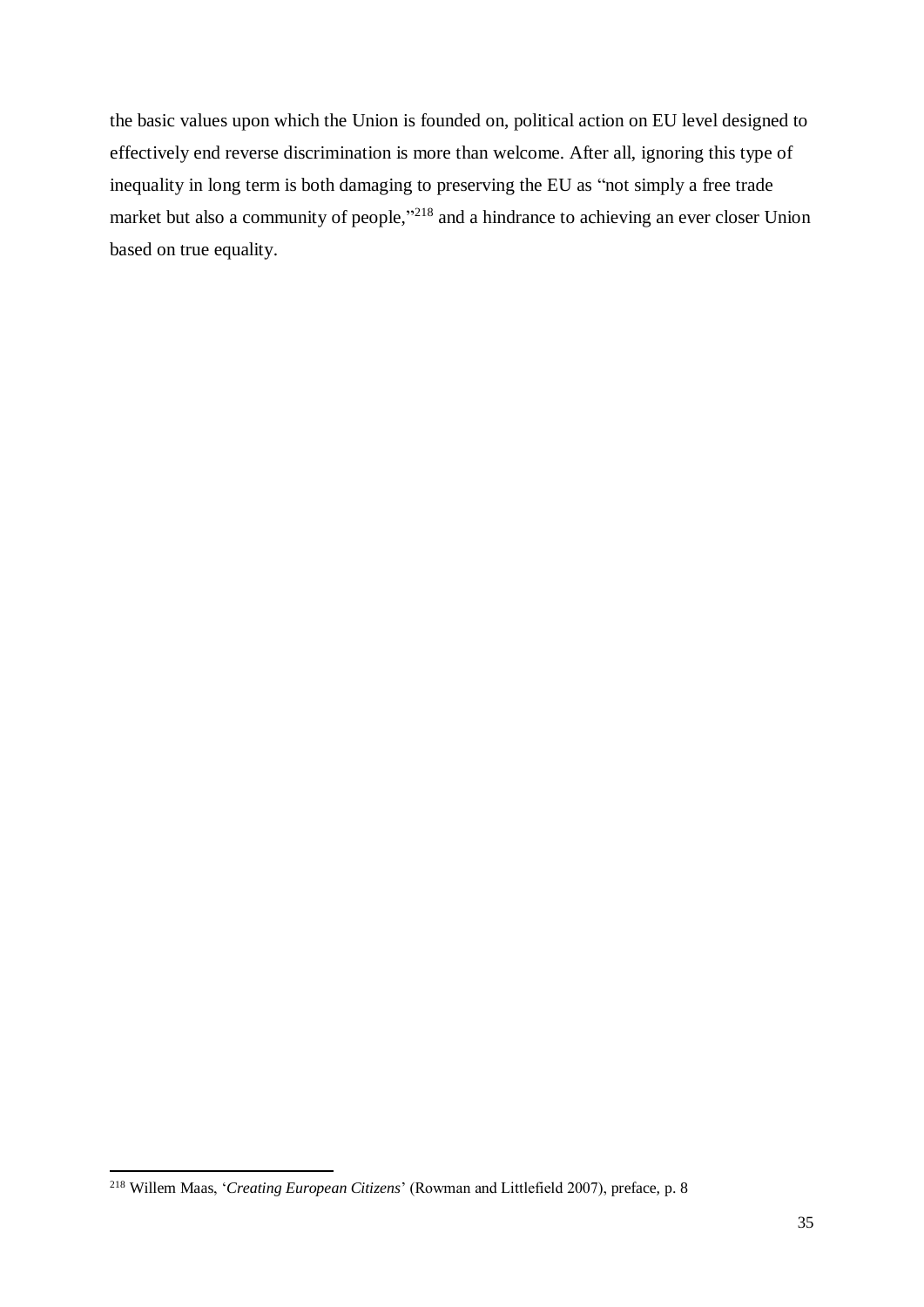the basic values upon which the Union is founded on, political action on EU level designed to effectively end reverse discrimination is more than welcome. After all, ignoring this type of inequality in long term is both damaging to preserving the EU as "not simply a free trade market but also a community of people,"[218] and a hindrance to achieving an ever closer Union based on true equality.

---

[218] Willem Maas, '*Creating European Citizens*' (Rowman and Littlefield 2007), preface, p. 8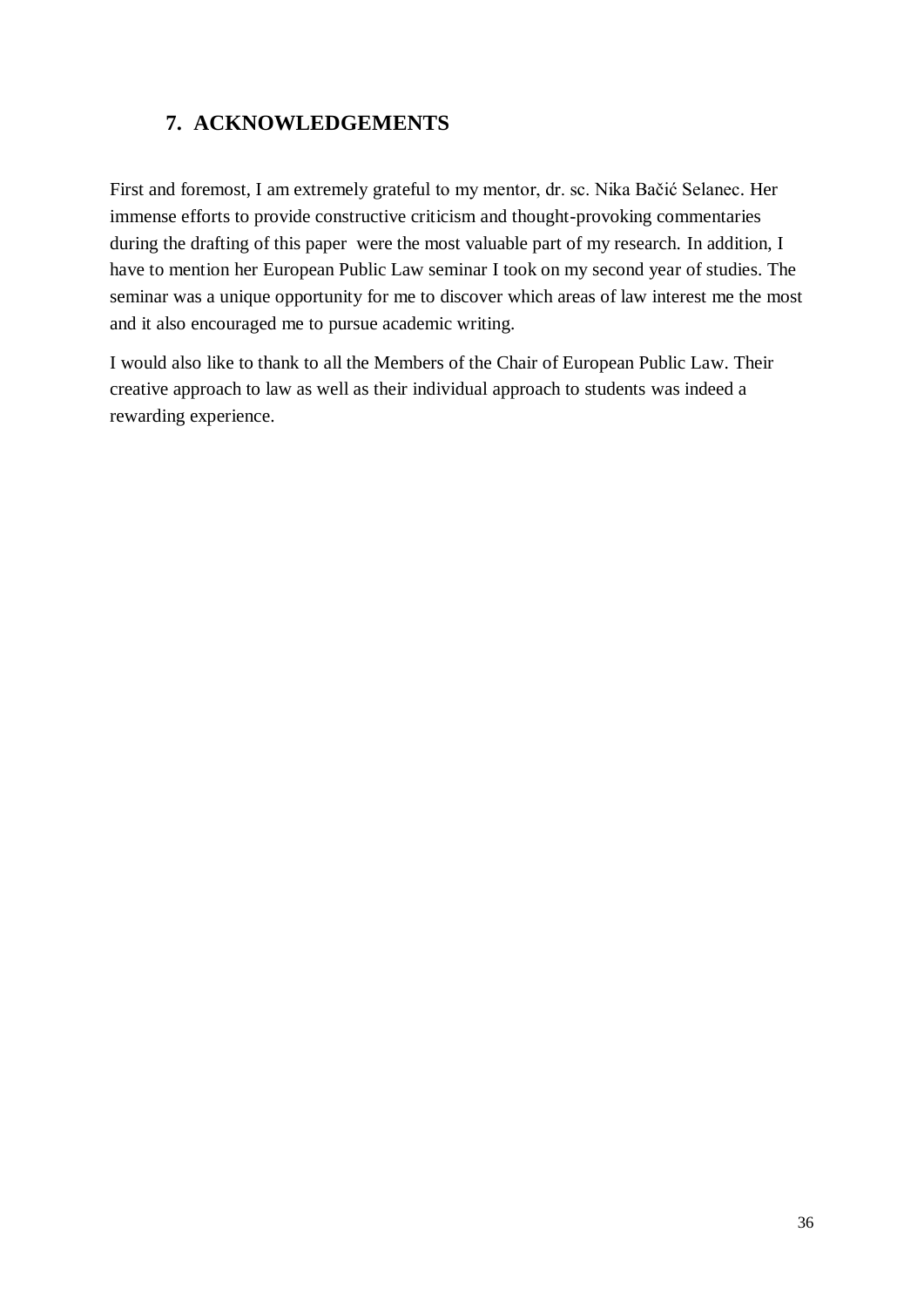## 7. ACKNOWLEDGEMENTS

First and foremost, I am extremely grateful to my mentor, dr. sc. Nika Bačić Selanec. Her immense efforts to provide constructive criticism and thought-provoking commentaries during the drafting of this paper were the most valuable part of my research. In addition, I have to mention her European Public Law seminar I took on my second year of studies. The seminar was a unique opportunity for me to discover which areas of law interest me the most and it also encouraged me to pursue academic writing.

I would also like to thank to all the Members of the Chair of European Public Law. Their creative approach to law as well as their individual approach to students was indeed a rewarding experience.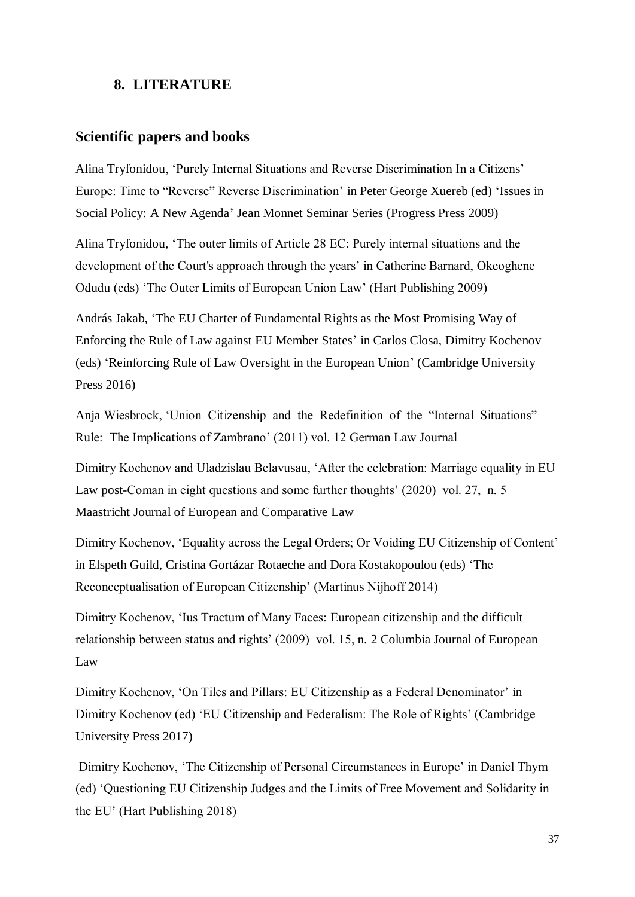## 8. LITERATURE

### Scientific papers and books

Alina Tryfonidou, 'Purely Internal Situations and Reverse Discrimination In a Citizens' Europe: Time to "Reverse" Reverse Discrimination' in Peter George Xuereb (ed) 'Issues in Social Policy: A New Agenda' Jean Monnet Seminar Series (Progress Press 2009)

Alina Tryfonidou, 'The outer limits of Article 28 EC: Purely internal situations and the development of the Court's approach through the years' in Catherine Barnard, Okeoghene Odudu (eds) 'The Outer Limits of European Union Law' (Hart Publishing 2009)

András Jakab, 'The EU Charter of Fundamental Rights as the Most Promising Way of Enforcing the Rule of Law against EU Member States' in Carlos Closa, Dimitry Kochenov (eds) 'Reinforcing Rule of Law Oversight in the European Union' (Cambridge University Press 2016)

Anja Wiesbrock, 'Union Citizenship and the Redefinition of the "Internal Situations" Rule: The Implications of Zambrano' (2011) vol. 12 German Law Journal

Dimitry Kochenov and Uladzislau Belavusau, 'After the celebration: Marriage equality in EU Law post-Coman in eight questions and some further thoughts' (2020) vol. 27, n. 5 Maastricht Journal of European and Comparative Law

Dimitry Kochenov, 'Equality across the Legal Orders; Or Voiding EU Citizenship of Content' in Elspeth Guild, Cristina Gortázar Rotaeche and Dora Kostakopoulou (eds) 'The Reconceptualisation of European Citizenship' (Martinus Nijhoff 2014)

Dimitry Kochenov, 'Ius Tractum of Many Faces: European citizenship and the difficult relationship between status and rights' (2009) vol. 15, n. 2 Columbia Journal of European Law

Dimitry Kochenov, 'On Tiles and Pillars: EU Citizenship as a Federal Denominator' in Dimitry Kochenov (ed) 'EU Citizenship and Federalism: The Role of Rights' (Cambridge University Press 2017)

Dimitry Kochenov, 'The Citizenship of Personal Circumstances in Europe' in Daniel Thym (ed) 'Questioning EU Citizenship Judges and the Limits of Free Movement and Solidarity in the EU' (Hart Publishing 2018)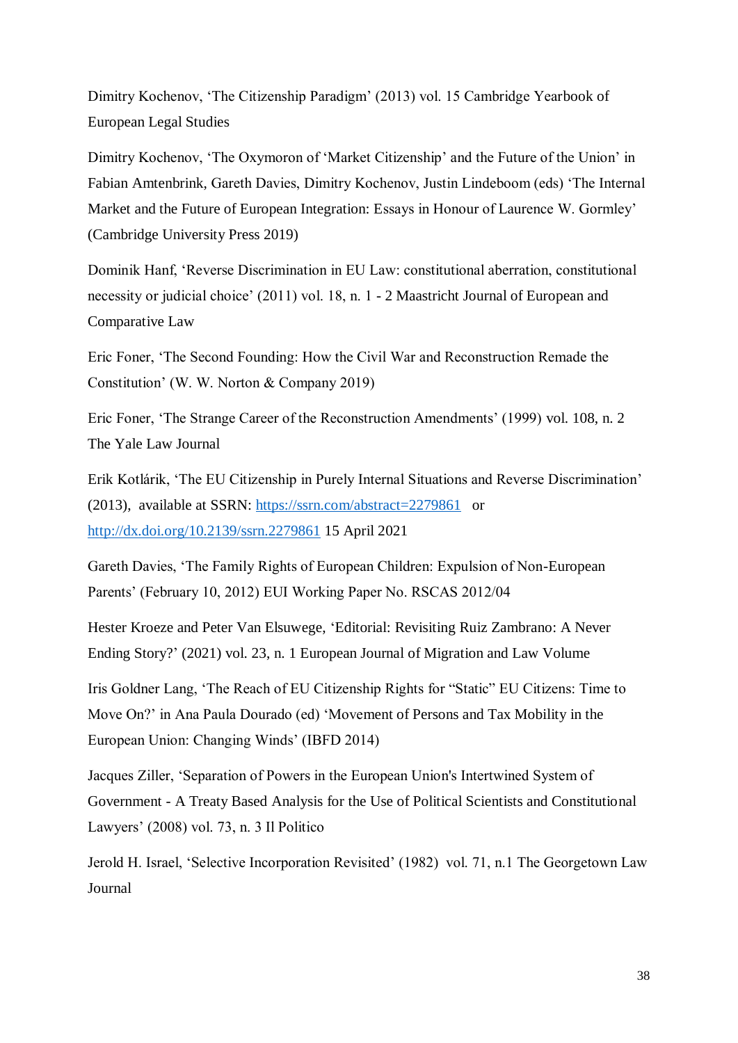Dimitry Kochenov, ‘The Citizenship Paradigm’ (2013) vol. 15 Cambridge Yearbook of European Legal Studies

Dimitry Kochenov, ‘The Oxymoron of ‘Market Citizenship’ and the Future of the Union’ in Fabian Amtenbrink, Gareth Davies, Dimitry Kochenov, Justin Lindeboom (eds) ‘The Internal Market and the Future of European Integration: Essays in Honour of Laurence W. Gormley’ (Cambridge University Press 2019)

Dominik Hanf, ‘Reverse Discrimination in EU Law: constitutional aberration, constitutional necessity or judicial choice’ (2011) vol. 18, n. 1 - 2 Maastricht Journal of European and Comparative Law

Eric Foner, ‘The Second Founding: How the Civil War and Reconstruction Remade the Constitution’ (W. W. Norton & Company 2019)

Eric Foner, ‘The Strange Career of the Reconstruction Amendments’ (1999) vol. 108, n. 2 The Yale Law Journal

Erik Kotlárik, ‘The EU Citizenship in Purely Internal Situations and Reverse Discrimination’ (2013), available at SSRN: https://ssrn.com/abstract=2279861 or http://dx.doi.org/10.2139/ssrn.2279861 15 April 2021

Gareth Davies, ‘The Family Rights of European Children: Expulsion of Non-European Parents’ (February 10, 2012) EUI Working Paper No. RSCAS 2012/04

Hester Kroeze and Peter Van Elsuwege, ‘Editorial: Revisiting Ruiz Zambrano: A Never Ending Story?’ (2021) vol. 23, n. 1 European Journal of Migration and Law Volume

Iris Goldner Lang, ‘The Reach of EU Citizenship Rights for “Static” EU Citizens: Time to Move On?’ in Ana Paula Dourado (ed) ‘Movement of Persons and Tax Mobility in the European Union: Changing Winds’ (IBFD 2014)

Jacques Ziller, ‘Separation of Powers in the European Union's Intertwined System of Government - A Treaty Based Analysis for the Use of Political Scientists and Constitutional Lawyers’ (2008) vol. 73, n. 3 Il Politico

Jerold H. Israel, ‘Selective Incorporation Revisited’ (1982) vol. 71, n.1 The Georgetown Law Journal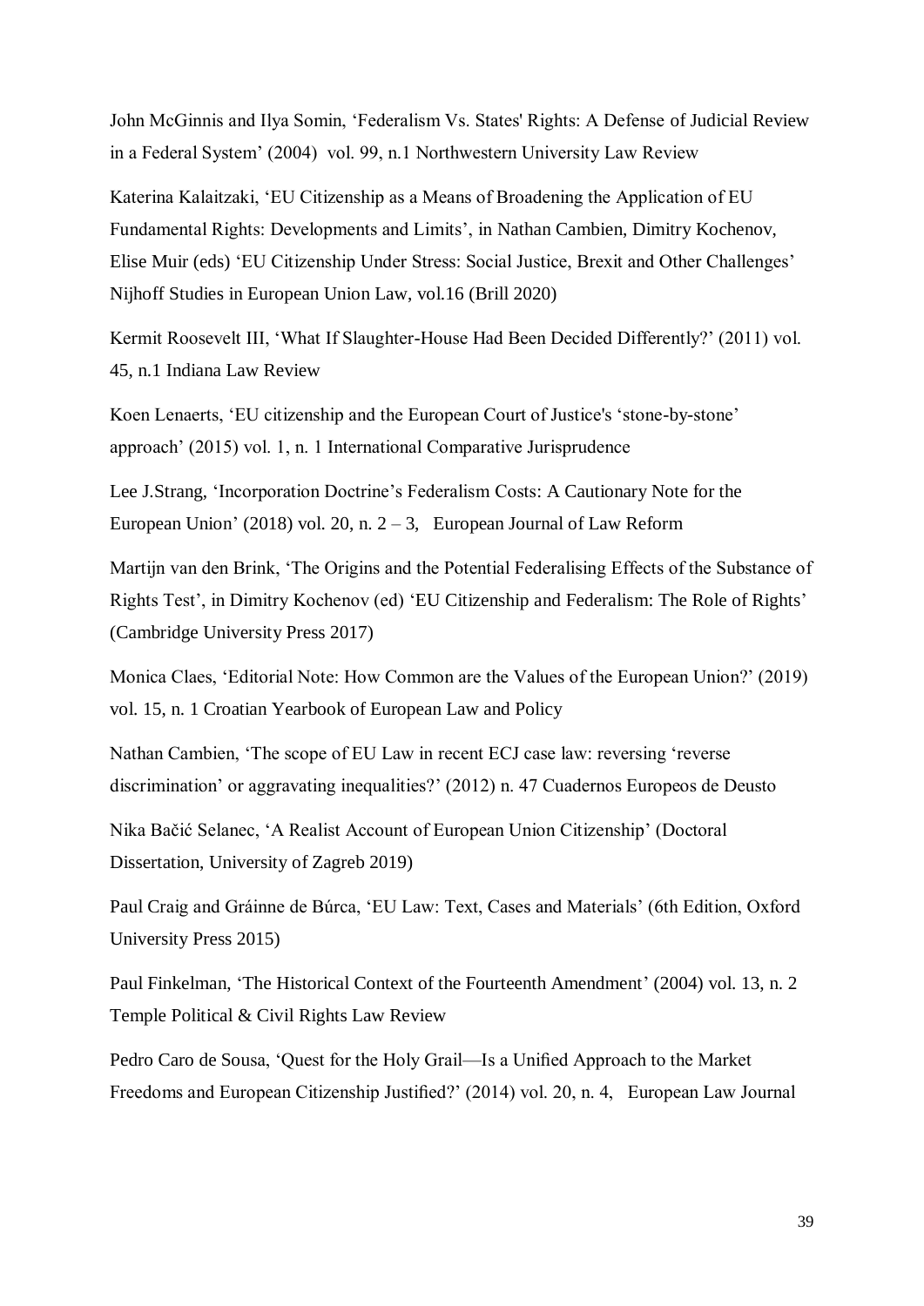John McGinnis and Ilya Somin, 'Federalism Vs. States' Rights: A Defense of Judicial Review in a Federal System' (2004) vol. 99, n.1 Northwestern University Law Review

Katerina Kalaitzaki, 'EU Citizenship as a Means of Broadening the Application of EU Fundamental Rights: Developments and Limits', in Nathan Cambien, Dimitry Kochenov, Elise Muir (eds) 'EU Citizenship Under Stress: Social Justice, Brexit and Other Challenges' Nijhoff Studies in European Union Law, vol.16 (Brill 2020)

Kermit Roosevelt III, 'What If Slaughter-House Had Been Decided Differently?' (2011) vol. 45, n.1 Indiana Law Review

Koen Lenaerts, 'EU citizenship and the European Court of Justice's 'stone-by-stone' approach' (2015) vol. 1, n. 1 International Comparative Jurisprudence

Lee J.Strang, 'Incorporation Doctrine's Federalism Costs: A Cautionary Note for the European Union' (2018) vol. 20, n. 2 – 3, European Journal of Law Reform

Martijn van den Brink, 'The Origins and the Potential Federalising Effects of the Substance of Rights Test', in Dimitry Kochenov (ed) 'EU Citizenship and Federalism: The Role of Rights' (Cambridge University Press 2017)

Monica Claes, 'Editorial Note: How Common are the Values of the European Union?' (2019) vol. 15, n. 1 Croatian Yearbook of European Law and Policy

Nathan Cambien, 'The scope of EU Law in recent ECJ case law: reversing 'reverse discrimination' or aggravating inequalities?' (2012) n. 47 Cuadernos Europeos de Deusto

Nika Bačić Selanec, 'A Realist Account of European Union Citizenship' (Doctoral Dissertation, University of Zagreb 2019)

Paul Craig and Gráinne de Búrca, 'EU Law: Text, Cases and Materials' (6th Edition, Oxford University Press 2015)

Paul Finkelman, 'The Historical Context of the Fourteenth Amendment' (2004) vol. 13, n. 2 Temple Political & Civil Rights Law Review

Pedro Caro de Sousa, 'Quest for the Holy Grail—Is a Unified Approach to the Market Freedoms and European Citizenship Justified?' (2014) vol. 20, n. 4, European Law Journal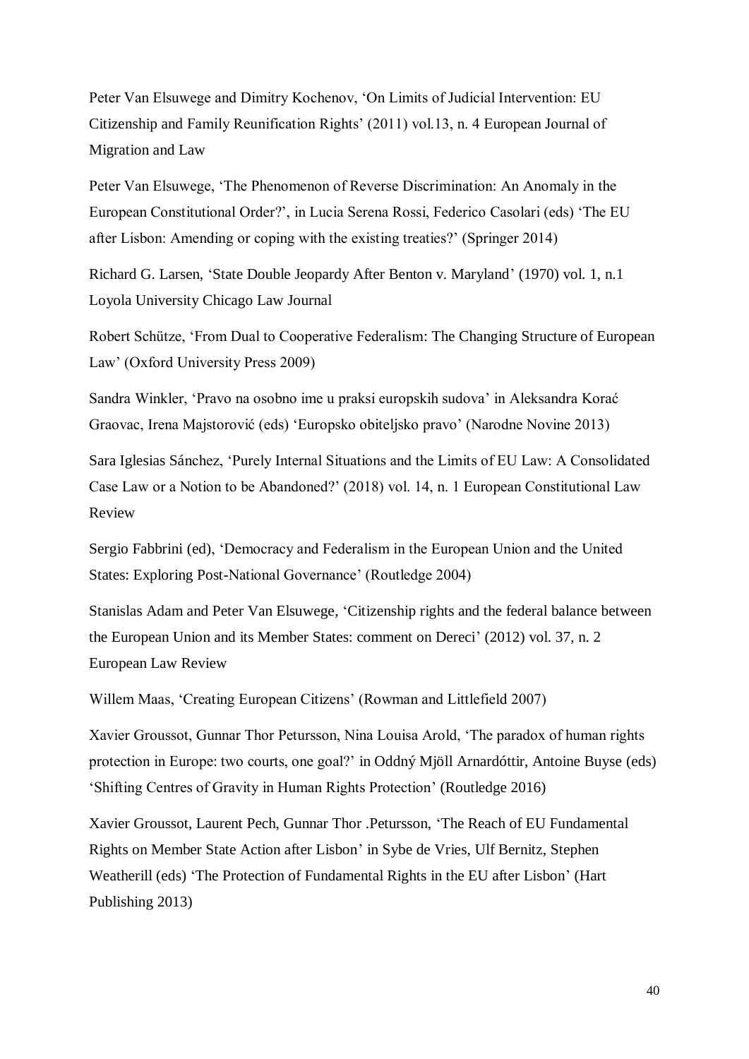Peter Van Elsuwege and Dimitry Kochenov, 'On Limits of Judicial Intervention: EU Citizenship and Family Reunification Rights' (2011) vol.13, n. 4 European Journal of Migration and Law

Peter Van Elsuwege, 'The Phenomenon of Reverse Discrimination: An Anomaly in the European Constitutional Order?', in Lucia Serena Rossi, Federico Casolari (eds) 'The EU after Lisbon: Amending or coping with the existing treaties?' (Springer 2014)

Richard G. Larsen, 'State Double Jeopardy After Benton v. Maryland' (1970) vol. 1, n.1 Loyola University Chicago Law Journal

Robert Schütze, 'From Dual to Cooperative Federalism: The Changing Structure of European Law' (Oxford University Press 2009)

Sandra Winkler, 'Pravo na osobno ime u praksi europskih sudova' in Aleksandra Korać Graovac, Irena Majstorović (eds) 'Europsko obiteljsko pravo' (Narodne Novine 2013)

Sara Iglesias Sánchez, 'Purely Internal Situations and the Limits of EU Law: A Consolidated Case Law or a Notion to be Abandoned?' (2018) vol. 14, n. 1 European Constitutional Law Review

Sergio Fabbrini (ed), 'Democracy and Federalism in the European Union and the United States: Exploring Post-National Governance' (Routledge 2004)

Stanislas Adam and Peter Van Elsuwege, 'Citizenship rights and the federal balance between the European Union and its Member States: comment on Dereci' (2012) vol. 37, n. 2 European Law Review

Willem Maas, 'Creating European Citizens' (Rowman and Littlefield 2007)

Xavier Groussot, Gunnar Thor Petursson, Nina Louisa Arold, 'The paradox of human rights protection in Europe: two courts, one goal?' in Oddný Mjöll Arnardóttir, Antoine Buyse (eds) 'Shifting Centres of Gravity in Human Rights Protection' (Routledge 2016)

Xavier Groussot, Laurent Pech, Gunnar Thor .Petursson, 'The Reach of EU Fundamental Rights on Member State Action after Lisbon' in Sybe de Vries, Ulf Bernitz, Stephen Weatherill (eds) 'The Protection of Fundamental Rights in the EU after Lisbon' (Hart Publishing 2013)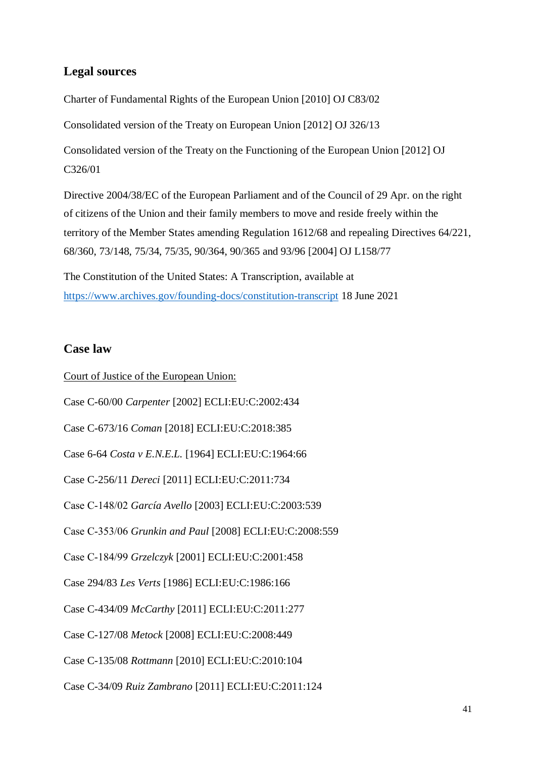## Legal sources

Charter of Fundamental Rights of the European Union [2010] OJ C83/02

Consolidated version of the Treaty on European Union [2012] OJ 326/13

Consolidated version of the Treaty on the Functioning of the European Union [2012] OJ C326/01

Directive 2004/38/EC of the European Parliament and of the Council of 29 Apr. on the right of citizens of the Union and their family members to move and reside freely within the territory of the Member States amending Regulation 1612/68 and repealing Directives 64/221, 68/360, 73/148, 75/34, 75/35, 90/364, 90/365 and 93/96 [2004] OJ L158/77

The Constitution of the United States: A Transcription, available at [https://www.archives.gov/founding-docs/constitution-transcript](https://www.archives.gov/founding-docs/constitution-transcript) 18 June 2021

## Case law

Court of Justice of the European Union:

Case C-60/00 *Carpenter* [2002] ECLI:EU:C:2002:434

Case C-673/16 *Coman* [2018] ECLI:EU:C:2018:385

Case 6-64 *Costa v E.N.E.L.* [1964] ECLI:EU:C:1964:66

Case C-256/11 *Dereci* [2011] ECLI:EU:C:2011:734

Case C-148/02 *García Avello* [2003] ECLI:EU:C:2003:539

Case C-353/06 *Grunkin and Paul* [2008] ECLI:EU:C:2008:559

Case C-184/99 *Grzelczyk* [2001] ECLI:EU:C:2001:458

Case 294/83 *Les Verts* [1986] ECLI:EU:C:1986:166

Case C-434/09 *McCarthy* [2011] ECLI:EU:C:2011:277

Case C-127/08 *Metock* [2008] ECLI:EU:C:2008:449

Case C-135/08 *Rottmann* [2010] ECLI:EU:C:2010:104

Case C-34/09 *Ruiz Zambrano* [2011] ECLI:EU:C:2011:124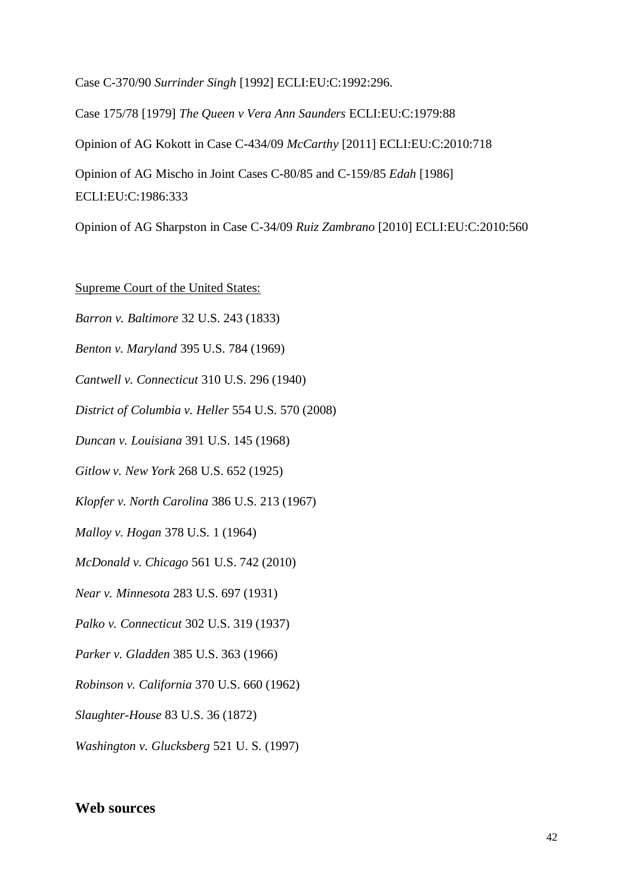Case C-370/90 *Surrinder Singh* [1992] ECLI:EU:C:1992:296.

Case 175/78 [1979] *The Queen v Vera Ann Saunders* ECLI:EU:C:1979:88

Opinion of AG Kokott in Case C-434/09 *McCarthy* [2011] ECLI:EU:C:2010:718

Opinion of AG Mischo in Joint Cases C-80/85 and C-159/85 *Edah* [1986] ECLI:EU:C:1986:333

Opinion of AG Sharpston in Case C-34/09 *Ruiz Zambrano* [2010] ECLI:EU:C:2010:560

<u>Supreme Court of the United States:</u>

*Barron v. Baltimore* 32 U.S. 243 (1833)

*Benton v. Maryland* 395 U.S. 784 (1969)

*Cantwell v. Connecticut* 310 U.S. 296 (1940)

*District of Columbia v. Heller* 554 U.S. 570 (2008)

*Duncan v. Louisiana* 391 U.S. 145 (1968)

*Gitlow v. New York* 268 U.S. 652 (1925)

*Klopfer v. North Carolina* 386 U.S. 213 (1967)

*Malloy v. Hogan* 378 U.S. 1 (1964)

*McDonald v. Chicago* 561 U.S. 742 (2010)

*Near v. Minnesota* 283 U.S. 697 (1931)

*Palko v. Connecticut* 302 U.S. 319 (1937)

*Parker v. Gladden* 385 U.S. 363 (1966)

*Robinson v. California* 370 U.S. 660 (1962)

*Slaughter-House* 83 U.S. 36 (1872)

*Washington v. Glucksberg* 521 U. S. (1997)

## Web sources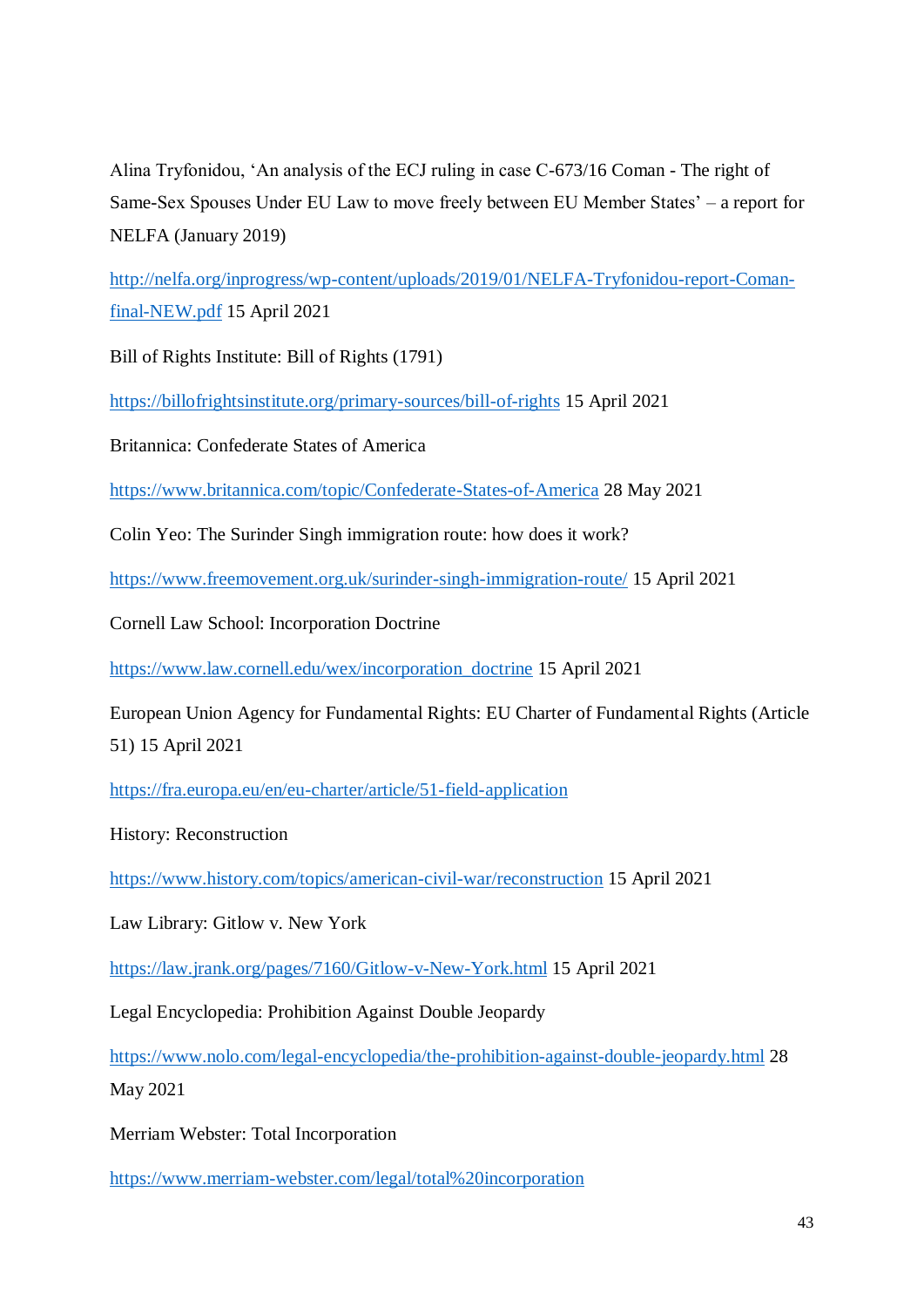Alina Tryfonidou, 'An analysis of the ECJ ruling in case C-673/16 Coman - The right of Same-Sex Spouses Under EU Law to move freely between EU Member States' – a report for NELFA (January 2019)

http://nelfa.org/inprogress/wp-content/uploads/2019/01/NELFA-Tryfonidou-report-Coman-final-NEW.pdf 15 April 2021

Bill of Rights Institute: Bill of Rights (1791)

https://billofrightsinstitute.org/primary-sources/bill-of-rights 15 April 2021

Britannica: Confederate States of America

https://www.britannica.com/topic/Confederate-States-of-America 28 May 2021

Colin Yeo: The Surinder Singh immigration route: how does it work?

https://www.freemovement.org.uk/surinder-singh-immigration-route/ 15 April 2021

Cornell Law School: Incorporation Doctrine

https://www.law.cornell.edu/wex/incorporation_doctrine 15 April 2021

European Union Agency for Fundamental Rights: EU Charter of Fundamental Rights (Article 51) 15 April 2021

https://fra.europa.eu/en/eu-charter/article/51-field-application

History: Reconstruction

https://www.history.com/topics/american-civil-war/reconstruction 15 April 2021

Law Library: Gitlow v. New York

https://law.jrank.org/pages/7160/Gitlow-v-New-York.html 15 April 2021

Legal Encyclopedia: Prohibition Against Double Jeopardy

https://www.nolo.com/legal-encyclopedia/the-prohibition-against-double-jeopardy.html 28 May 2021

Merriam Webster: Total Incorporation

https://www.merriam-webster.com/legal/total%20incorporation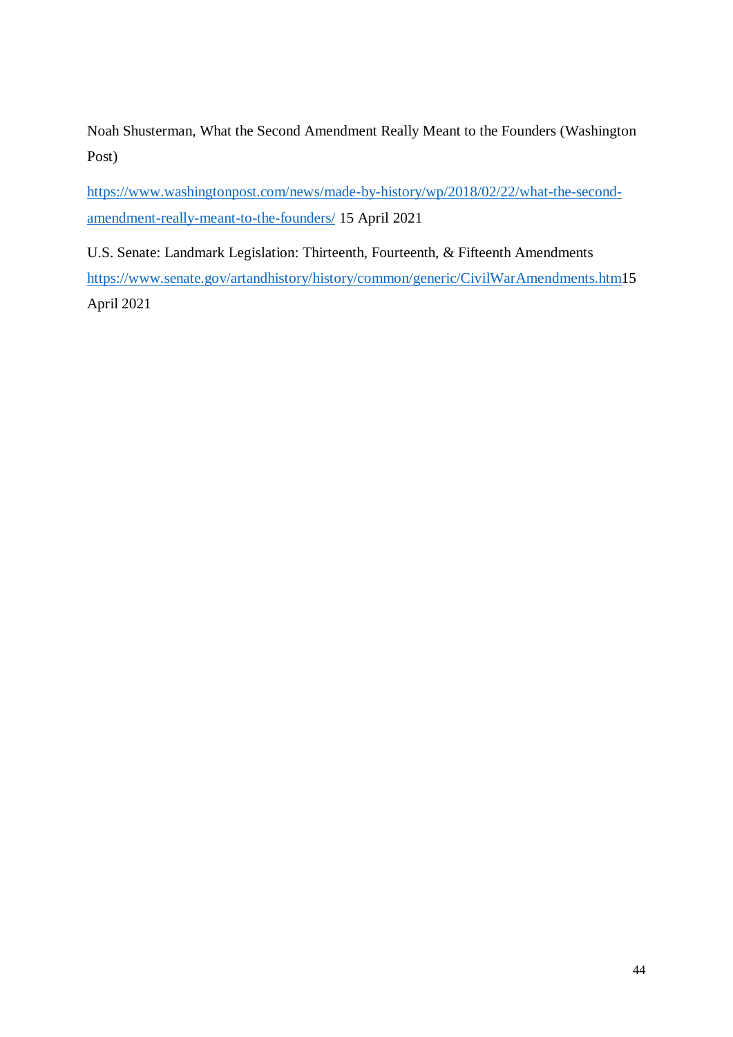Noah Shusterman, What the Second Amendment Really Meant to the Founders (Washington Post)

https://www.washingtonpost.com/news/made-by-history/wp/2018/02/22/what-the-second-amendment-really-meant-to-the-founders/ 15 April 2021

U.S. Senate: Landmark Legislation: Thirteenth, Fourteenth, & Fifteenth Amendments https://www.senate.gov/artandhistory/history/common/generic/CivilWarAmendments.htm15 April 2021